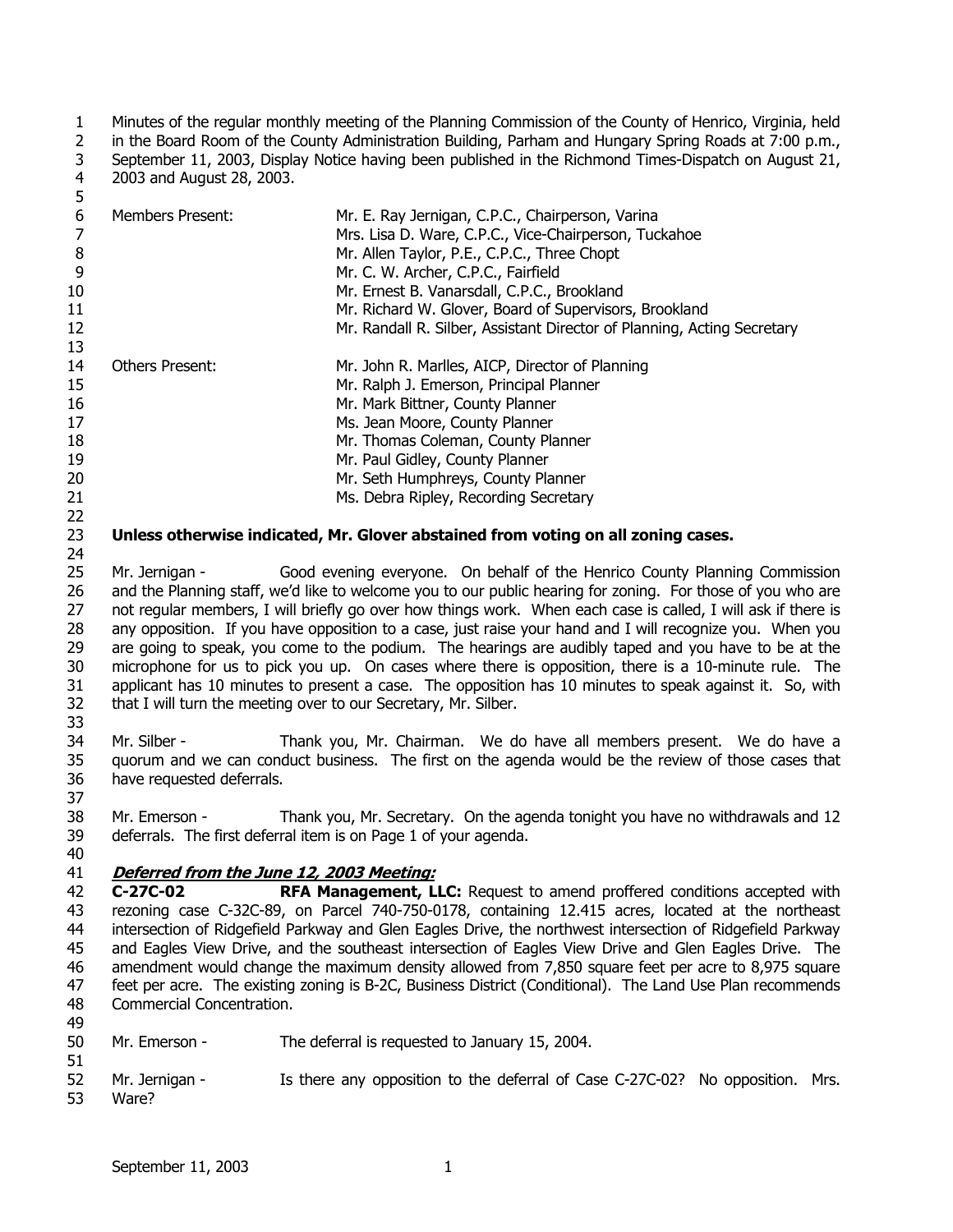Minutes of the regular monthly meeting of the Planning Commission of the County of Henrico, Virginia, held in the Board Room of the County Administration Building, Parham and Hungary Spring Roads at 7:00 p.m., September 11, 2003, Display Notice having been published in the Richmond Times-Dispatch on August 21, 2003 and August 28, 2003.

| | |
|---|---|
| Members Present: | Mr. E. Ray Jernigan, C.P.C., Chairperson, Varina |
| | Mrs. Lisa D. Ware, C.P.C., Vice-Chairperson, Tuckahoe |
| | Mr. Allen Taylor, P.E., C.P.C., Three Chopt |
| | Mr. C. W. Archer, C.P.C., Fairfield |
| | Mr. Ernest B. Vanarsdall, C.P.C., Brookland |
| | Mr. Richard W. Glover, Board of Supervisors, Brookland |
| | Mr. Randall R. Silber, Assistant Director of Planning, Acting Secretary |
| Others Present: | Mr. John R. Marlles, AICP, Director of Planning |
| | Mr. Ralph J. Emerson, Principal Planner |
| | Mr. Mark Bittner, County Planner |
| | Ms. Jean Moore, County Planner |
| | Mr. Thomas Coleman, County Planner |
| | Mr. Paul Gidley, County Planner |
| | Mr. Seth Humphreys, County Planner |
| | Ms. Debra Ripley, Recording Secretary |

**Unless otherwise indicated, Mr. Glover abstained from voting on all zoning cases.**

Mr. Jernigan - Good evening everyone. On behalf of the Henrico County Planning Commission and the Planning staff, we'd like to welcome you to our public hearing for zoning. For those of you who are not regular members, I will briefly go over how things work. When each case is called, I will ask if there is any opposition. If you have opposition to a case, just raise your hand and I will recognize you. When you are going to speak, you come to the podium. The hearings are audibly taped and you have to be at the microphone for us to pick you up. On cases where there is opposition, there is a 10-minute rule. The applicant has 10 minutes to present a case. The opposition has 10 minutes to speak against it. So, with that I will turn the meeting over to our Secretary, Mr. Silber.

Mr. Silber - Thank you, Mr. Chairman. We do have all members present. We do have a quorum and we can conduct business. The first on the agenda would be the review of those cases that have requested deferrals.

Mr. Emerson - Thank you, Mr. Secretary. On the agenda tonight you have no withdrawals and 12 deferrals. The first deferral item is on Page 1 of your agenda.

***Deferred from the June 12, 2003 Meeting:***

**C-27C-02** **RFA Management, LLC:** Request to amend proffered conditions accepted with rezoning case C-32C-89, on Parcel 740-750-0178, containing 12.415 acres, located at the northeast intersection of Ridgefield Parkway and Glen Eagles Drive, the northwest intersection of Ridgefield Parkway and Eagles View Drive, and the southeast intersection of Eagles View Drive and Glen Eagles Drive. The amendment would change the maximum density allowed from 7,850 square feet per acre to 8,975 square feet per acre. The existing zoning is B-2C, Business District (Conditional). The Land Use Plan recommends Commercial Concentration.

Mr. Emerson - The deferral is requested to January 15, 2004.

Mr. Jernigan - Is there any opposition to the deferral of Case C-27C-02? No opposition. Mrs. Ware?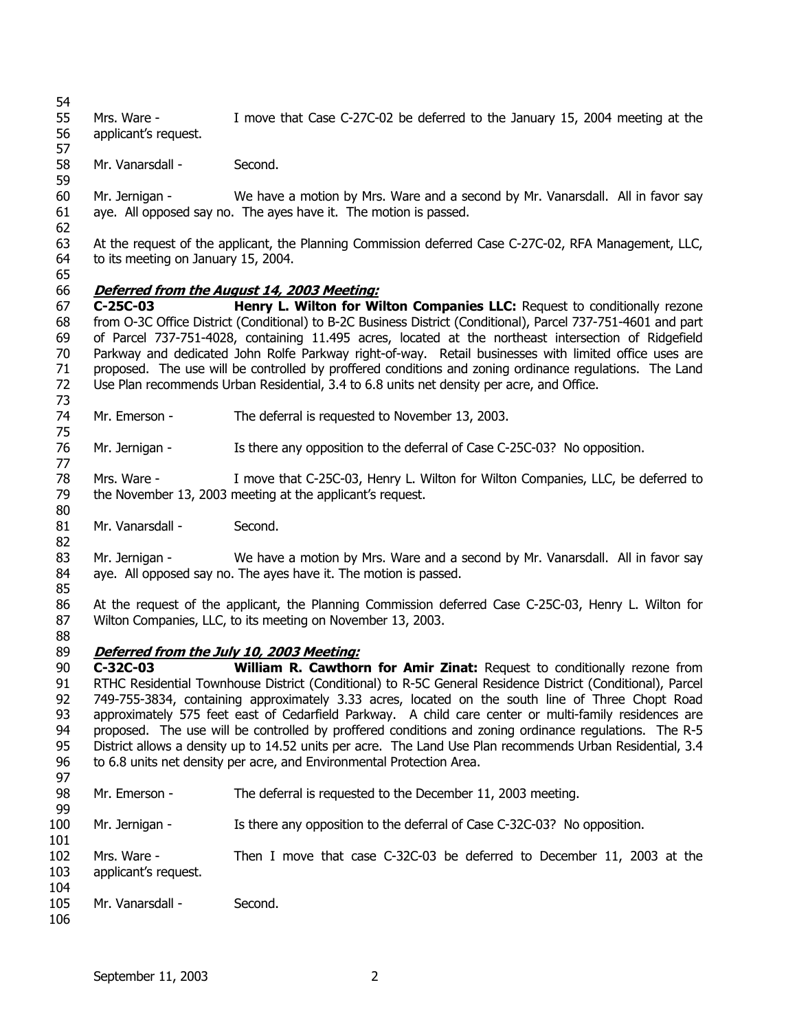Mrs. Ware - I move that Case C-27C-02 be deferred to the January 15, 2004 meeting at the applicant's request.

Mr. Vanarsdall - Second.

Mr. Jernigan - We have a motion by Mrs. Ware and a second by Mr. Vanarsdall. All in favor say aye. All opposed say no. The ayes have it. The motion is passed.

At the request of the applicant, the Planning Commission deferred Case C-27C-02, RFA Management, LLC, to its meeting on January 15, 2004.

***Deferred from the August 14, 2003 Meeting:***

**C-25C-03** **Henry L. Wilton for Wilton Companies LLC:** Request to conditionally rezone from O-3C Office District (Conditional) to B-2C Business District (Conditional), Parcel 737-751-4601 and part of Parcel 737-751-4028, containing 11.495 acres, located at the northeast intersection of Ridgefield Parkway and dedicated John Rolfe Parkway right-of-way. Retail businesses with limited office uses are proposed. The use will be controlled by proffered conditions and zoning ordinance regulations. The Land Use Plan recommends Urban Residential, 3.4 to 6.8 units net density per acre, and Office.

Mr. Emerson - The deferral is requested to November 13, 2003.

Mr. Jernigan - Is there any opposition to the deferral of Case C-25C-03? No opposition.

Mrs. Ware - I move that C-25C-03, Henry L. Wilton for Wilton Companies, LLC, be deferred to the November 13, 2003 meeting at the applicant's request.

Mr. Vanarsdall - Second.

Mr. Jernigan - We have a motion by Mrs. Ware and a second by Mr. Vanarsdall. All in favor say aye. All opposed say no. The ayes have it. The motion is passed.

At the request of the applicant, the Planning Commission deferred Case C-25C-03, Henry L. Wilton for Wilton Companies, LLC, to its meeting on November 13, 2003.

***Deferred from the July 10, 2003 Meeting:***

**C-32C-03** **William R. Cawthorn for Amir Zinat:** Request to conditionally rezone from RTHC Residential Townhouse District (Conditional) to R-5C General Residence District (Conditional), Parcel 749-755-3834, containing approximately 3.33 acres, located on the south line of Three Chopt Road approximately 575 feet east of Cedarfield Parkway. A child care center or multi-family residences are proposed. The use will be controlled by proffered conditions and zoning ordinance regulations. The R-5 District allows a density up to 14.52 units per acre. The Land Use Plan recommends Urban Residential, 3.4 to 6.8 units net density per acre, and Environmental Protection Area.

Mr. Emerson - The deferral is requested to the December 11, 2003 meeting.

Mr. Jernigan - Is there any opposition to the deferral of Case C-32C-03? No opposition.

Mrs. Ware - Then I move that case C-32C-03 be deferred to December 11, 2003 at the applicant's request.

Mr. Vanarsdall - Second.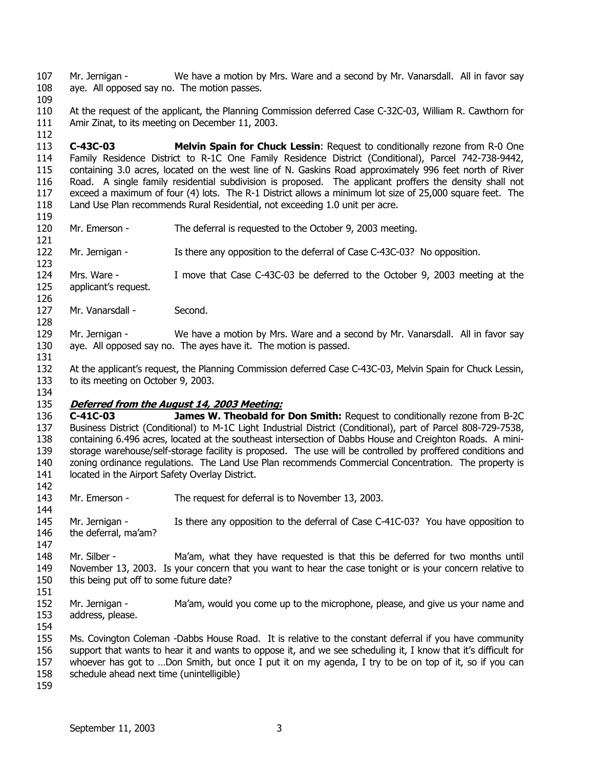Mr. Jernigan - We have a motion by Mrs. Ware and a second by Mr. Vanarsdall. All in favor say aye. All opposed say no. The motion passes.

At the request of the applicant, the Planning Commission deferred Case C-32C-03, William R. Cawthorn for Amir Zinat, to its meeting on December 11, 2003.

**C-43C-03** **Melvin Spain for Chuck Lessin**: Request to conditionally rezone from R-0 One Family Residence District to R-1C One Family Residence District (Conditional), Parcel 742-738-9442, containing 3.0 acres, located on the west line of N. Gaskins Road approximately 996 feet north of River Road. A single family residential subdivision is proposed. The applicant proffers the density shall not exceed a maximum of four (4) lots. The R-1 District allows a minimum lot size of 25,000 square feet. The Land Use Plan recommends Rural Residential, not exceeding 1.0 unit per acre.

Mr. Emerson - The deferral is requested to the October 9, 2003 meeting.

Mr. Jernigan - Is there any opposition to the deferral of Case C-43C-03? No opposition.

Mrs. Ware - I move that Case C-43C-03 be deferred to the October 9, 2003 meeting at the applicant's request.

Mr. Vanarsdall - Second.

Mr. Jernigan - We have a motion by Mrs. Ware and a second by Mr. Vanarsdall. All in favor say aye. All opposed say no. The ayes have it. The motion is passed.

At the applicant's request, the Planning Commission deferred Case C-43C-03, Melvin Spain for Chuck Lessin, to its meeting on October 9, 2003.

***Deferred from the August 14, 2003 Meeting:***

**C-41C-03** **James W. Theobald for Don Smith:** Request to conditionally rezone from B-2C Business District (Conditional) to M-1C Light Industrial District (Conditional), part of Parcel 808-729-7538, containing 6.496 acres, located at the southeast intersection of Dabbs House and Creighton Roads. A mini-storage warehouse/self-storage facility is proposed. The use will be controlled by proffered conditions and zoning ordinance regulations. The Land Use Plan recommends Commercial Concentration. The property is located in the Airport Safety Overlay District.

Mr. Emerson - The request for deferral is to November 13, 2003.

Mr. Jernigan - Is there any opposition to the deferral of Case C-41C-03? You have opposition to the deferral, ma'am?

Mr. Silber - Ma'am, what they have requested is that this be deferred for two months until November 13, 2003. Is your concern that you want to hear the case tonight or is your concern relative to this being put off to some future date?

Mr. Jernigan - Ma'am, would you come up to the microphone, please, and give us your name and address, please.

Ms. Covington Coleman -Dabbs House Road. It is relative to the constant deferral if you have community support that wants to hear it and wants to oppose it, and we see scheduling it, I know that it's difficult for whoever has got to …Don Smith, but once I put it on my agenda, I try to be on top of it, so if you can schedule ahead next time (unintelligible)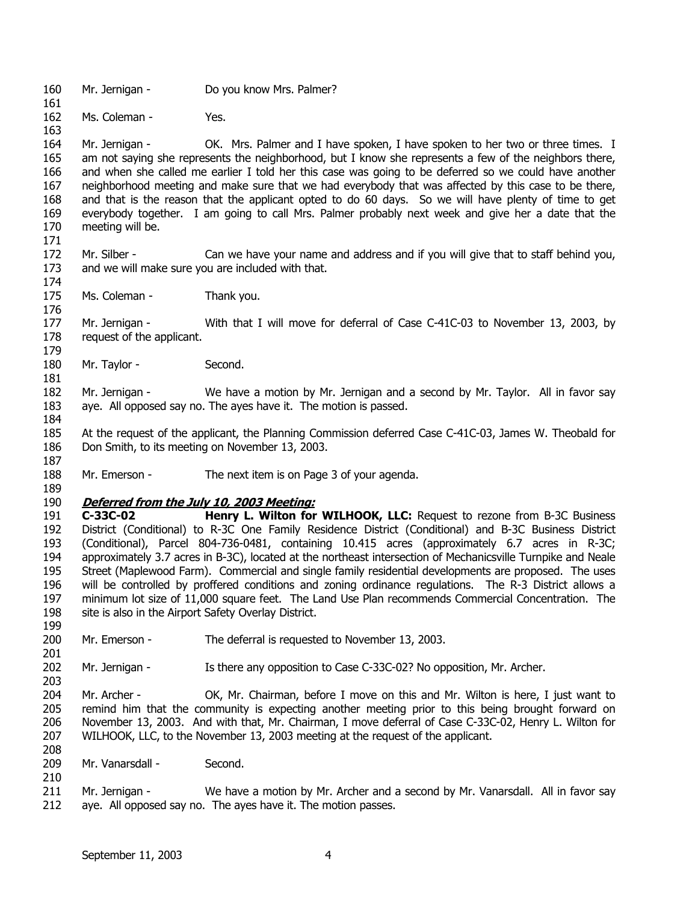Mr. Jernigan - Do you know Mrs. Palmer?

Ms. Coleman - Yes.

Mr. Jernigan - OK. Mrs. Palmer and I have spoken, I have spoken to her two or three times. I am not saying she represents the neighborhood, but I know she represents a few of the neighbors there, and when she called me earlier I told her this case was going to be deferred so we could have another neighborhood meeting and make sure that we had everybody that was affected by this case to be there, and that is the reason that the applicant opted to do 60 days. So we will have plenty of time to get everybody together. I am going to call Mrs. Palmer probably next week and give her a date that the meeting will be.

Mr. Silber - Can we have your name and address and if you will give that to staff behind you, and we will make sure you are included with that.

Ms. Coleman - Thank you.

Mr. Jernigan - With that I will move for deferral of Case C-41C-03 to November 13, 2003, by request of the applicant.

Mr. Taylor - Second.

Mr. Jernigan - We have a motion by Mr. Jernigan and a second by Mr. Taylor. All in favor say aye. All opposed say no. The ayes have it. The motion is passed.

At the request of the applicant, the Planning Commission deferred Case C-41C-03, James W. Theobald for Don Smith, to its meeting on November 13, 2003.

Mr. Emerson - The next item is on Page 3 of your agenda.

***Deferred from the July 10, 2003 Meeting:***

**C-33C-02 Henry L. Wilton for WILHOOK, LLC:** Request to rezone from B-3C Business District (Conditional) to R-3C One Family Residence District (Conditional) and B-3C Business District (Conditional), Parcel 804-736-0481, containing 10.415 acres (approximately 6.7 acres in R-3C; approximately 3.7 acres in B-3C), located at the northeast intersection of Mechanicsville Turnpike and Neale Street (Maplewood Farm). Commercial and single family residential developments are proposed. The uses will be controlled by proffered conditions and zoning ordinance regulations. The R-3 District allows a minimum lot size of 11,000 square feet. The Land Use Plan recommends Commercial Concentration. The site is also in the Airport Safety Overlay District.

Mr. Emerson - The deferral is requested to November 13, 2003.

Mr. Jernigan - Is there any opposition to Case C-33C-02? No opposition, Mr. Archer.

Mr. Archer - OK, Mr. Chairman, before I move on this and Mr. Wilton is here, I just want to remind him that the community is expecting another meeting prior to this being brought forward on November 13, 2003. And with that, Mr. Chairman, I move deferral of Case C-33C-02, Henry L. Wilton for WILHOOK, LLC, to the November 13, 2003 meeting at the request of the applicant.

Mr. Vanarsdall - Second.

Mr. Jernigan - We have a motion by Mr. Archer and a second by Mr. Vanarsdall. All in favor say aye. All opposed say no. The ayes have it. The motion passes.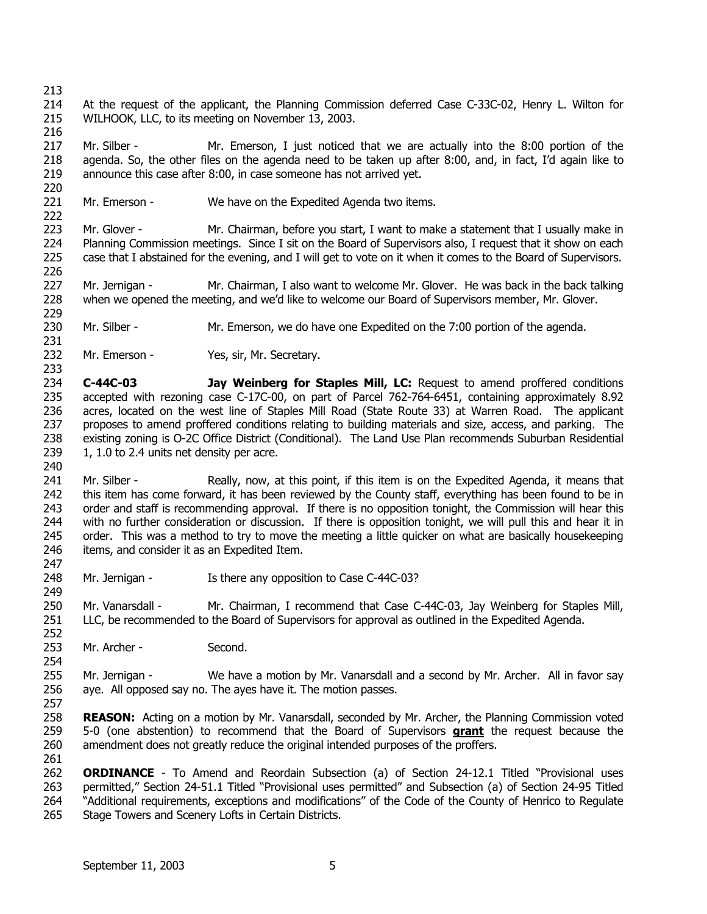At the request of the applicant, the Planning Commission deferred Case C-33C-02, Henry L. Wilton for WILHOOK, LLC, to its meeting on November 13, 2003.

Mr. Silber - Mr. Emerson, I just noticed that we are actually into the 8:00 portion of the agenda. So, the other files on the agenda need to be taken up after 8:00, and, in fact, I'd again like to announce this case after 8:00, in case someone has not arrived yet.

Mr. Emerson - We have on the Expedited Agenda two items.

Mr. Glover - Mr. Chairman, before you start, I want to make a statement that I usually make in Planning Commission meetings. Since I sit on the Board of Supervisors also, I request that it show on each case that I abstained for the evening, and I will get to vote on it when it comes to the Board of Supervisors.

Mr. Jernigan - Mr. Chairman, I also want to welcome Mr. Glover. He was back in the back talking when we opened the meeting, and we'd like to welcome our Board of Supervisors member, Mr. Glover.

Mr. Silber - Mr. Emerson, we do have one Expedited on the 7:00 portion of the agenda.

Mr. Emerson - Yes, sir, Mr. Secretary.

**C-44C-03 Jay Weinberg for Staples Mill, LC:** Request to amend proffered conditions accepted with rezoning case C-17C-00, on part of Parcel 762-764-6451, containing approximately 8.92 acres, located on the west line of Staples Mill Road (State Route 33) at Warren Road. The applicant proposes to amend proffered conditions relating to building materials and size, access, and parking. The existing zoning is O-2C Office District (Conditional). The Land Use Plan recommends Suburban Residential 1, 1.0 to 2.4 units net density per acre.

Mr. Silber - Really, now, at this point, if this item is on the Expedited Agenda, it means that this item has come forward, it has been reviewed by the County staff, everything has been found to be in order and staff is recommending approval. If there is no opposition tonight, the Commission will hear this with no further consideration or discussion. If there is opposition tonight, we will pull this and hear it in order. This was a method to try to move the meeting a little quicker on what are basically housekeeping items, and consider it as an Expedited Item.

Mr. Jernigan - Is there any opposition to Case C-44C-03?

Mr. Vanarsdall - Mr. Chairman, I recommend that Case C-44C-03, Jay Weinberg for Staples Mill, LLC, be recommended to the Board of Supervisors for approval as outlined in the Expedited Agenda.

Mr. Archer - Second.

Mr. Jernigan - We have a motion by Mr. Vanarsdall and a second by Mr. Archer. All in favor say aye. All opposed say no. The ayes have it. The motion passes.

**REASON:** Acting on a motion by Mr. Vanarsdall, seconded by Mr. Archer, the Planning Commission voted 5-0 (one abstention) to recommend that the Board of Supervisors **grant** the request because the amendment does not greatly reduce the original intended purposes of the proffers.

**ORDINANCE** - To Amend and Reordain Subsection (a) of Section 24-12.1 Titled "Provisional uses permitted," Section 24-51.1 Titled "Provisional uses permitted" and Subsection (a) of Section 24-95 Titled "Additional requirements, exceptions and modifications" of the Code of the County of Henrico to Regulate Stage Towers and Scenery Lofts in Certain Districts.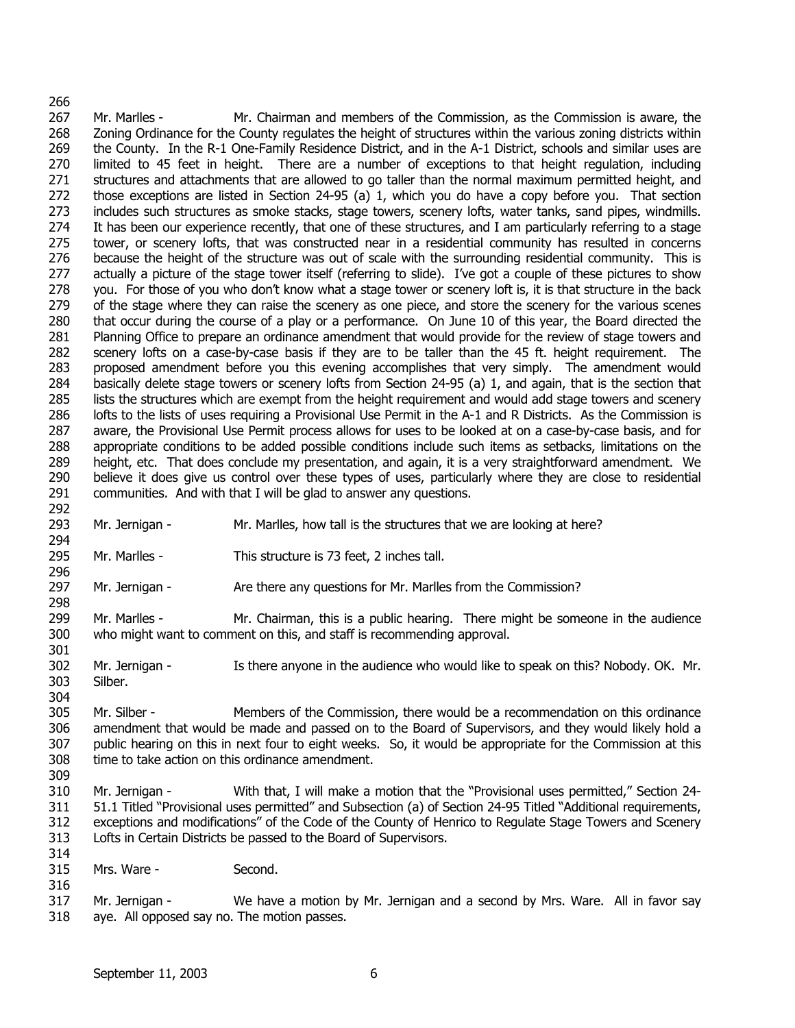Mr. Marlles - Mr. Chairman and members of the Commission, as the Commission is aware, the Zoning Ordinance for the County regulates the height of structures within the various zoning districts within the County. In the R-1 One-Family Residence District, and in the A-1 District, schools and similar uses are limited to 45 feet in height. There are a number of exceptions to that height regulation, including structures and attachments that are allowed to go taller than the normal maximum permitted height, and those exceptions are listed in Section 24-95 (a) 1, which you do have a copy before you. That section includes such structures as smoke stacks, stage towers, scenery lofts, water tanks, sand pipes, windmills. It has been our experience recently, that one of these structures, and I am particularly referring to a stage tower, or scenery lofts, that was constructed near in a residential community has resulted in concerns because the height of the structure was out of scale with the surrounding residential community. This is actually a picture of the stage tower itself (referring to slide). I've got a couple of these pictures to show you. For those of you who don't know what a stage tower or scenery loft is, it is that structure in the back of the stage where they can raise the scenery as one piece, and store the scenery for the various scenes that occur during the course of a play or a performance. On June 10 of this year, the Board directed the Planning Office to prepare an ordinance amendment that would provide for the review of stage towers and scenery lofts on a case-by-case basis if they are to be taller than the 45 ft. height requirement. The proposed amendment before you this evening accomplishes that very simply. The amendment would basically delete stage towers or scenery lofts from Section 24-95 (a) 1, and again, that is the section that lists the structures which are exempt from the height requirement and would add stage towers and scenery lofts to the lists of uses requiring a Provisional Use Permit in the A-1 and R Districts. As the Commission is aware, the Provisional Use Permit process allows for uses to be looked at on a case-by-case basis, and for appropriate conditions to be added possible conditions include such items as setbacks, limitations on the height, etc. That does conclude my presentation, and again, it is a very straightforward amendment. We believe it does give us control over these types of uses, particularly where they are close to residential communities. And with that I will be glad to answer any questions.

Mr. Jernigan - Mr. Marlles, how tall is the structures that we are looking at here?

Mr. Marlles - This structure is 73 feet, 2 inches tall.

Mr. Jernigan - Are there any questions for Mr. Marlles from the Commission?

Mr. Marlles - Mr. Chairman, this is a public hearing. There might be someone in the audience who might want to comment on this, and staff is recommending approval.

Mr. Jernigan - Is there anyone in the audience who would like to speak on this? Nobody. OK. Mr. Silber.

Mr. Silber - Members of the Commission, there would be a recommendation on this ordinance amendment that would be made and passed on to the Board of Supervisors, and they would likely hold a public hearing on this in next four to eight weeks. So, it would be appropriate for the Commission at this time to take action on this ordinance amendment.

Mr. Jernigan - With that, I will make a motion that the "Provisional uses permitted," Section 24-51.1 Titled "Provisional uses permitted" and Subsection (a) of Section 24-95 Titled "Additional requirements, exceptions and modifications" of the Code of the County of Henrico to Regulate Stage Towers and Scenery Lofts in Certain Districts be passed to the Board of Supervisors.

Mrs. Ware - Second.

Mr. Jernigan - We have a motion by Mr. Jernigan and a second by Mrs. Ware. All in favor say aye. All opposed say no. The motion passes.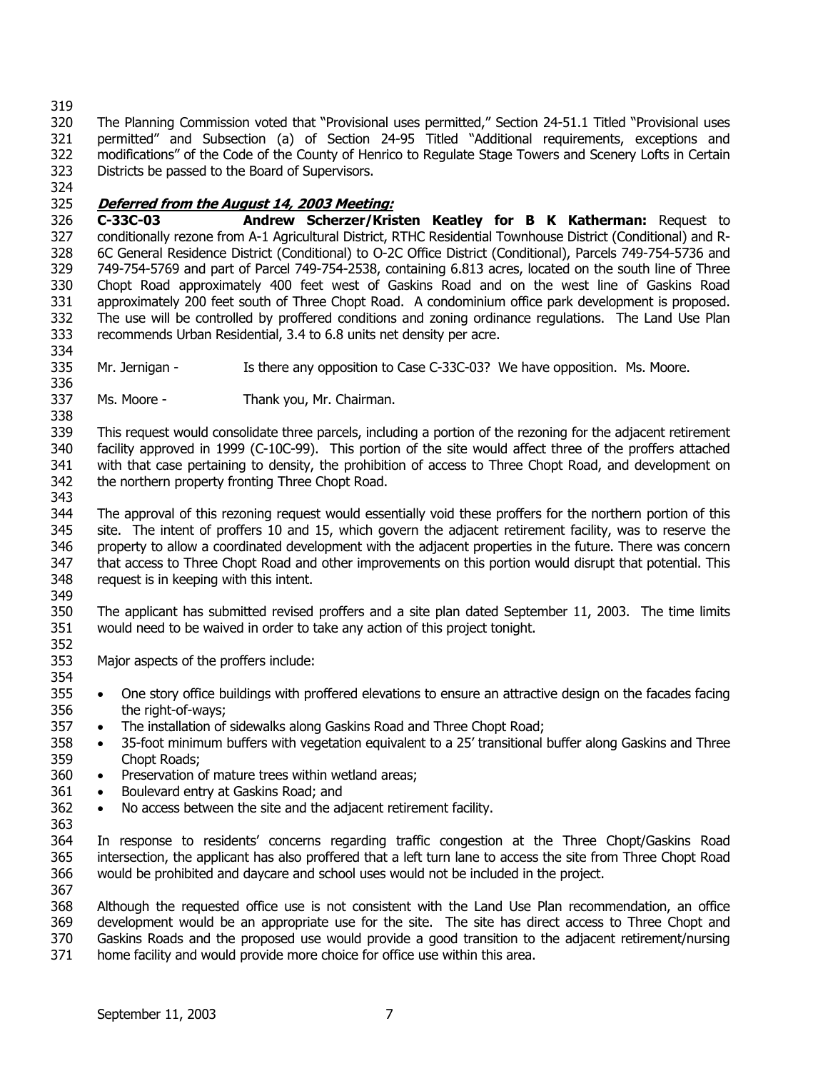The Planning Commission voted that "Provisional uses permitted," Section 24-51.1 Titled "Provisional uses permitted" and Subsection (a) of Section 24-95 Titled "Additional requirements, exceptions and modifications" of the Code of the County of Henrico to Regulate Stage Towers and Scenery Lofts in Certain Districts be passed to the Board of Supervisors.

***Deferred from the August 14, 2003 Meeting:***

**C-33C-03 Andrew Scherzer/Kristen Keatley for B K Katherman:** Request to conditionally rezone from A-1 Agricultural District, RTHC Residential Townhouse District (Conditional) and R-6C General Residence District (Conditional) to O-2C Office District (Conditional), Parcels 749-754-5736 and 749-754-5769 and part of Parcel 749-754-2538, containing 6.813 acres, located on the south line of Three Chopt Road approximately 400 feet west of Gaskins Road and on the west line of Gaskins Road approximately 200 feet south of Three Chopt Road. A condominium office park development is proposed. The use will be controlled by proffered conditions and zoning ordinance regulations. The Land Use Plan recommends Urban Residential, 3.4 to 6.8 units net density per acre.

Mr. Jernigan - Is there any opposition to Case C-33C-03? We have opposition. Ms. Moore.

Ms. Moore - Thank you, Mr. Chairman.

This request would consolidate three parcels, including a portion of the rezoning for the adjacent retirement facility approved in 1999 (C-10C-99). This portion of the site would affect three of the proffers attached with that case pertaining to density, the prohibition of access to Three Chopt Road, and development on the northern property fronting Three Chopt Road.

The approval of this rezoning request would essentially void these proffers for the northern portion of this site. The intent of proffers 10 and 15, which govern the adjacent retirement facility, was to reserve the property to allow a coordinated development with the adjacent properties in the future. There was concern that access to Three Chopt Road and other improvements on this portion would disrupt that potential. This request is in keeping with this intent.

The applicant has submitted revised proffers and a site plan dated September 11, 2003. The time limits would need to be waived in order to take any action of this project tonight.

Major aspects of the proffers include:

- One story office buildings with proffered elevations to ensure an attractive design on the facades facing the right-of-ways;
- The installation of sidewalks along Gaskins Road and Three Chopt Road;
- 35-foot minimum buffers with vegetation equivalent to a 25' transitional buffer along Gaskins and Three Chopt Roads;
- Preservation of mature trees within wetland areas;
- Boulevard entry at Gaskins Road; and
- No access between the site and the adjacent retirement facility.

In response to residents' concerns regarding traffic congestion at the Three Chopt/Gaskins Road intersection, the applicant has also proffered that a left turn lane to access the site from Three Chopt Road would be prohibited and daycare and school uses would not be included in the project.

Although the requested office use is not consistent with the Land Use Plan recommendation, an office development would be an appropriate use for the site. The site has direct access to Three Chopt and Gaskins Roads and the proposed use would provide a good transition to the adjacent retirement/nursing home facility and would provide more choice for office use within this area.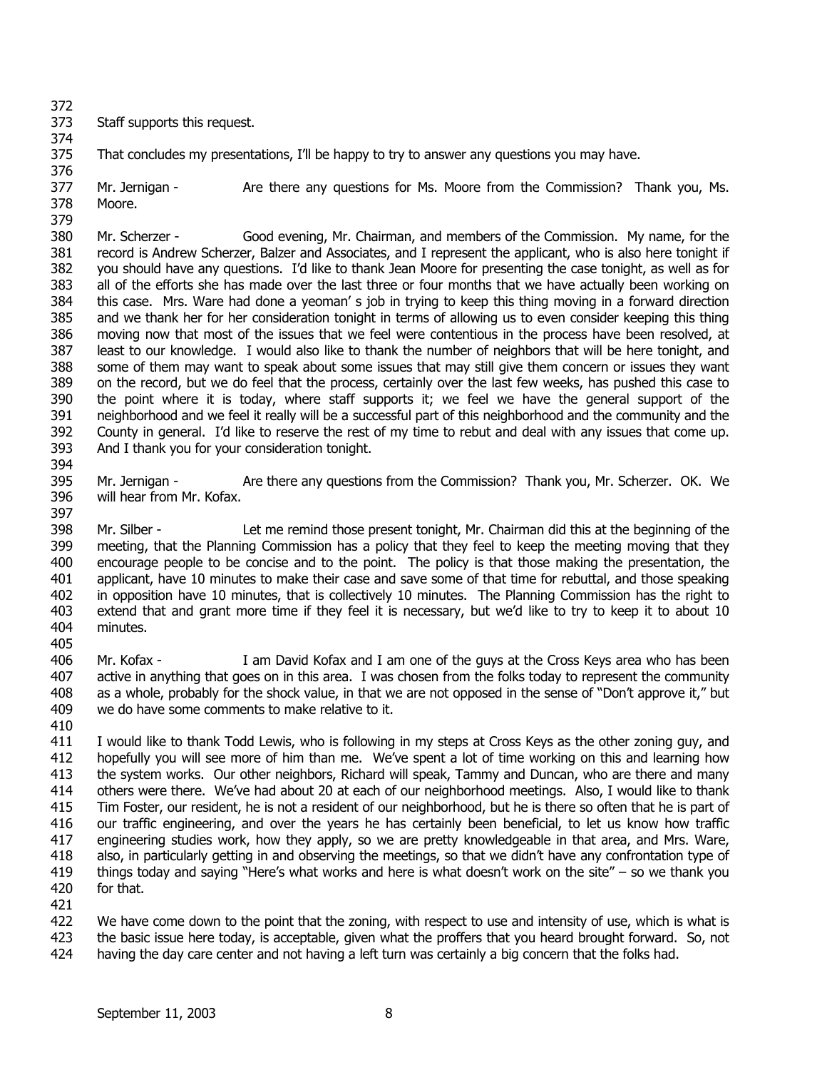Staff supports this request.

That concludes my presentations, I'll be happy to try to answer any questions you may have.

Mr. Jernigan - Are there any questions for Ms. Moore from the Commission? Thank you, Ms. Moore.

Mr. Scherzer - Good evening, Mr. Chairman, and members of the Commission. My name, for the record is Andrew Scherzer, Balzer and Associates, and I represent the applicant, who is also here tonight if you should have any questions. I'd like to thank Jean Moore for presenting the case tonight, as well as for all of the efforts she has made over the last three or four months that we have actually been working on this case. Mrs. Ware had done a yeoman' s job in trying to keep this thing moving in a forward direction and we thank her for her consideration tonight in terms of allowing us to even consider keeping this thing moving now that most of the issues that we feel were contentious in the process have been resolved, at least to our knowledge. I would also like to thank the number of neighbors that will be here tonight, and some of them may want to speak about some issues that may still give them concern or issues they want on the record, but we do feel that the process, certainly over the last few weeks, has pushed this case to the point where it is today, where staff supports it; we feel we have the general support of the neighborhood and we feel it really will be a successful part of this neighborhood and the community and the County in general. I'd like to reserve the rest of my time to rebut and deal with any issues that come up. And I thank you for your consideration tonight.

Mr. Jernigan - Are there any questions from the Commission? Thank you, Mr. Scherzer. OK. We will hear from Mr. Kofax.

Mr. Silber - Let me remind those present tonight, Mr. Chairman did this at the beginning of the meeting, that the Planning Commission has a policy that they feel to keep the meeting moving that they encourage people to be concise and to the point. The policy is that those making the presentation, the applicant, have 10 minutes to make their case and save some of that time for rebuttal, and those speaking in opposition have 10 minutes, that is collectively 10 minutes. The Planning Commission has the right to extend that and grant more time if they feel it is necessary, but we'd like to try to keep it to about 10 minutes.

Mr. Kofax - I am David Kofax and I am one of the guys at the Cross Keys area who has been active in anything that goes on in this area. I was chosen from the folks today to represent the community as a whole, probably for the shock value, in that we are not opposed in the sense of "Don't approve it," but we do have some comments to make relative to it.

I would like to thank Todd Lewis, who is following in my steps at Cross Keys as the other zoning guy, and hopefully you will see more of him than me. We've spent a lot of time working on this and learning how the system works. Our other neighbors, Richard will speak, Tammy and Duncan, who are there and many others were there. We've had about 20 at each of our neighborhood meetings. Also, I would like to thank Tim Foster, our resident, he is not a resident of our neighborhood, but he is there so often that he is part of our traffic engineering, and over the years he has certainly been beneficial, to let us know how traffic engineering studies work, how they apply, so we are pretty knowledgeable in that area, and Mrs. Ware, also, in particularly getting in and observing the meetings, so that we didn't have any confrontation type of things today and saying "Here's what works and here is what doesn't work on the site" – so we thank you for that.

We have come down to the point that the zoning, with respect to use and intensity of use, which is what is the basic issue here today, is acceptable, given what the proffers that you heard brought forward. So, not having the day care center and not having a left turn was certainly a big concern that the folks had.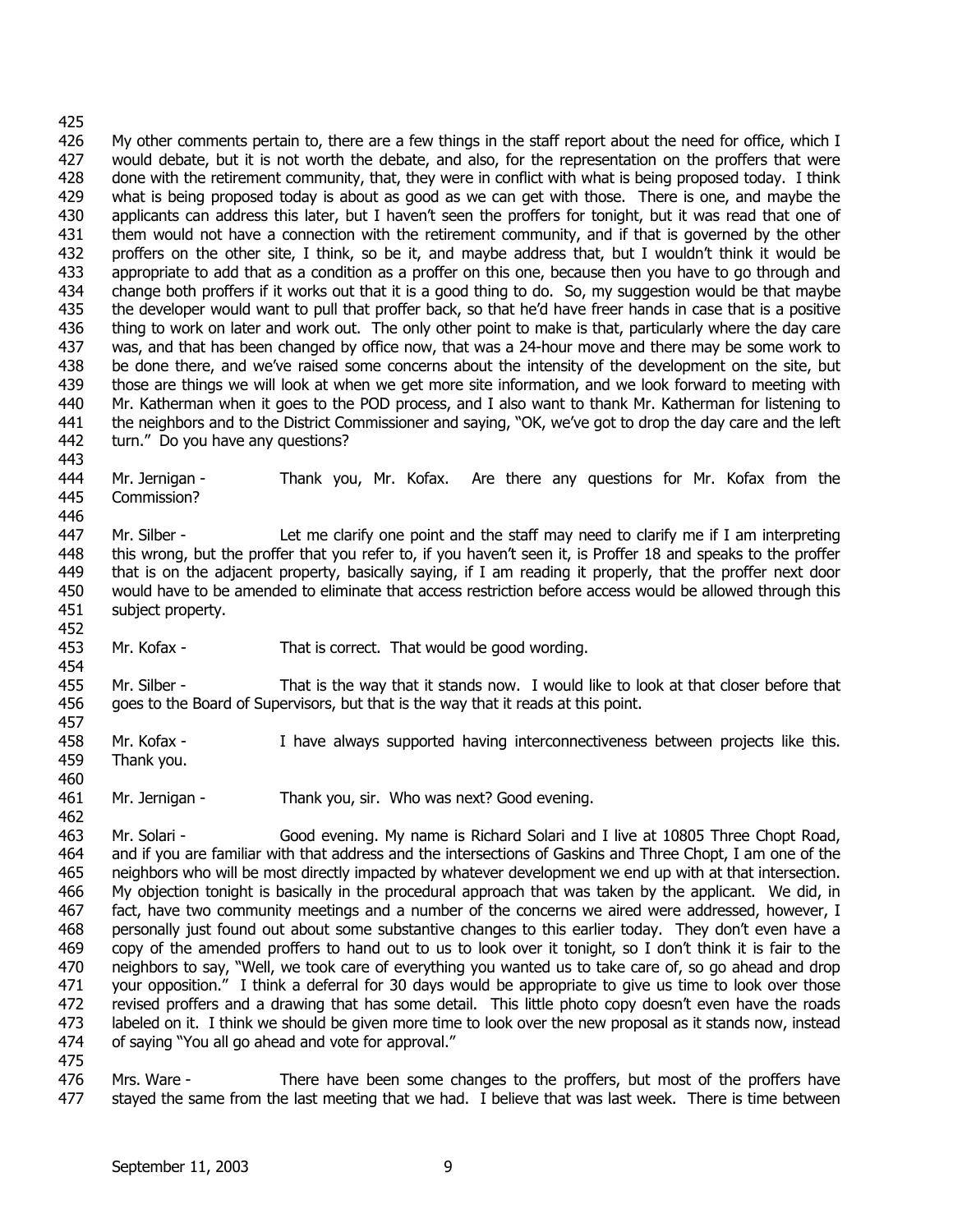My other comments pertain to, there are a few things in the staff report about the need for office, which I would debate, but it is not worth the debate, and also, for the representation on the proffers that were done with the retirement community, that, they were in conflict with what is being proposed today. I think what is being proposed today is about as good as we can get with those. There is one, and maybe the applicants can address this later, but I haven't seen the proffers for tonight, but it was read that one of them would not have a connection with the retirement community, and if that is governed by the other proffers on the other site, I think, so be it, and maybe address that, but I wouldn't think it would be appropriate to add that as a condition as a proffer on this one, because then you have to go through and change both proffers if it works out that it is a good thing to do. So, my suggestion would be that maybe the developer would want to pull that proffer back, so that he'd have freer hands in case that is a positive thing to work on later and work out. The only other point to make is that, particularly where the day care was, and that has been changed by office now, that was a 24-hour move and there may be some work to be done there, and we've raised some concerns about the intensity of the development on the site, but those are things we will look at when we get more site information, and we look forward to meeting with Mr. Katherman when it goes to the POD process, and I also want to thank Mr. Katherman for listening to the neighbors and to the District Commissioner and saying, "OK, we've got to drop the day care and the left turn." Do you have any questions?

Mr. Jernigan - Thank you, Mr. Kofax. Are there any questions for Mr. Kofax from the Commission?

Mr. Silber - Let me clarify one point and the staff may need to clarify me if I am interpreting this wrong, but the proffer that you refer to, if you haven't seen it, is Proffer 18 and speaks to the proffer that is on the adjacent property, basically saying, if I am reading it properly, that the proffer next door would have to be amended to eliminate that access restriction before access would be allowed through this subject property.

Mr. Kofax - That is correct. That would be good wording.

Mr. Silber - That is the way that it stands now. I would like to look at that closer before that goes to the Board of Supervisors, but that is the way that it reads at this point.

Mr. Kofax - I have always supported having interconnectiveness between projects like this. Thank you.

Mr. Jernigan - Thank you, sir. Who was next? Good evening.

Mr. Solari - Good evening. My name is Richard Solari and I live at 10805 Three Chopt Road, and if you are familiar with that address and the intersections of Gaskins and Three Chopt, I am one of the neighbors who will be most directly impacted by whatever development we end up with at that intersection. My objection tonight is basically in the procedural approach that was taken by the applicant. We did, in fact, have two community meetings and a number of the concerns we aired were addressed, however, I personally just found out about some substantive changes to this earlier today. They don't even have a copy of the amended proffers to hand out to us to look over it tonight, so I don't think it is fair to the neighbors to say, "Well, we took care of everything you wanted us to take care of, so go ahead and drop your opposition." I think a deferral for 30 days would be appropriate to give us time to look over those revised proffers and a drawing that has some detail. This little photo copy doesn't even have the roads labeled on it. I think we should be given more time to look over the new proposal as it stands now, instead of saying "You all go ahead and vote for approval."

Mrs. Ware - There have been some changes to the proffers, but most of the proffers have stayed the same from the last meeting that we had. I believe that was last week. There is time between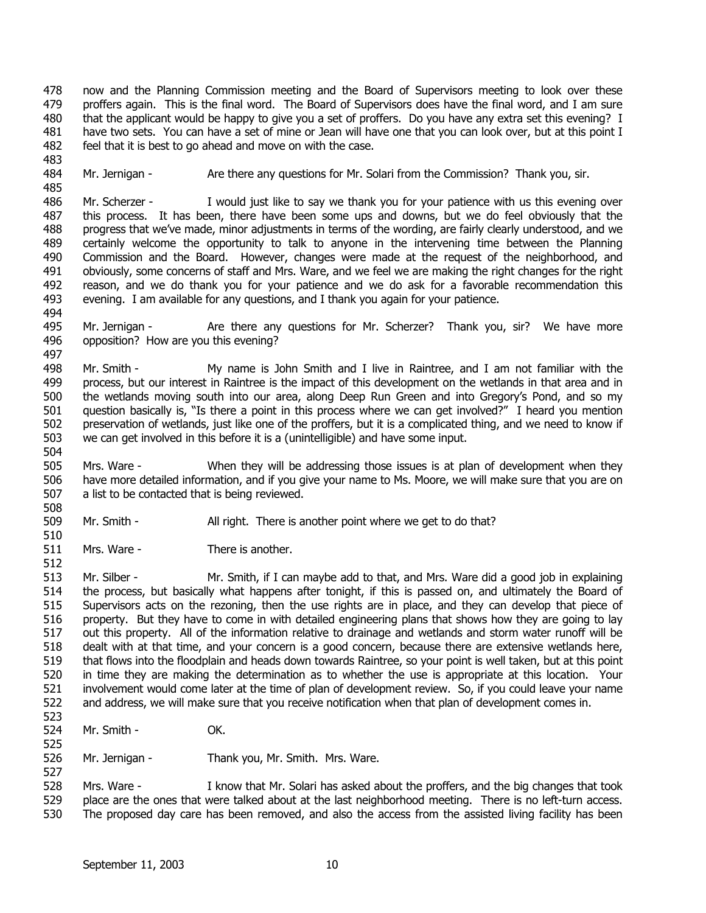now and the Planning Commission meeting and the Board of Supervisors meeting to look over these proffers again. This is the final word. The Board of Supervisors does have the final word, and I am sure that the applicant would be happy to give you a set of proffers. Do you have any extra set this evening? I have two sets. You can have a set of mine or Jean will have one that you can look over, but at this point I feel that it is best to go ahead and move on with the case.

Mr. Jernigan - Are there any questions for Mr. Solari from the Commission? Thank you, sir.

Mr. Scherzer - I would just like to say we thank you for your patience with us this evening over this process. It has been, there have been some ups and downs, but we do feel obviously that the progress that we've made, minor adjustments in terms of the wording, are fairly clearly understood, and we certainly welcome the opportunity to talk to anyone in the intervening time between the Planning Commission and the Board. However, changes were made at the request of the neighborhood, and obviously, some concerns of staff and Mrs. Ware, and we feel we are making the right changes for the right reason, and we do thank you for your patience and we do ask for a favorable recommendation this evening. I am available for any questions, and I thank you again for your patience.

Mr. Jernigan - Are there any questions for Mr. Scherzer? Thank you, sir? We have more opposition? How are you this evening?

Mr. Smith - My name is John Smith and I live in Raintree, and I am not familiar with the process, but our interest in Raintree is the impact of this development on the wetlands in that area and in the wetlands moving south into our area, along Deep Run Green and into Gregory's Pond, and so my question basically is, "Is there a point in this process where we can get involved?" I heard you mention preservation of wetlands, just like one of the proffers, but it is a complicated thing, and we need to know if we can get involved in this before it is a (unintelligible) and have some input.

Mrs. Ware - When they will be addressing those issues is at plan of development when they have more detailed information, and if you give your name to Ms. Moore, we will make sure that you are on a list to be contacted that is being reviewed.

Mr. Smith - All right. There is another point where we get to do that?

Mrs. Ware - There is another.

Mr. Silber - Mr. Smith, if I can maybe add to that, and Mrs. Ware did a good job in explaining the process, but basically what happens after tonight, if this is passed on, and ultimately the Board of Supervisors acts on the rezoning, then the use rights are in place, and they can develop that piece of property. But they have to come in with detailed engineering plans that shows how they are going to lay out this property. All of the information relative to drainage and wetlands and storm water runoff will be dealt with at that time, and your concern is a good concern, because there are extensive wetlands here, that flows into the floodplain and heads down towards Raintree, so your point is well taken, but at this point in time they are making the determination as to whether the use is appropriate at this location. Your involvement would come later at the time of plan of development review. So, if you could leave your name and address, we will make sure that you receive notification when that plan of development comes in.

Mr. Smith - OK.

Mr. Jernigan - Thank you, Mr. Smith. Mrs. Ware.

Mrs. Ware - I know that Mr. Solari has asked about the proffers, and the big changes that took place are the ones that were talked about at the last neighborhood meeting. There is no left-turn access. The proposed day care has been removed, and also the access from the assisted living facility has been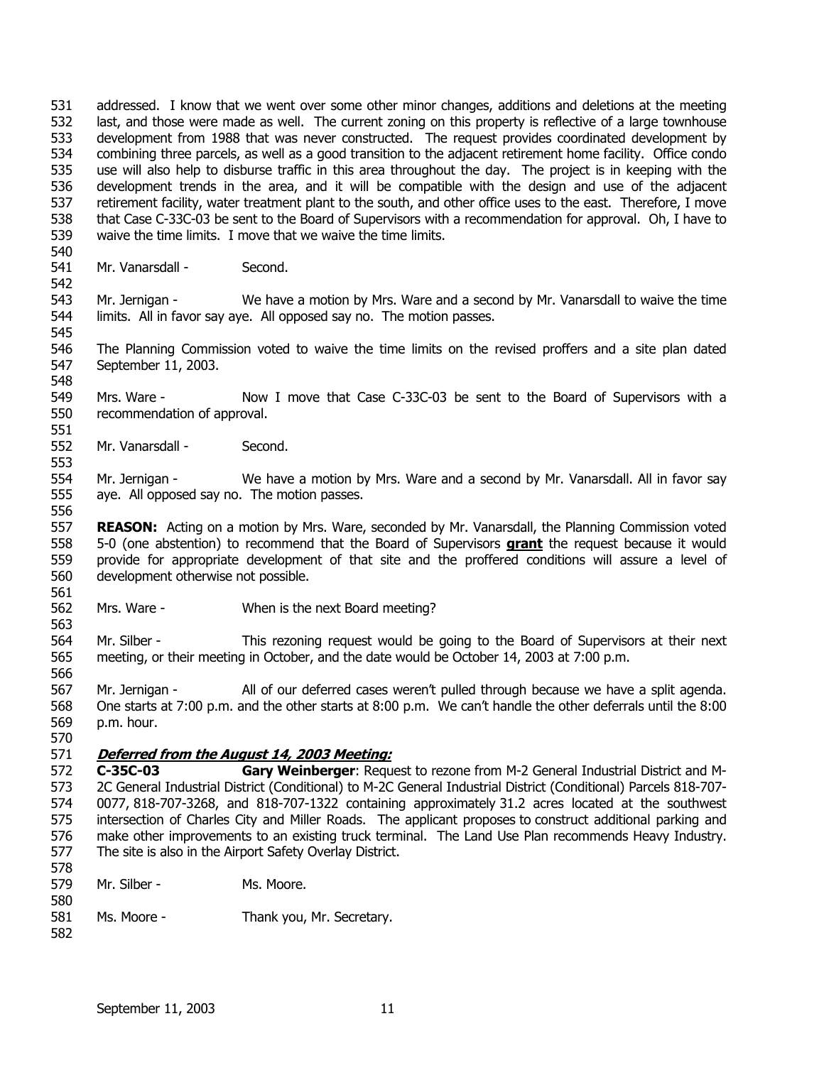addressed. I know that we went over some other minor changes, additions and deletions at the meeting last, and those were made as well. The current zoning on this property is reflective of a large townhouse development from 1988 that was never constructed. The request provides coordinated development by combining three parcels, as well as a good transition to the adjacent retirement home facility. Office condo use will also help to disburse traffic in this area throughout the day. The project is in keeping with the development trends in the area, and it will be compatible with the design and use of the adjacent retirement facility, water treatment plant to the south, and other office uses to the east. Therefore, I move that Case C-33C-03 be sent to the Board of Supervisors with a recommendation for approval. Oh, I have to waive the time limits. I move that we waive the time limits.

Mr. Vanarsdall - Second.

Mr. Jernigan - We have a motion by Mrs. Ware and a second by Mr. Vanarsdall to waive the time limits. All in favor say aye. All opposed say no. The motion passes.

The Planning Commission voted to waive the time limits on the revised proffers and a site plan dated September 11, 2003.

Mrs. Ware - Now I move that Case C-33C-03 be sent to the Board of Supervisors with a recommendation of approval.

Mr. Vanarsdall - Second.

Mr. Jernigan - We have a motion by Mrs. Ware and a second by Mr. Vanarsdall. All in favor say aye. All opposed say no. The motion passes.

**REASON:** Acting on a motion by Mrs. Ware, seconded by Mr. Vanarsdall, the Planning Commission voted 5-0 (one abstention) to recommend that the Board of Supervisors **grant** the request because it would provide for appropriate development of that site and the proffered conditions will assure a level of development otherwise not possible.

Mrs. Ware - When is the next Board meeting?

Mr. Silber - This rezoning request would be going to the Board of Supervisors at their next meeting, or their meeting in October, and the date would be October 14, 2003 at 7:00 p.m.

Mr. Jernigan - All of our deferred cases weren't pulled through because we have a split agenda. One starts at 7:00 p.m. and the other starts at 8:00 p.m. We can't handle the other deferrals until the 8:00 p.m. hour.

***Deferred from the August 14, 2003 Meeting:***

**C-35C-03** **Gary Weinberger**: Request to rezone from M-2 General Industrial District and M-2C General Industrial District (Conditional) to M-2C General Industrial District (Conditional) Parcels 818-707-0077, 818-707-3268, and 818-707-1322 containing approximately 31.2 acres located at the southwest intersection of Charles City and Miller Roads. The applicant proposes to construct additional parking and make other improvements to an existing truck terminal. The Land Use Plan recommends Heavy Industry. The site is also in the Airport Safety Overlay District.

Mr. Silber - Ms. Moore.

Ms. Moore - Thank you, Mr. Secretary.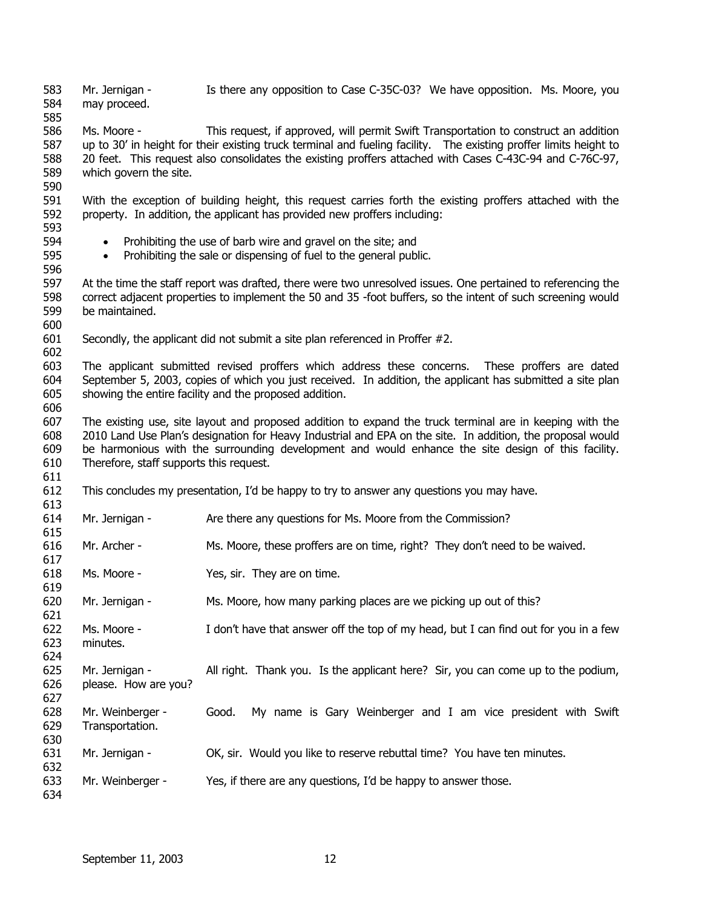Mr. Jernigan - Is there any opposition to Case C-35C-03? We have opposition. Ms. Moore, you may proceed.

Ms. Moore - This request, if approved, will permit Swift Transportation to construct an addition up to 30' in height for their existing truck terminal and fueling facility. The existing proffer limits height to 20 feet. This request also consolidates the existing proffers attached with Cases C-43C-94 and C-76C-97, which govern the site.

With the exception of building height, this request carries forth the existing proffers attached with the property. In addition, the applicant has provided new proffers including:

- Prohibiting the use of barb wire and gravel on the site; and
- Prohibiting the sale or dispensing of fuel to the general public.

At the time the staff report was drafted, there were two unresolved issues. One pertained to referencing the correct adjacent properties to implement the 50 and 35 -foot buffers, so the intent of such screening would be maintained.

Secondly, the applicant did not submit a site plan referenced in Proffer #2.

The applicant submitted revised proffers which address these concerns. These proffers are dated September 5, 2003, copies of which you just received. In addition, the applicant has submitted a site plan showing the entire facility and the proposed addition.

The existing use, site layout and proposed addition to expand the truck terminal are in keeping with the 2010 Land Use Plan's designation for Heavy Industrial and EPA on the site. In addition, the proposal would be harmonious with the surrounding development and would enhance the site design of this facility. Therefore, staff supports this request.

This concludes my presentation, I'd be happy to try to answer any questions you may have.

Mr. Jernigan - Are there any questions for Ms. Moore from the Commission?

Mr. Archer - Ms. Moore, these proffers are on time, right? They don't need to be waived.

Ms. Moore - Yes, sir. They are on time.

Mr. Jernigan - Ms. Moore, how many parking places are we picking up out of this?

Ms. Moore - I don't have that answer off the top of my head, but I can find out for you in a few minutes.

Mr. Jernigan - All right. Thank you. Is the applicant here? Sir, you can come up to the podium, please. How are you?

Mr. Weinberger - Good. My name is Gary Weinberger and I am vice president with Swift Transportation.

Mr. Jernigan - OK, sir. Would you like to reserve rebuttal time? You have ten minutes.

Mr. Weinberger - Yes, if there are any questions, I'd be happy to answer those.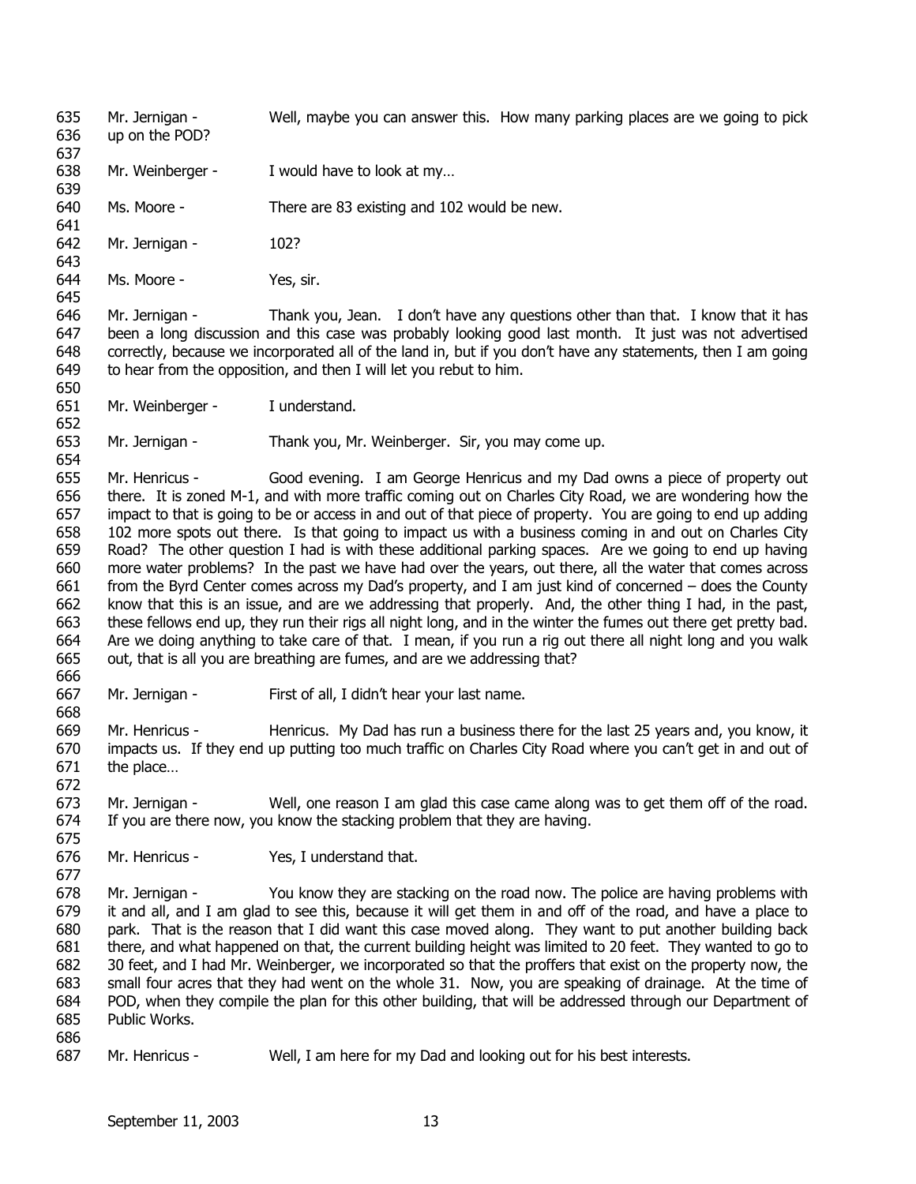635 Mr. Jernigan - Well, maybe you can answer this. How many parking places are we going to pick
636 up on the POD?
637
638 Mr. Weinberger - I would have to look at my…
639
640 Ms. Moore - There are 83 existing and 102 would be new.
641
642 Mr. Jernigan - 102?
643
644 Ms. Moore - Yes, sir.
645
646 Mr. Jernigan - Thank you, Jean. I don't have any questions other than that. I know that it has
647 been a long discussion and this case was probably looking good last month. It just was not advertised
648 correctly, because we incorporated all of the land in, but if you don't have any statements, then I am going
649 to hear from the opposition, and then I will let you rebut to him.
650
651 Mr. Weinberger - I understand.
652
653 Mr. Jernigan - Thank you, Mr. Weinberger. Sir, you may come up.
654
655 Mr. Henricus - Good evening. I am George Henricus and my Dad owns a piece of property out
656 there. It is zoned M-1, and with more traffic coming out on Charles City Road, we are wondering how the
657 impact to that is going to be or access in and out of that piece of property. You are going to end up adding
658 102 more spots out there. Is that going to impact us with a business coming in and out on Charles City
659 Road? The other question I had is with these additional parking spaces. Are we going to end up having
660 more water problems? In the past we have had over the years, out there, all the water that comes across
661 from the Byrd Center comes across my Dad's property, and I am just kind of concerned – does the County
662 know that this is an issue, and are we addressing that properly. And, the other thing I had, in the past,
663 these fellows end up, they run their rigs all night long, and in the winter the fumes out there get pretty bad.
664 Are we doing anything to take care of that. I mean, if you run a rig out there all night long and you walk
665 out, that is all you are breathing are fumes, and are we addressing that?
666
667 Mr. Jernigan - First of all, I didn't hear your last name.
668
669 Mr. Henricus - Henricus. My Dad has run a business there for the last 25 years and, you know, it
670 impacts us. If they end up putting too much traffic on Charles City Road where you can't get in and out of
671 the place…
672
673 Mr. Jernigan - Well, one reason I am glad this case came along was to get them off of the road.
674 If you are there now, you know the stacking problem that they are having.
675
676 Mr. Henricus - Yes, I understand that.
677
678 Mr. Jernigan - You know they are stacking on the road now. The police are having problems with
679 it and all, and I am glad to see this, because it will get them in and off of the road, and have a place to
680 park. That is the reason that I did want this case moved along. They want to put another building back
681 there, and what happened on that, the current building height was limited to 20 feet. They wanted to go to
682 30 feet, and I had Mr. Weinberger, we incorporated so that the proffers that exist on the property now, the
683 small four acres that they had went on the whole 31. Now, you are speaking of drainage. At the time of
684 POD, when they compile the plan for this other building, that will be addressed through our Department of
685 Public Works.
686
687 Mr. Henricus - Well, I am here for my Dad and looking out for his best interests.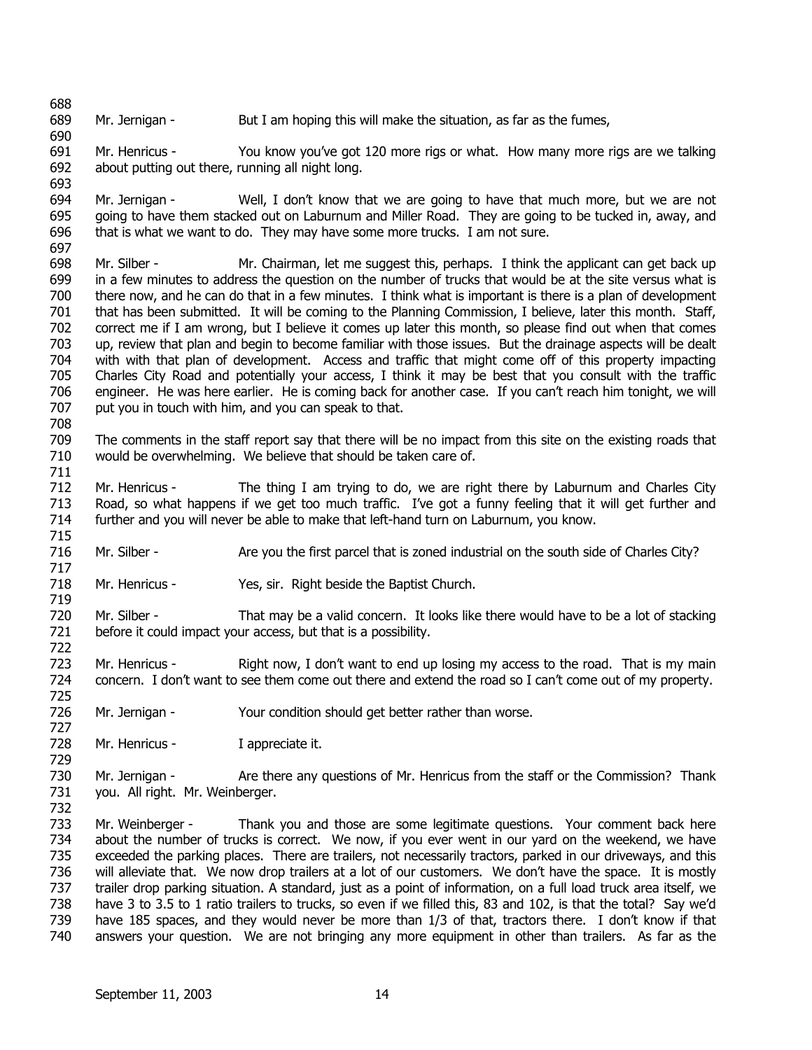Mr. Jernigan - But I am hoping this will make the situation, as far as the fumes,

Mr. Henricus - You know you've got 120 more rigs or what. How many more rigs are we talking about putting out there, running all night long.

Mr. Jernigan - Well, I don't know that we are going to have that much more, but we are not going to have them stacked out on Laburnum and Miller Road. They are going to be tucked in, away, and that is what we want to do. They may have some more trucks. I am not sure.

Mr. Silber - Mr. Chairman, let me suggest this, perhaps. I think the applicant can get back up in a few minutes to address the question on the number of trucks that would be at the site versus what is there now, and he can do that in a few minutes. I think what is important is there is a plan of development that has been submitted. It will be coming to the Planning Commission, I believe, later this month. Staff, correct me if I am wrong, but I believe it comes up later this month, so please find out when that comes up, review that plan and begin to become familiar with those issues. But the drainage aspects will be dealt with with that plan of development. Access and traffic that might come off of this property impacting Charles City Road and potentially your access, I think it may be best that you consult with the traffic engineer. He was here earlier. He is coming back for another case. If you can't reach him tonight, we will put you in touch with him, and you can speak to that.

The comments in the staff report say that there will be no impact from this site on the existing roads that would be overwhelming. We believe that should be taken care of.

Mr. Henricus - The thing I am trying to do, we are right there by Laburnum and Charles City Road, so what happens if we get too much traffic. I've got a funny feeling that it will get further and further and you will never be able to make that left-hand turn on Laburnum, you know.

Mr. Silber - Are you the first parcel that is zoned industrial on the south side of Charles City?

Mr. Henricus - Yes, sir. Right beside the Baptist Church.

Mr. Silber - That may be a valid concern. It looks like there would have to be a lot of stacking before it could impact your access, but that is a possibility.

Mr. Henricus - Right now, I don't want to end up losing my access to the road. That is my main concern. I don't want to see them come out there and extend the road so I can't come out of my property.

Mr. Jernigan - Your condition should get better rather than worse.

Mr. Henricus - I appreciate it.

Mr. Jernigan - Are there any questions of Mr. Henricus from the staff or the Commission? Thank you. All right. Mr. Weinberger.

Mr. Weinberger - Thank you and those are some legitimate questions. Your comment back here about the number of trucks is correct. We now, if you ever went in our yard on the weekend, we have exceeded the parking places. There are trailers, not necessarily tractors, parked in our driveways, and this will alleviate that. We now drop trailers at a lot of our customers. We don't have the space. It is mostly trailer drop parking situation. A standard, just as a point of information, on a full load truck area itself, we have 3 to 3.5 to 1 ratio trailers to trucks, so even if we filled this, 83 and 102, is that the total? Say we'd have 185 spaces, and they would never be more than 1/3 of that, tractors there. I don't know if that answers your question. We are not bringing any more equipment in other than trailers. As far as the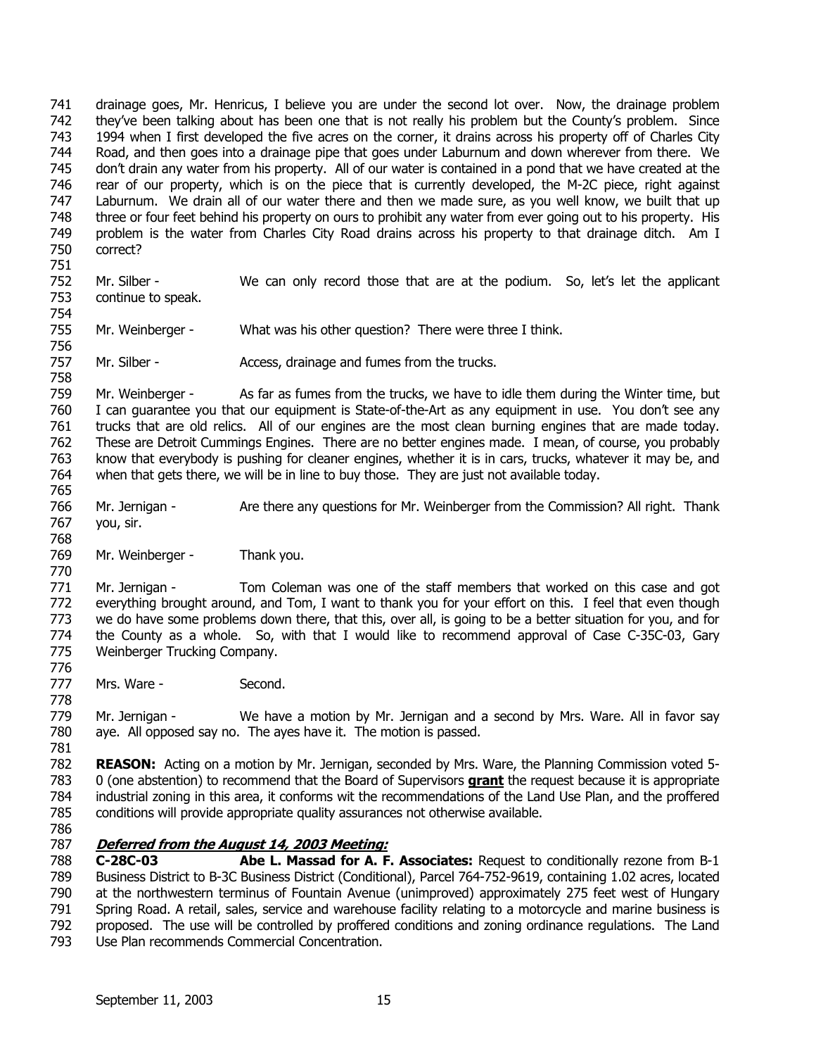drainage goes, Mr. Henricus, I believe you are under the second lot over. Now, the drainage problem they've been talking about has been one that is not really his problem but the County's problem. Since 1994 when I first developed the five acres on the corner, it drains across his property off of Charles City Road, and then goes into a drainage pipe that goes under Laburnum and down wherever from there. We don't drain any water from his property. All of our water is contained in a pond that we have created at the rear of our property, which is on the piece that is currently developed, the M-2C piece, right against Laburnum. We drain all of our water there and then we made sure, as you well know, we built that up three or four feet behind his property on ours to prohibit any water from ever going out to his property. His problem is the water from Charles City Road drains across his property to that drainage ditch. Am I correct?

Mr. Silber - We can only record those that are at the podium. So, let's let the applicant continue to speak.

Mr. Weinberger - What was his other question? There were three I think.

Mr. Silber - Access, drainage and fumes from the trucks.

Mr. Weinberger - As far as fumes from the trucks, we have to idle them during the Winter time, but I can guarantee you that our equipment is State-of-the-Art as any equipment in use. You don't see any trucks that are old relics. All of our engines are the most clean burning engines that are made today. These are Detroit Cummings Engines. There are no better engines made. I mean, of course, you probably know that everybody is pushing for cleaner engines, whether it is in cars, trucks, whatever it may be, and when that gets there, we will be in line to buy those. They are just not available today.

Mr. Jernigan - Are there any questions for Mr. Weinberger from the Commission? All right. Thank you, sir.

Mr. Weinberger - Thank you.

Mr. Jernigan - Tom Coleman was one of the staff members that worked on this case and got everything brought around, and Tom, I want to thank you for your effort on this. I feel that even though we do have some problems down there, that this, over all, is going to be a better situation for you, and for the County as a whole. So, with that I would like to recommend approval of Case C-35C-03, Gary Weinberger Trucking Company.

Mrs. Ware - Second.

Mr. Jernigan - We have a motion by Mr. Jernigan and a second by Mrs. Ware. All in favor say aye. All opposed say no. The ayes have it. The motion is passed.

**REASON:** Acting on a motion by Mr. Jernigan, seconded by Mrs. Ware, the Planning Commission voted 5-0 (one abstention) to recommend that the Board of Supervisors **grant** the request because it is appropriate industrial zoning in this area, it conforms wit the recommendations of the Land Use Plan, and the proffered conditions will provide appropriate quality assurances not otherwise available.

***Deferred from the August 14, 2003 Meeting:***

**C-28C-03** **Abe L. Massad for A. F. Associates:** Request to conditionally rezone from B-1 Business District to B-3C Business District (Conditional), Parcel 764-752-9619, containing 1.02 acres, located at the northwestern terminus of Fountain Avenue (unimproved) approximately 275 feet west of Hungary Spring Road. A retail, sales, service and warehouse facility relating to a motorcycle and marine business is proposed. The use will be controlled by proffered conditions and zoning ordinance regulations. The Land Use Plan recommends Commercial Concentration.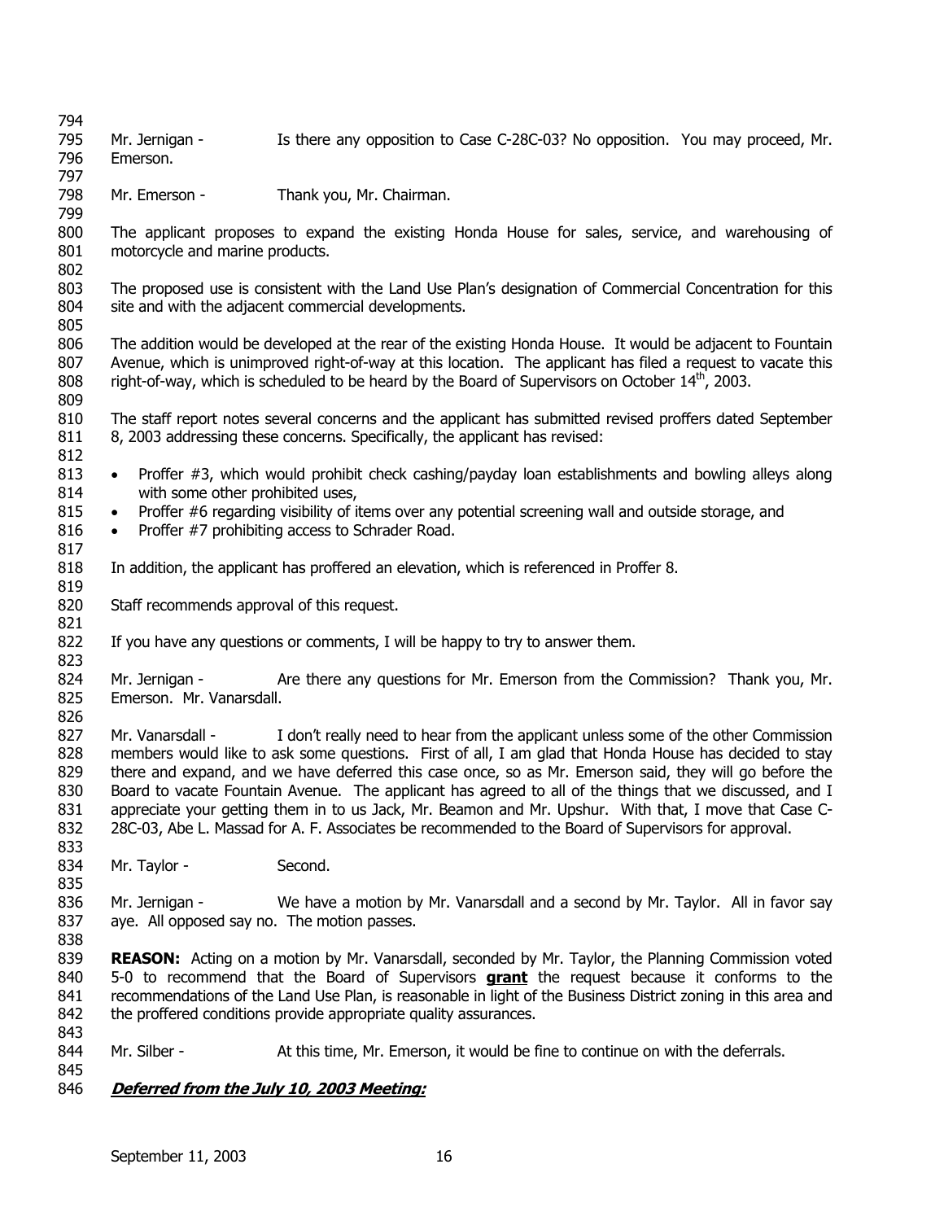Mr. Jernigan - Is there any opposition to Case C-28C-03? No opposition. You may proceed, Mr. Emerson.

Mr. Emerson - Thank you, Mr. Chairman.

The applicant proposes to expand the existing Honda House for sales, service, and warehousing of motorcycle and marine products.

The proposed use is consistent with the Land Use Plan's designation of Commercial Concentration for this site and with the adjacent commercial developments.

The addition would be developed at the rear of the existing Honda House. It would be adjacent to Fountain Avenue, which is unimproved right-of-way at this location. The applicant has filed a request to vacate this right-of-way, which is scheduled to be heard by the Board of Supervisors on October 14th, 2003.

The staff report notes several concerns and the applicant has submitted revised proffers dated September 8, 2003 addressing these concerns. Specifically, the applicant has revised:

- Proffer #3, which would prohibit check cashing/payday loan establishments and bowling alleys along with some other prohibited uses,
- Proffer #6 regarding visibility of items over any potential screening wall and outside storage, and
- Proffer #7 prohibiting access to Schrader Road.

In addition, the applicant has proffered an elevation, which is referenced in Proffer 8.

Staff recommends approval of this request.

If you have any questions or comments, I will be happy to try to answer them.

Mr. Jernigan - Are there any questions for Mr. Emerson from the Commission? Thank you, Mr. Emerson. Mr. Vanarsdall.

Mr. Vanarsdall - I don't really need to hear from the applicant unless some of the other Commission members would like to ask some questions. First of all, I am glad that Honda House has decided to stay there and expand, and we have deferred this case once, so as Mr. Emerson said, they will go before the Board to vacate Fountain Avenue. The applicant has agreed to all of the things that we discussed, and I appreciate your getting them in to us Jack, Mr. Beamon and Mr. Upshur. With that, I move that Case C-28C-03, Abe L. Massad for A. F. Associates be recommended to the Board of Supervisors for approval.

Mr. Taylor - Second.

Mr. Jernigan - We have a motion by Mr. Vanarsdall and a second by Mr. Taylor. All in favor say aye. All opposed say no. The motion passes.

**REASON:** Acting on a motion by Mr. Vanarsdall, seconded by Mr. Taylor, the Planning Commission voted 5-0 to recommend that the Board of Supervisors **grant** the request because it conforms to the recommendations of the Land Use Plan, is reasonable in light of the Business District zoning in this area and the proffered conditions provide appropriate quality assurances.

Mr. Silber - At this time, Mr. Emerson, it would be fine to continue on with the deferrals.

***Deferred from the July 10, 2003 Meeting:***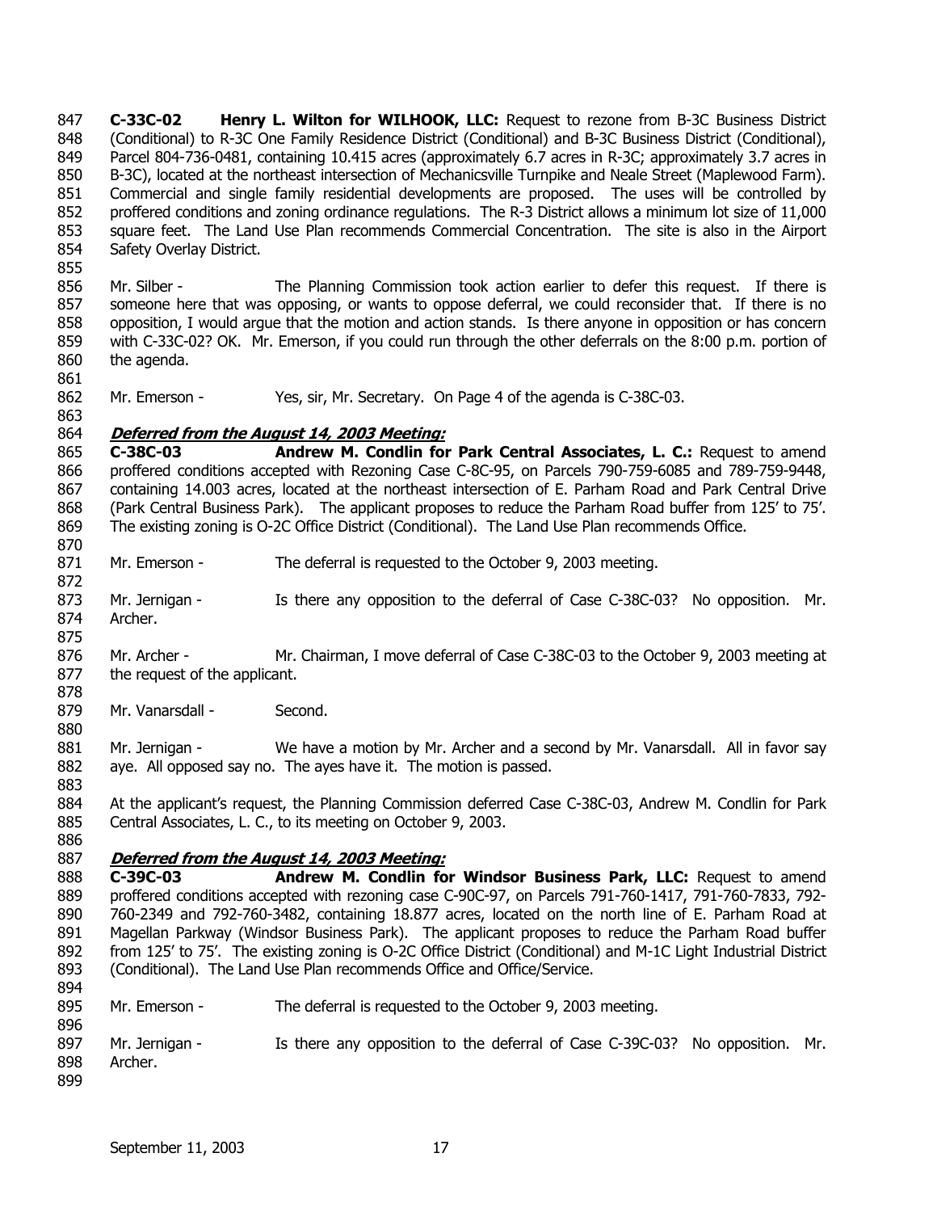**C-33C-02 Henry L. Wilton for WILHOOK, LLC:** Request to rezone from B-3C Business District (Conditional) to R-3C One Family Residence District (Conditional) and B-3C Business District (Conditional), Parcel 804-736-0481, containing 10.415 acres (approximately 6.7 acres in R-3C; approximately 3.7 acres in B-3C), located at the northeast intersection of Mechanicsville Turnpike and Neale Street (Maplewood Farm). Commercial and single family residential developments are proposed. The uses will be controlled by proffered conditions and zoning ordinance regulations. The R-3 District allows a minimum lot size of 11,000 square feet. The Land Use Plan recommends Commercial Concentration. The site is also in the Airport Safety Overlay District.

Mr. Silber - The Planning Commission took action earlier to defer this request. If there is someone here that was opposing, or wants to oppose deferral, we could reconsider that. If there is no opposition, I would argue that the motion and action stands. Is there anyone in opposition or has concern with C-33C-02? OK. Mr. Emerson, if you could run through the other deferrals on the 8:00 p.m. portion of the agenda.

Mr. Emerson - Yes, sir, Mr. Secretary. On Page 4 of the agenda is C-38C-03.

***Deferred from the August 14, 2003 Meeting:***

**C-38C-03 Andrew M. Condlin for Park Central Associates, L. C.:** Request to amend proffered conditions accepted with Rezoning Case C-8C-95, on Parcels 790-759-6085 and 789-759-9448, containing 14.003 acres, located at the northeast intersection of E. Parham Road and Park Central Drive (Park Central Business Park). The applicant proposes to reduce the Parham Road buffer from 125' to 75'. The existing zoning is O-2C Office District (Conditional). The Land Use Plan recommends Office.

Mr. Emerson - The deferral is requested to the October 9, 2003 meeting.

Mr. Jernigan - Is there any opposition to the deferral of Case C-38C-03? No opposition. Mr. Archer.

Mr. Archer - Mr. Chairman, I move deferral of Case C-38C-03 to the October 9, 2003 meeting at the request of the applicant.

Mr. Vanarsdall - Second.

Mr. Jernigan - We have a motion by Mr. Archer and a second by Mr. Vanarsdall. All in favor say aye. All opposed say no. The ayes have it. The motion is passed.

At the applicant's request, the Planning Commission deferred Case C-38C-03, Andrew M. Condlin for Park Central Associates, L. C., to its meeting on October 9, 2003.

***Deferred from the August 14, 2003 Meeting:***

**C-39C-03 Andrew M. Condlin for Windsor Business Park, LLC:** Request to amend proffered conditions accepted with rezoning case C-90C-97, on Parcels 791-760-1417, 791-760-7833, 792-760-2349 and 792-760-3482, containing 18.877 acres, located on the north line of E. Parham Road at Magellan Parkway (Windsor Business Park). The applicant proposes to reduce the Parham Road buffer from 125' to 75'. The existing zoning is O-2C Office District (Conditional) and M-1C Light Industrial District (Conditional). The Land Use Plan recommends Office and Office/Service.

Mr. Emerson - The deferral is requested to the October 9, 2003 meeting.

Mr. Jernigan - Is there any opposition to the deferral of Case C-39C-03? No opposition. Mr. Archer.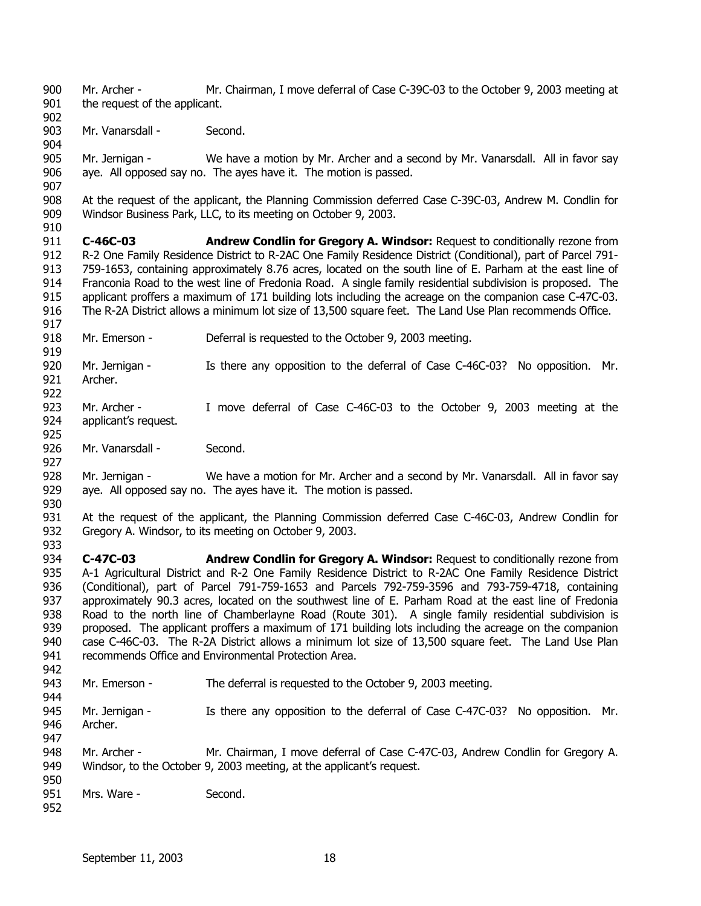Mr. Archer - Mr. Chairman, I move deferral of Case C-39C-03 to the October 9, 2003 meeting at the request of the applicant.

Mr. Vanarsdall - Second.

Mr. Jernigan - We have a motion by Mr. Archer and a second by Mr. Vanarsdall. All in favor say aye. All opposed say no. The ayes have it. The motion is passed.

At the request of the applicant, the Planning Commission deferred Case C-39C-03, Andrew M. Condlin for Windsor Business Park, LLC, to its meeting on October 9, 2003.

**C-46C-03 Andrew Condlin for Gregory A. Windsor:** Request to conditionally rezone from R-2 One Family Residence District to R-2AC One Family Residence District (Conditional), part of Parcel 791-759-1653, containing approximately 8.76 acres, located on the south line of E. Parham at the east line of Franconia Road to the west line of Fredonia Road. A single family residential subdivision is proposed. The applicant proffers a maximum of 171 building lots including the acreage on the companion case C-47C-03. The R-2A District allows a minimum lot size of 13,500 square feet. The Land Use Plan recommends Office.

Mr. Emerson - Deferral is requested to the October 9, 2003 meeting.

Mr. Jernigan - Is there any opposition to the deferral of Case C-46C-03? No opposition. Mr. Archer.

Mr. Archer - I move deferral of Case C-46C-03 to the October 9, 2003 meeting at the applicant's request.

Mr. Vanarsdall - Second.

Mr. Jernigan - We have a motion for Mr. Archer and a second by Mr. Vanarsdall. All in favor say aye. All opposed say no. The ayes have it. The motion is passed.

At the request of the applicant, the Planning Commission deferred Case C-46C-03, Andrew Condlin for Gregory A. Windsor, to its meeting on October 9, 2003.

**C-47C-03 Andrew Condlin for Gregory A. Windsor:** Request to conditionally rezone from A-1 Agricultural District and R-2 One Family Residence District to R-2AC One Family Residence District (Conditional), part of Parcel 791-759-1653 and Parcels 792-759-3596 and 793-759-4718, containing approximately 90.3 acres, located on the southwest line of E. Parham Road at the east line of Fredonia Road to the north line of Chamberlayne Road (Route 301). A single family residential subdivision is proposed. The applicant proffers a maximum of 171 building lots including the acreage on the companion case C-46C-03. The R-2A District allows a minimum lot size of 13,500 square feet. The Land Use Plan recommends Office and Environmental Protection Area.

Mr. Emerson - The deferral is requested to the October 9, 2003 meeting.

Mr. Jernigan - Is there any opposition to the deferral of Case C-47C-03? No opposition. Mr. Archer.

Mr. Archer - Mr. Chairman, I move deferral of Case C-47C-03, Andrew Condlin for Gregory A. Windsor, to the October 9, 2003 meeting, at the applicant's request.

Mrs. Ware - Second.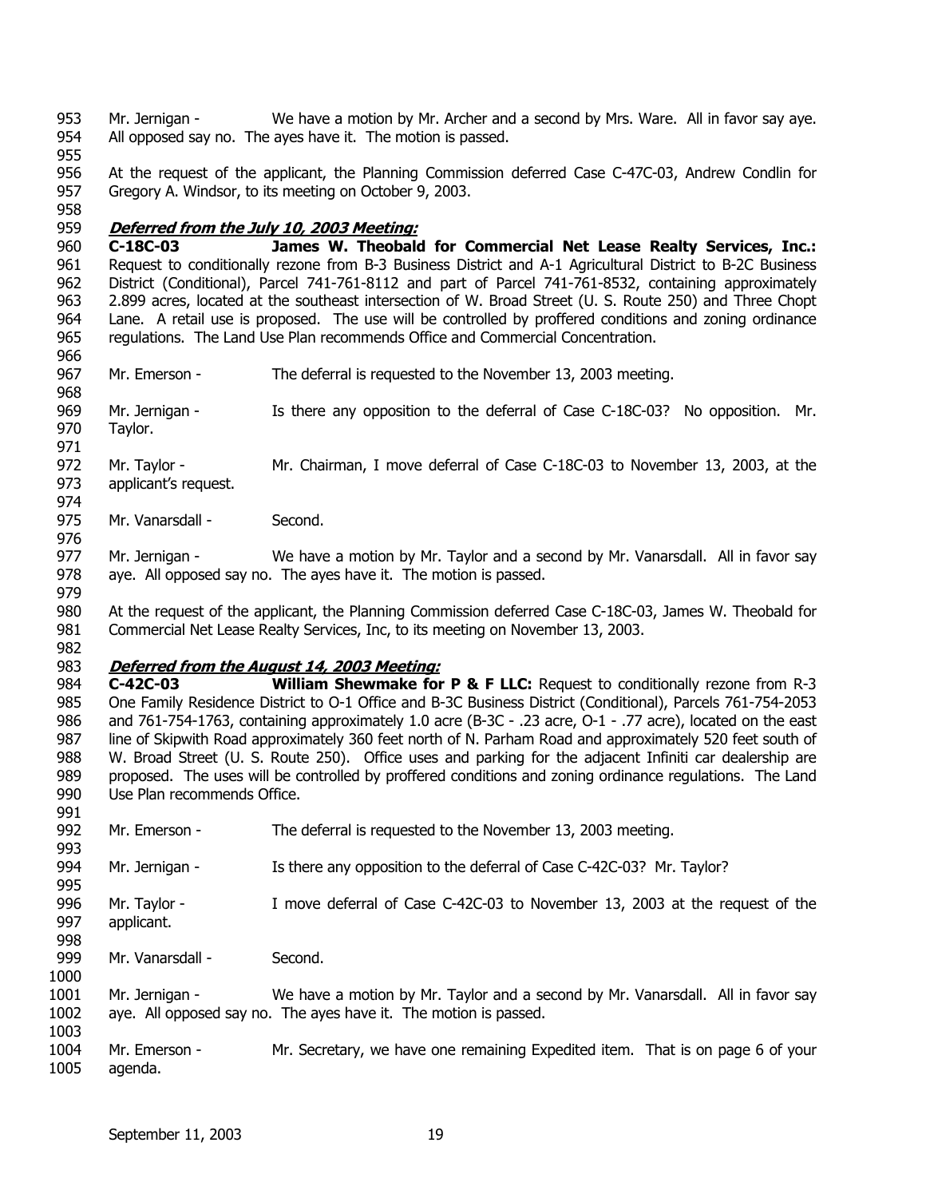Mr. Jernigan - We have a motion by Mr. Archer and a second by Mrs. Ware. All in favor say aye. All opposed say no. The ayes have it. The motion is passed.

At the request of the applicant, the Planning Commission deferred Case C-47C-03, Andrew Condlin for Gregory A. Windsor, to its meeting on October 9, 2003.

***Deferred from the July 10, 2003 Meeting:***

**C-18C-03 James W. Theobald for Commercial Net Lease Realty Services, Inc.:** Request to conditionally rezone from B-3 Business District and A-1 Agricultural District to B-2C Business District (Conditional), Parcel 741-761-8112 and part of Parcel 741-761-8532, containing approximately 2.899 acres, located at the southeast intersection of W. Broad Street (U. S. Route 250) and Three Chopt Lane. A retail use is proposed. The use will be controlled by proffered conditions and zoning ordinance regulations. The Land Use Plan recommends Office and Commercial Concentration.

Mr. Emerson - The deferral is requested to the November 13, 2003 meeting.

Mr. Jernigan - Is there any opposition to the deferral of Case C-18C-03? No opposition. Mr. Taylor.

Mr. Taylor - Mr. Chairman, I move deferral of Case C-18C-03 to November 13, 2003, at the applicant's request.

Mr. Vanarsdall - Second.

Mr. Jernigan - We have a motion by Mr. Taylor and a second by Mr. Vanarsdall. All in favor say aye. All opposed say no. The ayes have it. The motion is passed.

At the request of the applicant, the Planning Commission deferred Case C-18C-03, James W. Theobald for Commercial Net Lease Realty Services, Inc, to its meeting on November 13, 2003.

***Deferred from the August 14, 2003 Meeting:***

**C-42C-03 William Shewmake for P & F LLC:** Request to conditionally rezone from R-3 One Family Residence District to O-1 Office and B-3C Business District (Conditional), Parcels 761-754-2053 and 761-754-1763, containing approximately 1.0 acre (B-3C - .23 acre, O-1 - .77 acre), located on the east line of Skipwith Road approximately 360 feet north of N. Parham Road and approximately 520 feet south of W. Broad Street (U. S. Route 250). Office uses and parking for the adjacent Infiniti car dealership are proposed. The uses will be controlled by proffered conditions and zoning ordinance regulations. The Land Use Plan recommends Office.

Mr. Emerson - The deferral is requested to the November 13, 2003 meeting.

Mr. Jernigan - Is there any opposition to the deferral of Case C-42C-03? Mr. Taylor?

Mr. Taylor - I move deferral of Case C-42C-03 to November 13, 2003 at the request of the applicant.

Mr. Vanarsdall - Second.

Mr. Jernigan - We have a motion by Mr. Taylor and a second by Mr. Vanarsdall. All in favor say aye. All opposed say no. The ayes have it. The motion is passed.

Mr. Emerson - Mr. Secretary, we have one remaining Expedited item. That is on page 6 of your agenda.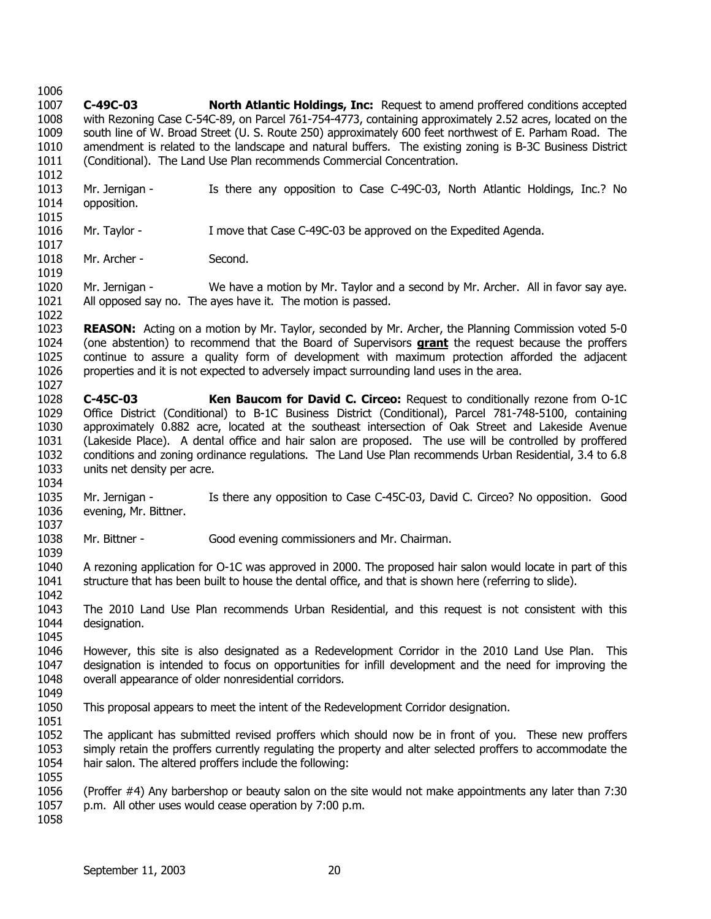**C-49C-03** **North Atlantic Holdings, Inc:** Request to amend proffered conditions accepted with Rezoning Case C-54C-89, on Parcel 761-754-4773, containing approximately 2.52 acres, located on the south line of W. Broad Street (U. S. Route 250) approximately 600 feet northwest of E. Parham Road. The amendment is related to the landscape and natural buffers. The existing zoning is B-3C Business District (Conditional). The Land Use Plan recommends Commercial Concentration.

Mr. Jernigan - Is there any opposition to Case C-49C-03, North Atlantic Holdings, Inc.? No opposition.

Mr. Taylor - I move that Case C-49C-03 be approved on the Expedited Agenda.

Mr. Archer - Second.

Mr. Jernigan - We have a motion by Mr. Taylor and a second by Mr. Archer. All in favor say aye. All opposed say no. The ayes have it. The motion is passed.

**REASON:** Acting on a motion by Mr. Taylor, seconded by Mr. Archer, the Planning Commission voted 5-0 (one abstention) to recommend that the Board of Supervisors **grant** the request because the proffers continue to assure a quality form of development with maximum protection afforded the adjacent properties and it is not expected to adversely impact surrounding land uses in the area.

**C-45C-03** **Ken Baucom for David C. Circeo:** Request to conditionally rezone from O-1C Office District (Conditional) to B-1C Business District (Conditional), Parcel 781-748-5100, containing approximately 0.882 acre, located at the southeast intersection of Oak Street and Lakeside Avenue (Lakeside Place). A dental office and hair salon are proposed. The use will be controlled by proffered conditions and zoning ordinance regulations. The Land Use Plan recommends Urban Residential, 3.4 to 6.8 units net density per acre.

Mr. Jernigan - Is there any opposition to Case C-45C-03, David C. Circeo? No opposition. Good evening, Mr. Bittner.

Mr. Bittner - Good evening commissioners and Mr. Chairman.

A rezoning application for O-1C was approved in 2000. The proposed hair salon would locate in part of this structure that has been built to house the dental office, and that is shown here (referring to slide).

The 2010 Land Use Plan recommends Urban Residential, and this request is not consistent with this designation.

However, this site is also designated as a Redevelopment Corridor in the 2010 Land Use Plan. This designation is intended to focus on opportunities for infill development and the need for improving the overall appearance of older nonresidential corridors.

This proposal appears to meet the intent of the Redevelopment Corridor designation.

The applicant has submitted revised proffers which should now be in front of you. These new proffers simply retain the proffers currently regulating the property and alter selected proffers to accommodate the hair salon. The altered proffers include the following:

(Proffer #4) Any barbershop or beauty salon on the site would not make appointments any later than 7:30 p.m. All other uses would cease operation by 7:00 p.m.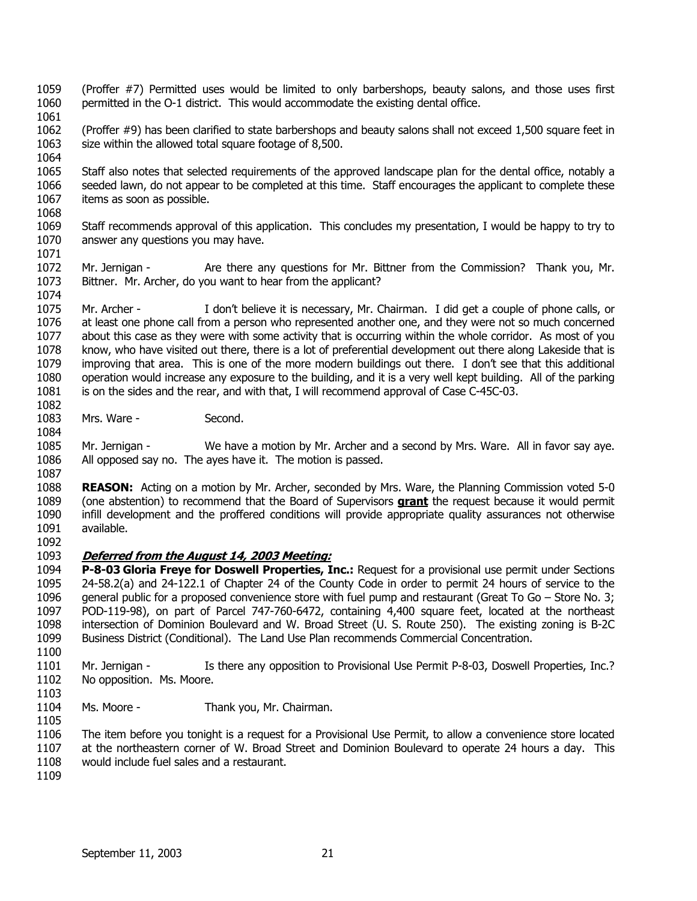(Proffer #7) Permitted uses would be limited to only barbershops, beauty salons, and those uses first permitted in the O-1 district. This would accommodate the existing dental office.

(Proffer #9) has been clarified to state barbershops and beauty salons shall not exceed 1,500 square feet in size within the allowed total square footage of 8,500.

Staff also notes that selected requirements of the approved landscape plan for the dental office, notably a seeded lawn, do not appear to be completed at this time. Staff encourages the applicant to complete these items as soon as possible.

Staff recommends approval of this application. This concludes my presentation, I would be happy to try to answer any questions you may have.

Mr. Jernigan - Are there any questions for Mr. Bittner from the Commission? Thank you, Mr. Bittner. Mr. Archer, do you want to hear from the applicant?

Mr. Archer - I don't believe it is necessary, Mr. Chairman. I did get a couple of phone calls, or at least one phone call from a person who represented another one, and they were not so much concerned about this case as they were with some activity that is occurring within the whole corridor. As most of you know, who have visited out there, there is a lot of preferential development out there along Lakeside that is improving that area. This is one of the more modern buildings out there. I don't see that this additional operation would increase any exposure to the building, and it is a very well kept building. All of the parking is on the sides and the rear, and with that, I will recommend approval of Case C-45C-03.

Mrs. Ware - Second.

Mr. Jernigan - We have a motion by Mr. Archer and a second by Mrs. Ware. All in favor say aye. All opposed say no. The ayes have it. The motion is passed.

**REASON:** Acting on a motion by Mr. Archer, seconded by Mrs. Ware, the Planning Commission voted 5-0 (one abstention) to recommend that the Board of Supervisors **grant** the request because it would permit infill development and the proffered conditions will provide appropriate quality assurances not otherwise available.

***Deferred from the August 14, 2003 Meeting:***

**P-8-03 Gloria Freye for Doswell Properties, Inc.:** Request for a provisional use permit under Sections 24-58.2(a) and 24-122.1 of Chapter 24 of the County Code in order to permit 24 hours of service to the general public for a proposed convenience store with fuel pump and restaurant (Great To Go – Store No. 3; POD-119-98), on part of Parcel 747-760-6472, containing 4,400 square feet, located at the northeast intersection of Dominion Boulevard and W. Broad Street (U. S. Route 250). The existing zoning is B-2C Business District (Conditional). The Land Use Plan recommends Commercial Concentration.

Mr. Jernigan - Is there any opposition to Provisional Use Permit P-8-03, Doswell Properties, Inc.? No opposition. Ms. Moore.

Ms. Moore - Thank you, Mr. Chairman.

The item before you tonight is a request for a Provisional Use Permit, to allow a convenience store located at the northeastern corner of W. Broad Street and Dominion Boulevard to operate 24 hours a day. This would include fuel sales and a restaurant.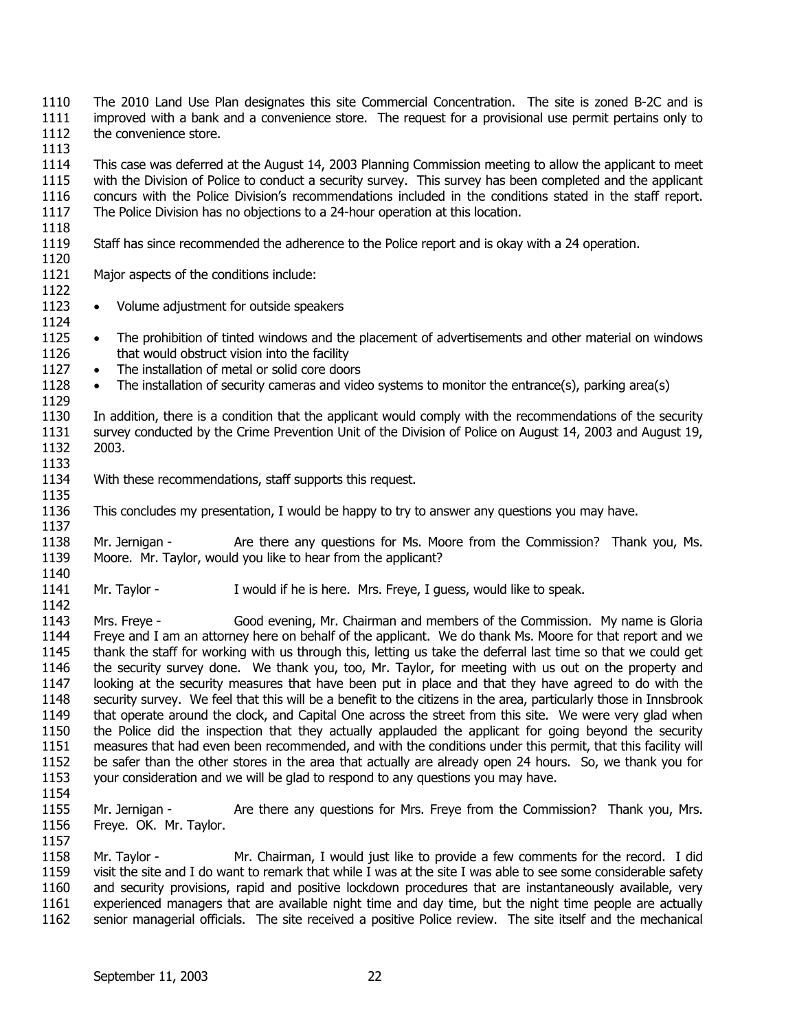The 2010 Land Use Plan designates this site Commercial Concentration. The site is zoned B-2C and is improved with a bank and a convenience store. The request for a provisional use permit pertains only to the convenience store.

This case was deferred at the August 14, 2003 Planning Commission meeting to allow the applicant to meet with the Division of Police to conduct a security survey. This survey has been completed and the applicant concurs with the Police Division's recommendations included in the conditions stated in the staff report. The Police Division has no objections to a 24-hour operation at this location.

Staff has since recommended the adherence to the Police report and is okay with a 24 operation.

Major aspects of the conditions include:

- Volume adjustment for outside speakers
- The prohibition of tinted windows and the placement of advertisements and other material on windows that would obstruct vision into the facility
- The installation of metal or solid core doors
- The installation of security cameras and video systems to monitor the entrance(s), parking area(s)

In addition, there is a condition that the applicant would comply with the recommendations of the security survey conducted by the Crime Prevention Unit of the Division of Police on August 14, 2003 and August 19, 2003.

With these recommendations, staff supports this request.

This concludes my presentation, I would be happy to try to answer any questions you may have.

Mr. Jernigan - Are there any questions for Ms. Moore from the Commission? Thank you, Ms. Moore. Mr. Taylor, would you like to hear from the applicant?

Mr. Taylor - I would if he is here. Mrs. Freye, I guess, would like to speak.

Mrs. Freye - Good evening, Mr. Chairman and members of the Commission. My name is Gloria Freye and I am an attorney here on behalf of the applicant. We do thank Ms. Moore for that report and we thank the staff for working with us through this, letting us take the deferral last time so that we could get the security survey done. We thank you, too, Mr. Taylor, for meeting with us out on the property and looking at the security measures that have been put in place and that they have agreed to do with the security survey. We feel that this will be a benefit to the citizens in the area, particularly those in Innsbrook that operate around the clock, and Capital One across the street from this site. We were very glad when the Police did the inspection that they actually applauded the applicant for going beyond the security measures that had even been recommended, and with the conditions under this permit, that this facility will be safer than the other stores in the area that actually are already open 24 hours. So, we thank you for your consideration and we will be glad to respond to any questions you may have.

Mr. Jernigan - Are there any questions for Mrs. Freye from the Commission? Thank you, Mrs. Freye. OK. Mr. Taylor.

Mr. Taylor - Mr. Chairman, I would just like to provide a few comments for the record. I did visit the site and I do want to remark that while I was at the site I was able to see some considerable safety and security provisions, rapid and positive lockdown procedures that are instantaneously available, very experienced managers that are available night time and day time, but the night time people are actually senior managerial officials. The site received a positive Police review. The site itself and the mechanical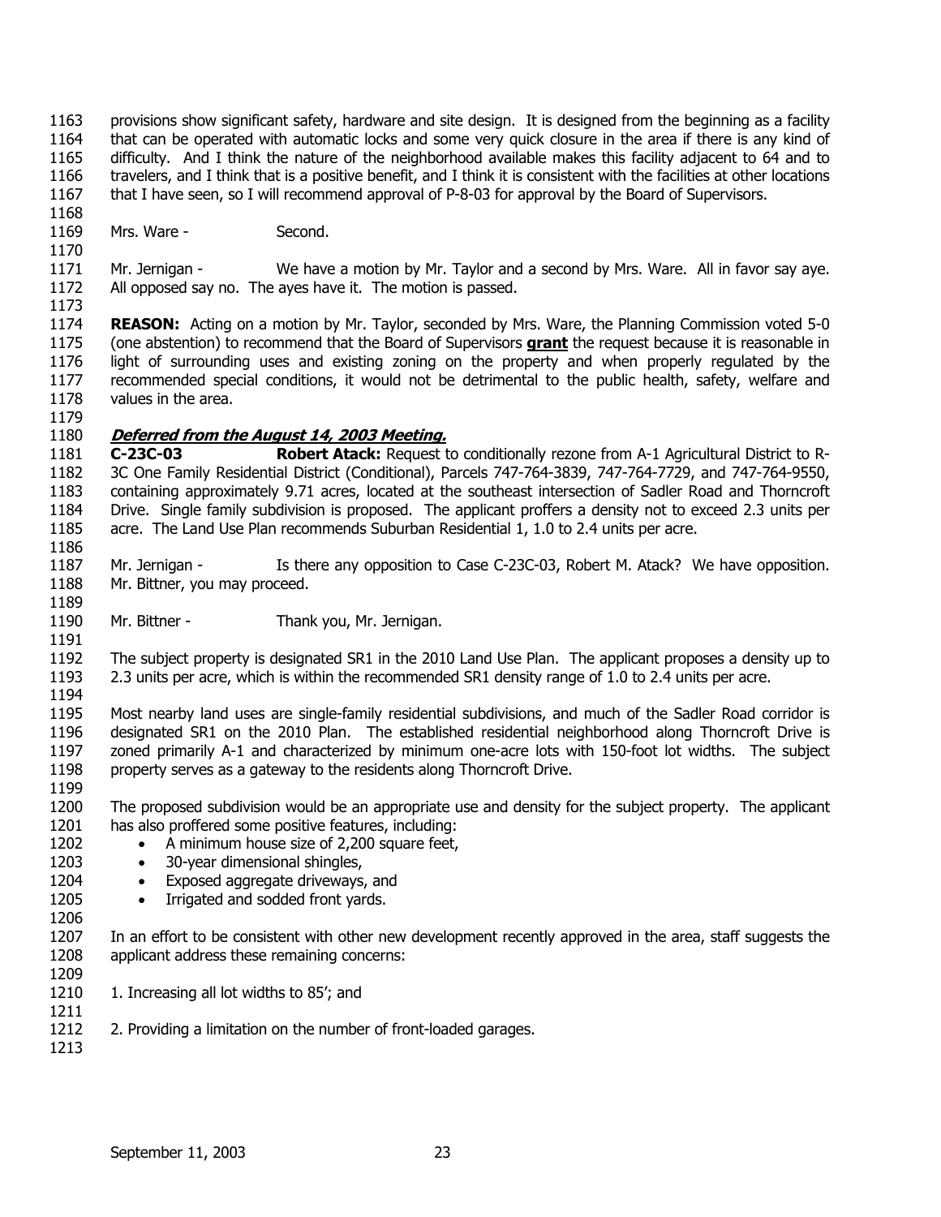provisions show significant safety, hardware and site design. It is designed from the beginning as a facility that can be operated with automatic locks and some very quick closure in the area if there is any kind of difficulty. And I think the nature of the neighborhood available makes this facility adjacent to 64 and to travelers, and I think that is a positive benefit, and I think it is consistent with the facilities at other locations that I have seen, so I will recommend approval of P-8-03 for approval by the Board of Supervisors.

Mrs. Ware - Second.

Mr. Jernigan - We have a motion by Mr. Taylor and a second by Mrs. Ware. All in favor say aye. All opposed say no. The ayes have it. The motion is passed.

**REASON:** Acting on a motion by Mr. Taylor, seconded by Mrs. Ware, the Planning Commission voted 5-0 (one abstention) to recommend that the Board of Supervisors **grant** the request because it is reasonable in light of surrounding uses and existing zoning on the property and when properly regulated by the recommended special conditions, it would not be detrimental to the public health, safety, welfare and values in the area.

***Deferred from the August 14, 2003 Meeting.***

**C-23C-03** **Robert Atack:** Request to conditionally rezone from A-1 Agricultural District to R-3C One Family Residential District (Conditional), Parcels 747-764-3839, 747-764-7729, and 747-764-9550, containing approximately 9.71 acres, located at the southeast intersection of Sadler Road and Thorncroft Drive. Single family subdivision is proposed. The applicant proffers a density not to exceed 2.3 units per acre. The Land Use Plan recommends Suburban Residential 1, 1.0 to 2.4 units per acre.

Mr. Jernigan - Is there any opposition to Case C-23C-03, Robert M. Atack? We have opposition. Mr. Bittner, you may proceed.

Mr. Bittner - Thank you, Mr. Jernigan.

The subject property is designated SR1 in the 2010 Land Use Plan. The applicant proposes a density up to 2.3 units per acre, which is within the recommended SR1 density range of 1.0 to 2.4 units per acre.

Most nearby land uses are single-family residential subdivisions, and much of the Sadler Road corridor is designated SR1 on the 2010 Plan. The established residential neighborhood along Thorncroft Drive is zoned primarily A-1 and characterized by minimum one-acre lots with 150-foot lot widths. The subject property serves as a gateway to the residents along Thorncroft Drive.

The proposed subdivision would be an appropriate use and density for the subject property. The applicant has also proffered some positive features, including:

- A minimum house size of 2,200 square feet,
- 30-year dimensional shingles,
- Exposed aggregate driveways, and
- Irrigated and sodded front yards.

In an effort to be consistent with other new development recently approved in the area, staff suggests the applicant address these remaining concerns:

1. Increasing all lot widths to 85'; and

2. Providing a limitation on the number of front-loaded garages.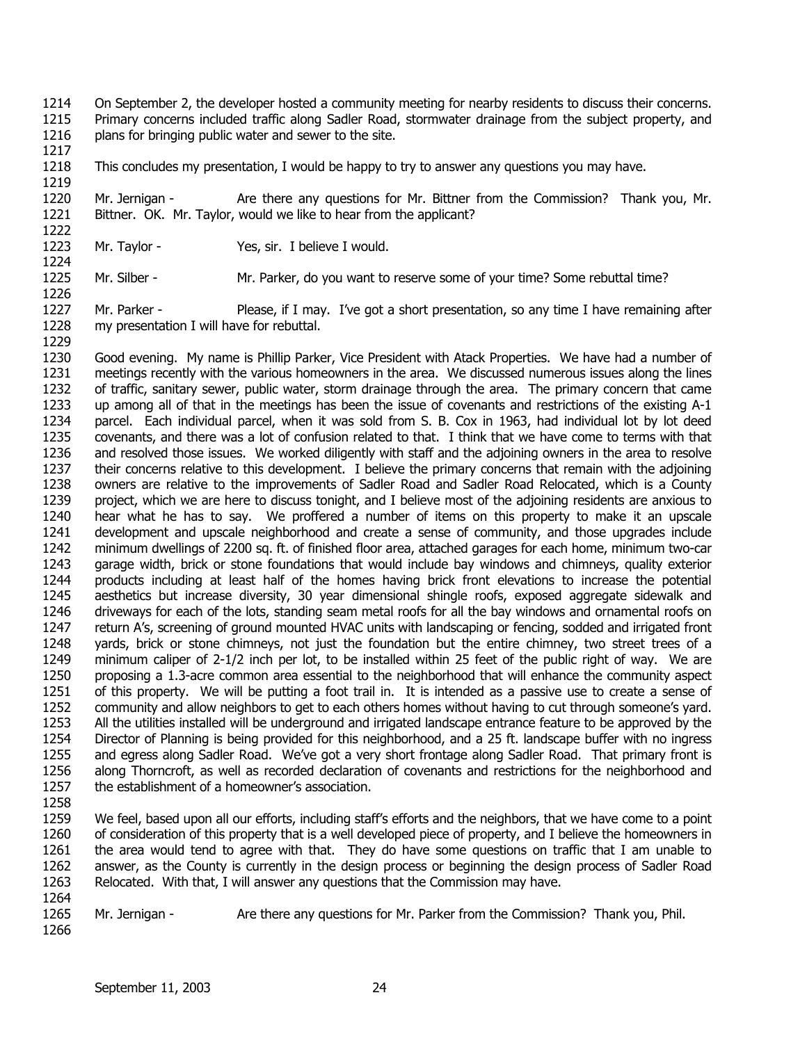On September 2, the developer hosted a community meeting for nearby residents to discuss their concerns. Primary concerns included traffic along Sadler Road, stormwater drainage from the subject property, and plans for bringing public water and sewer to the site.

This concludes my presentation, I would be happy to try to answer any questions you may have.

Mr. Jernigan - Are there any questions for Mr. Bittner from the Commission? Thank you, Mr. Bittner. OK. Mr. Taylor, would we like to hear from the applicant?

Mr. Taylor - Yes, sir. I believe I would.

Mr. Silber - Mr. Parker, do you want to reserve some of your time? Some rebuttal time?

Mr. Parker - Please, if I may. I've got a short presentation, so any time I have remaining after my presentation I will have for rebuttal.

Good evening. My name is Phillip Parker, Vice President with Atack Properties. We have had a number of meetings recently with the various homeowners in the area. We discussed numerous issues along the lines of traffic, sanitary sewer, public water, storm drainage through the area. The primary concern that came up among all of that in the meetings has been the issue of covenants and restrictions of the existing A-1 parcel. Each individual parcel, when it was sold from S. B. Cox in 1963, had individual lot by lot deed covenants, and there was a lot of confusion related to that. I think that we have come to terms with that and resolved those issues. We worked diligently with staff and the adjoining owners in the area to resolve their concerns relative to this development. I believe the primary concerns that remain with the adjoining owners are relative to the improvements of Sadler Road and Sadler Road Relocated, which is a County project, which we are here to discuss tonight, and I believe most of the adjoining residents are anxious to hear what he has to say. We proffered a number of items on this property to make it an upscale development and upscale neighborhood and create a sense of community, and those upgrades include minimum dwellings of 2200 sq. ft. of finished floor area, attached garages for each home, minimum two-car garage width, brick or stone foundations that would include bay windows and chimneys, quality exterior products including at least half of the homes having brick front elevations to increase the potential aesthetics but increase diversity, 30 year dimensional shingle roofs, exposed aggregate sidewalk and driveways for each of the lots, standing seam metal roofs for all the bay windows and ornamental roofs on return A's, screening of ground mounted HVAC units with landscaping or fencing, sodded and irrigated front yards, brick or stone chimneys, not just the foundation but the entire chimney, two street trees of a minimum caliper of 2-1/2 inch per lot, to be installed within 25 feet of the public right of way. We are proposing a 1.3-acre common area essential to the neighborhood that will enhance the community aspect of this property. We will be putting a foot trail in. It is intended as a passive use to create a sense of community and allow neighbors to get to each others homes without having to cut through someone's yard. All the utilities installed will be underground and irrigated landscape entrance feature to be approved by the Director of Planning is being provided for this neighborhood, and a 25 ft. landscape buffer with no ingress and egress along Sadler Road. We've got a very short frontage along Sadler Road. That primary front is along Thorncroft, as well as recorded declaration of covenants and restrictions for the neighborhood and the establishment of a homeowner's association.

We feel, based upon all our efforts, including staff's efforts and the neighbors, that we have come to a point of consideration of this property that is a well developed piece of property, and I believe the homeowners in the area would tend to agree with that. They do have some questions on traffic that I am unable to answer, as the County is currently in the design process or beginning the design process of Sadler Road Relocated. With that, I will answer any questions that the Commission may have.

Mr. Jernigan - Are there any questions for Mr. Parker from the Commission? Thank you, Phil.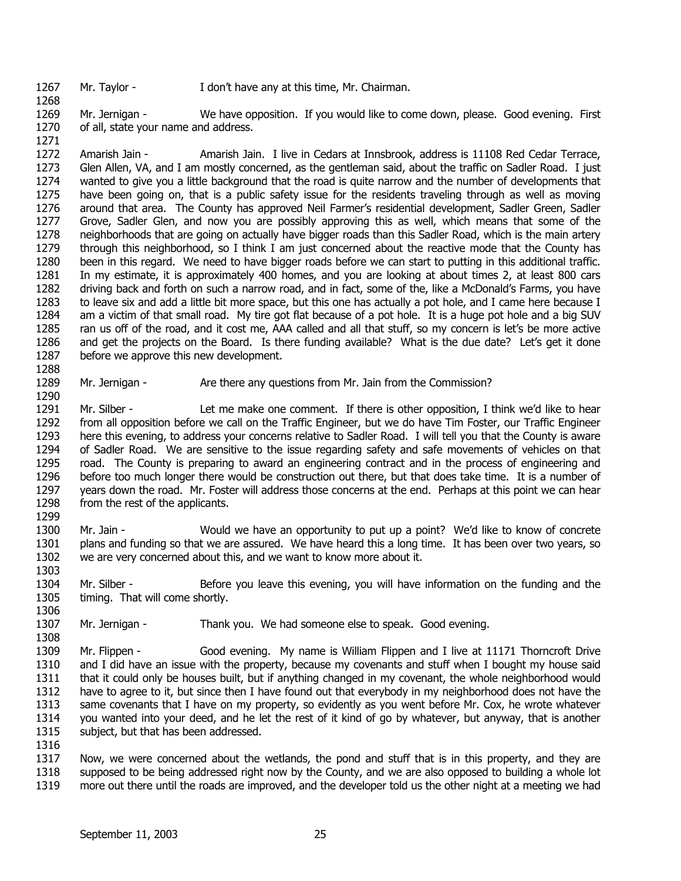Mr. Taylor - I don't have any at this time, Mr. Chairman.

Mr. Jernigan - We have opposition. If you would like to come down, please. Good evening. First of all, state your name and address.

Amarish Jain - Amarish Jain. I live in Cedars at Innsbrook, address is 11108 Red Cedar Terrace, Glen Allen, VA, and I am mostly concerned, as the gentleman said, about the traffic on Sadler Road. I just wanted to give you a little background that the road is quite narrow and the number of developments that have been going on, that is a public safety issue for the residents traveling through as well as moving around that area. The County has approved Neil Farmer's residential development, Sadler Green, Sadler Grove, Sadler Glen, and now you are possibly approving this as well, which means that some of the neighborhoods that are going on actually have bigger roads than this Sadler Road, which is the main artery through this neighborhood, so I think I am just concerned about the reactive mode that the County has been in this regard. We need to have bigger roads before we can start to putting in this additional traffic. In my estimate, it is approximately 400 homes, and you are looking at about times 2, at least 800 cars driving back and forth on such a narrow road, and in fact, some of the, like a McDonald's Farms, you have to leave six and add a little bit more space, but this one has actually a pot hole, and I came here because I am a victim of that small road. My tire got flat because of a pot hole. It is a huge pot hole and a big SUV ran us off of the road, and it cost me, AAA called and all that stuff, so my concern is let's be more active and get the projects on the Board. Is there funding available? What is the due date? Let's get it done before we approve this new development.

Mr. Jernigan - Are there any questions from Mr. Jain from the Commission?

Mr. Silber - Let me make one comment. If there is other opposition, I think we'd like to hear from all opposition before we call on the Traffic Engineer, but we do have Tim Foster, our Traffic Engineer here this evening, to address your concerns relative to Sadler Road. I will tell you that the County is aware of Sadler Road. We are sensitive to the issue regarding safety and safe movements of vehicles on that road. The County is preparing to award an engineering contract and in the process of engineering and before too much longer there would be construction out there, but that does take time. It is a number of years down the road. Mr. Foster will address those concerns at the end. Perhaps at this point we can hear from the rest of the applicants.

Mr. Jain - Would we have an opportunity to put up a point? We'd like to know of concrete plans and funding so that we are assured. We have heard this a long time. It has been over two years, so we are very concerned about this, and we want to know more about it.

Mr. Silber - Before you leave this evening, you will have information on the funding and the timing. That will come shortly.

Mr. Jernigan - Thank you. We had someone else to speak. Good evening.

Mr. Flippen - Good evening. My name is William Flippen and I live at 11171 Thorncroft Drive and I did have an issue with the property, because my covenants and stuff when I bought my house said that it could only be houses built, but if anything changed in my covenant, the whole neighborhood would have to agree to it, but since then I have found out that everybody in my neighborhood does not have the same covenants that I have on my property, so evidently as you went before Mr. Cox, he wrote whatever you wanted into your deed, and he let the rest of it kind of go by whatever, but anyway, that is another subject, but that has been addressed.

Now, we were concerned about the wetlands, the pond and stuff that is in this property, and they are supposed to be being addressed right now by the County, and we are also opposed to building a whole lot more out there until the roads are improved, and the developer told us the other night at a meeting we had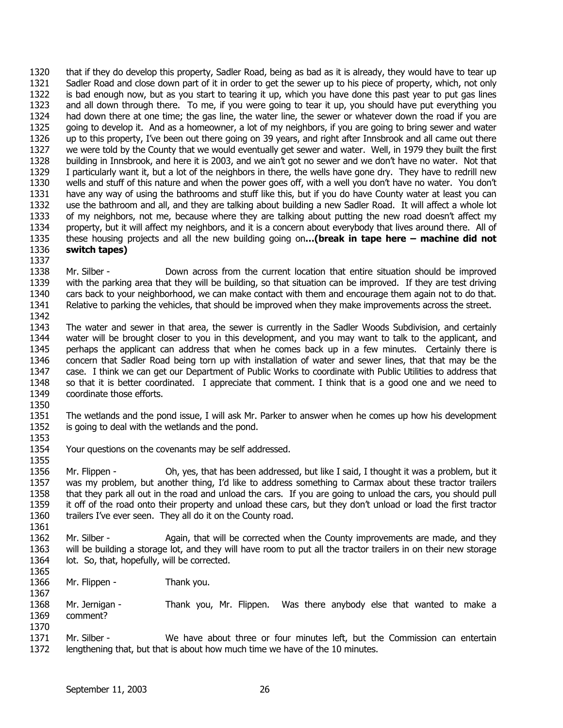that if they do develop this property, Sadler Road, being as bad as it is already, they would have to tear up Sadler Road and close down part of it in order to get the sewer up to his piece of property, which, not only is bad enough now, but as you start to tearing it up, which you have done this past year to put gas lines and all down through there. To me, if you were going to tear it up, you should have put everything you had down there at one time; the gas line, the water line, the sewer or whatever down the road if you are going to develop it. And as a homeowner, a lot of my neighbors, if you are going to bring sewer and water up to this property, I've been out there going on 39 years, and right after Innsbrook and all came out there we were told by the County that we would eventually get sewer and water. Well, in 1979 they built the first building in Innsbrook, and here it is 2003, and we ain't got no sewer and we don't have no water. Not that I particularly want it, but a lot of the neighbors in there, the wells have gone dry. They have to redrill new wells and stuff of this nature and when the power goes off, with a well you don't have no water. You don't have any way of using the bathrooms and stuff like this, but if you do have County water at least you can use the bathroom and all, and they are talking about building a new Sadler Road. It will affect a whole lot of my neighbors, not me, because where they are talking about putting the new road doesn't affect my property, but it will affect my neighbors, and it is a concern about everybody that lives around there. All of these housing projects and all the new building going on**…(break in tape here – machine did not switch tapes)**

Mr. Silber - Down across from the current location that entire situation should be improved with the parking area that they will be building, so that situation can be improved. If they are test driving cars back to your neighborhood, we can make contact with them and encourage them again not to do that. Relative to parking the vehicles, that should be improved when they make improvements across the street.

The water and sewer in that area, the sewer is currently in the Sadler Woods Subdivision, and certainly water will be brought closer to you in this development, and you may want to talk to the applicant, and perhaps the applicant can address that when he comes back up in a few minutes. Certainly there is concern that Sadler Road being torn up with installation of water and sewer lines, that that may be the case. I think we can get our Department of Public Works to coordinate with Public Utilities to address that so that it is better coordinated. I appreciate that comment. I think that is a good one and we need to coordinate those efforts.

The wetlands and the pond issue, I will ask Mr. Parker to answer when he comes up how his development is going to deal with the wetlands and the pond.

Your questions on the covenants may be self addressed.

Mr. Flippen - Oh, yes, that has been addressed, but like I said, I thought it was a problem, but it was my problem, but another thing, I'd like to address something to Carmax about these tractor trailers that they park all out in the road and unload the cars. If you are going to unload the cars, you should pull it off of the road onto their property and unload these cars, but they don't unload or load the first tractor trailers I've ever seen. They all do it on the County road.

Mr. Silber - Again, that will be corrected when the County improvements are made, and they will be building a storage lot, and they will have room to put all the tractor trailers in on their new storage lot. So, that, hopefully, will be corrected.

Mr. Flippen - Thank you.

Mr. Jernigan - Thank you, Mr. Flippen. Was there anybody else that wanted to make a comment?

Mr. Silber - We have about three or four minutes left, but the Commission can entertain lengthening that, but that is about how much time we have of the 10 minutes.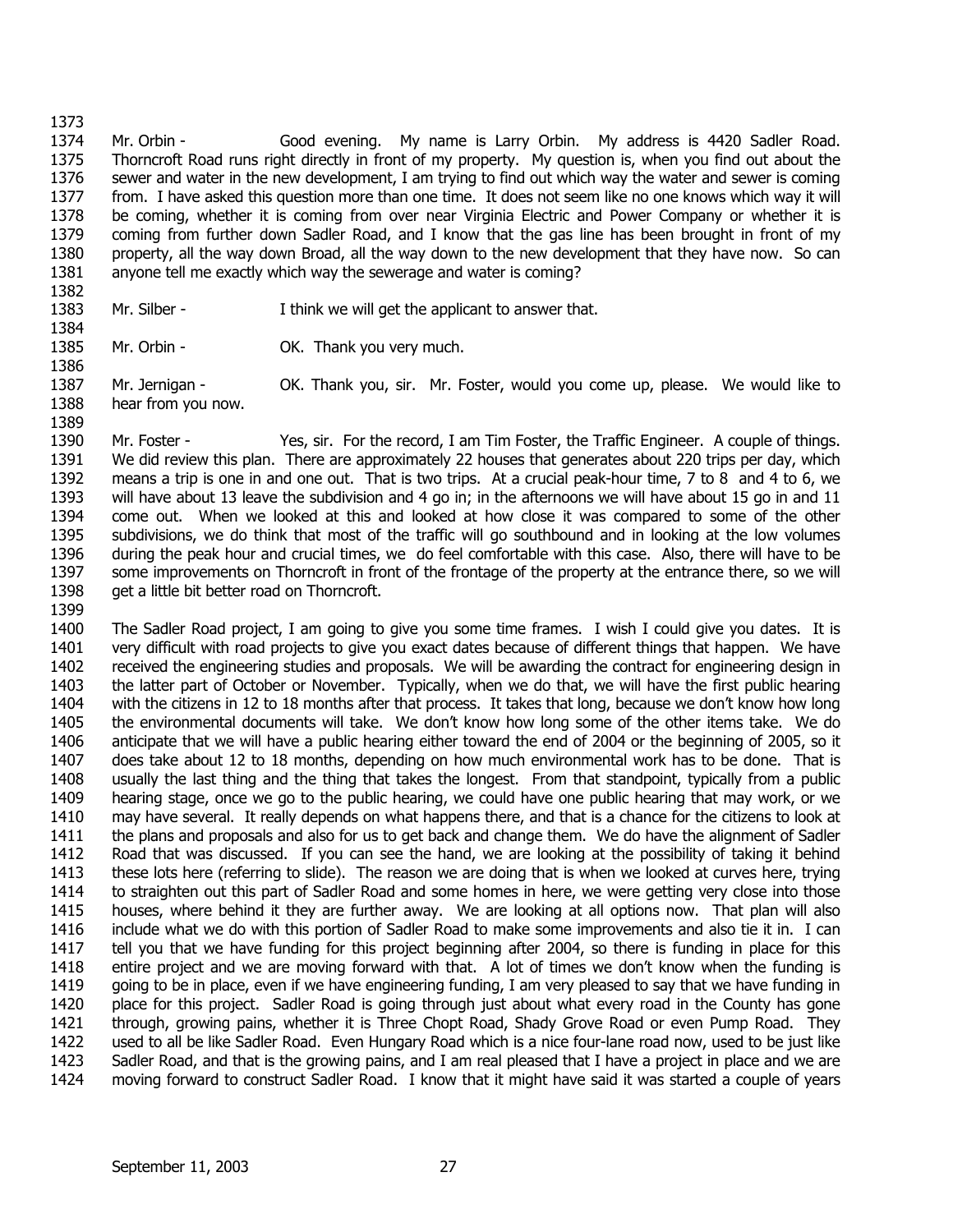Mr. Orbin - Good evening. My name is Larry Orbin. My address is 4420 Sadler Road. Thorncroft Road runs right directly in front of my property. My question is, when you find out about the sewer and water in the new development, I am trying to find out which way the water and sewer is coming from. I have asked this question more than one time. It does not seem like no one knows which way it will be coming, whether it is coming from over near Virginia Electric and Power Company or whether it is coming from further down Sadler Road, and I know that the gas line has been brought in front of my property, all the way down Broad, all the way down to the new development that they have now. So can anyone tell me exactly which way the sewerage and water is coming?

Mr. Silber - I think we will get the applicant to answer that.

Mr. Orbin - OK. Thank you very much.

Mr. Jernigan - OK. Thank you, sir. Mr. Foster, would you come up, please. We would like to hear from you now.

Mr. Foster - Yes, sir. For the record, I am Tim Foster, the Traffic Engineer. A couple of things. We did review this plan. There are approximately 22 houses that generates about 220 trips per day, which means a trip is one in and one out. That is two trips. At a crucial peak-hour time, 7 to 8 and 4 to 6, we will have about 13 leave the subdivision and 4 go in; in the afternoons we will have about 15 go in and 11 come out. When we looked at this and looked at how close it was compared to some of the other subdivisions, we do think that most of the traffic will go southbound and in looking at the low volumes during the peak hour and crucial times, we do feel comfortable with this case. Also, there will have to be some improvements on Thorncroft in front of the frontage of the property at the entrance there, so we will get a little bit better road on Thorncroft.

The Sadler Road project, I am going to give you some time frames. I wish I could give you dates. It is very difficult with road projects to give you exact dates because of different things that happen. We have received the engineering studies and proposals. We will be awarding the contract for engineering design in the latter part of October or November. Typically, when we do that, we will have the first public hearing with the citizens in 12 to 18 months after that process. It takes that long, because we don't know how long the environmental documents will take. We don't know how long some of the other items take. We do anticipate that we will have a public hearing either toward the end of 2004 or the beginning of 2005, so it does take about 12 to 18 months, depending on how much environmental work has to be done. That is usually the last thing and the thing that takes the longest. From that standpoint, typically from a public hearing stage, once we go to the public hearing, we could have one public hearing that may work, or we may have several. It really depends on what happens there, and that is a chance for the citizens to look at the plans and proposals and also for us to get back and change them. We do have the alignment of Sadler Road that was discussed. If you can see the hand, we are looking at the possibility of taking it behind these lots here (referring to slide). The reason we are doing that is when we looked at curves here, trying to straighten out this part of Sadler Road and some homes in here, we were getting very close into those houses, where behind it they are further away. We are looking at all options now. That plan will also include what we do with this portion of Sadler Road to make some improvements and also tie it in. I can tell you that we have funding for this project beginning after 2004, so there is funding in place for this entire project and we are moving forward with that. A lot of times we don't know when the funding is going to be in place, even if we have engineering funding, I am very pleased to say that we have funding in place for this project. Sadler Road is going through just about what every road in the County has gone through, growing pains, whether it is Three Chopt Road, Shady Grove Road or even Pump Road. They used to all be like Sadler Road. Even Hungary Road which is a nice four-lane road now, used to be just like Sadler Road, and that is the growing pains, and I am real pleased that I have a project in place and we are moving forward to construct Sadler Road. I know that it might have said it was started a couple of years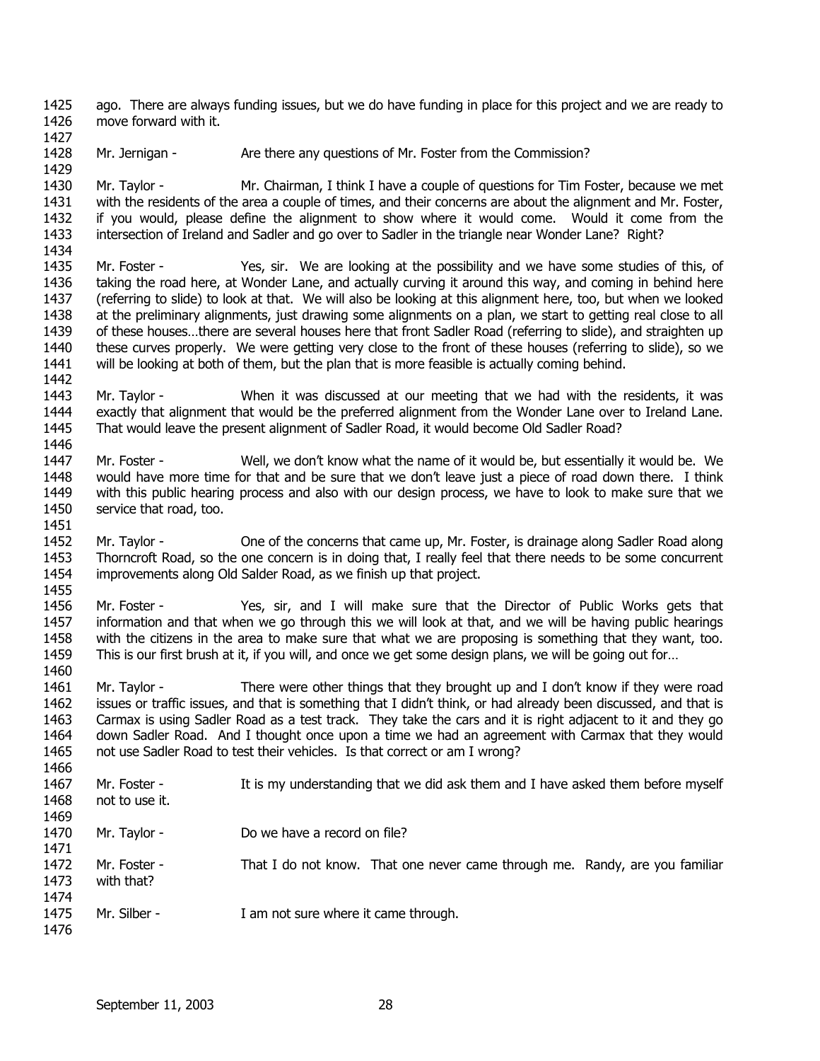ago. There are always funding issues, but we do have funding in place for this project and we are ready to move forward with it.

Mr. Jernigan - Are there any questions of Mr. Foster from the Commission?

Mr. Taylor - Mr. Chairman, I think I have a couple of questions for Tim Foster, because we met with the residents of the area a couple of times, and their concerns are about the alignment and Mr. Foster, if you would, please define the alignment to show where it would come. Would it come from the intersection of Ireland and Sadler and go over to Sadler in the triangle near Wonder Lane? Right?

Mr. Foster - Yes, sir. We are looking at the possibility and we have some studies of this, of taking the road here, at Wonder Lane, and actually curving it around this way, and coming in behind here (referring to slide) to look at that. We will also be looking at this alignment here, too, but when we looked at the preliminary alignments, just drawing some alignments on a plan, we start to getting real close to all of these houses…there are several houses here that front Sadler Road (referring to slide), and straighten up these curves properly. We were getting very close to the front of these houses (referring to slide), so we will be looking at both of them, but the plan that is more feasible is actually coming behind.

Mr. Taylor - When it was discussed at our meeting that we had with the residents, it was exactly that alignment that would be the preferred alignment from the Wonder Lane over to Ireland Lane. That would leave the present alignment of Sadler Road, it would become Old Sadler Road?

Mr. Foster - Well, we don't know what the name of it would be, but essentially it would be. We would have more time for that and be sure that we don't leave just a piece of road down there. I think with this public hearing process and also with our design process, we have to look to make sure that we service that road, too.

Mr. Taylor - One of the concerns that came up, Mr. Foster, is drainage along Sadler Road along Thorncroft Road, so the one concern is in doing that, I really feel that there needs to be some concurrent improvements along Old Salder Road, as we finish up that project.

Mr. Foster - Yes, sir, and I will make sure that the Director of Public Works gets that information and that when we go through this we will look at that, and we will be having public hearings with the citizens in the area to make sure that what we are proposing is something that they want, too. This is our first brush at it, if you will, and once we get some design plans, we will be going out for…

Mr. Taylor - There were other things that they brought up and I don't know if they were road issues or traffic issues, and that is something that I didn't think, or had already been discussed, and that is Carmax is using Sadler Road as a test track. They take the cars and it is right adjacent to it and they go down Sadler Road. And I thought once upon a time we had an agreement with Carmax that they would not use Sadler Road to test their vehicles. Is that correct or am I wrong?

Mr. Foster - It is my understanding that we did ask them and I have asked them before myself not to use it.

Mr. Taylor - Do we have a record on file?

Mr. Foster - That I do not know. That one never came through me. Randy, are you familiar with that?

Mr. Silber - I am not sure where it came through.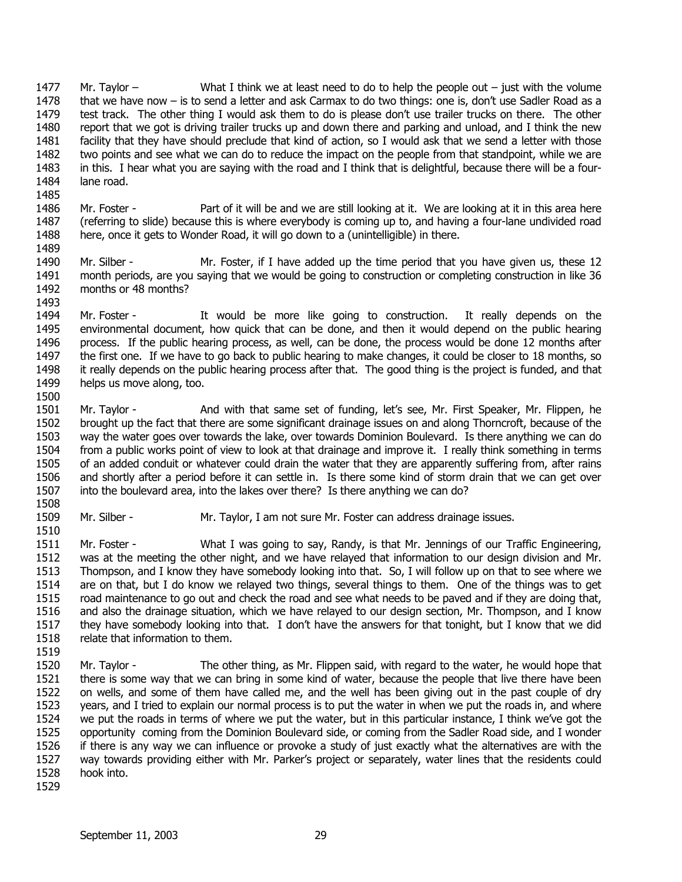Mr. Taylor – What I think we at least need to do to help the people out – just with the volume that we have now – is to send a letter and ask Carmax to do two things: one is, don't use Sadler Road as a test track. The other thing I would ask them to do is please don't use trailer trucks on there. The other report that we got is driving trailer trucks up and down there and parking and unload, and I think the new facility that they have should preclude that kind of action, so I would ask that we send a letter with those two points and see what we can do to reduce the impact on the people from that standpoint, while we are in this. I hear what you are saying with the road and I think that is delightful, because there will be a four-lane road.

Mr. Foster - Part of it will be and we are still looking at it. We are looking at it in this area here (referring to slide) because this is where everybody is coming up to, and having a four-lane undivided road here, once it gets to Wonder Road, it will go down to a (unintelligible) in there.

Mr. Silber - Mr. Foster, if I have added up the time period that you have given us, these 12 month periods, are you saying that we would be going to construction or completing construction in like 36 months or 48 months?

Mr. Foster - It would be more like going to construction. It really depends on the environmental document, how quick that can be done, and then it would depend on the public hearing process. If the public hearing process, as well, can be done, the process would be done 12 months after the first one. If we have to go back to public hearing to make changes, it could be closer to 18 months, so it really depends on the public hearing process after that. The good thing is the project is funded, and that helps us move along, too.

Mr. Taylor - And with that same set of funding, let's see, Mr. First Speaker, Mr. Flippen, he brought up the fact that there are some significant drainage issues on and along Thorncroft, because of the way the water goes over towards the lake, over towards Dominion Boulevard. Is there anything we can do from a public works point of view to look at that drainage and improve it. I really think something in terms of an added conduit or whatever could drain the water that they are apparently suffering from, after rains and shortly after a period before it can settle in. Is there some kind of storm drain that we can get over into the boulevard area, into the lakes over there? Is there anything we can do?

Mr. Silber - Mr. Taylor, I am not sure Mr. Foster can address drainage issues.

Mr. Foster - What I was going to say, Randy, is that Mr. Jennings of our Traffic Engineering, was at the meeting the other night, and we have relayed that information to our design division and Mr. Thompson, and I know they have somebody looking into that. So, I will follow up on that to see where we are on that, but I do know we relayed two things, several things to them. One of the things was to get road maintenance to go out and check the road and see what needs to be paved and if they are doing that, and also the drainage situation, which we have relayed to our design section, Mr. Thompson, and I know they have somebody looking into that. I don't have the answers for that tonight, but I know that we did relate that information to them.

Mr. Taylor - The other thing, as Mr. Flippen said, with regard to the water, he would hope that there is some way that we can bring in some kind of water, because the people that live there have been on wells, and some of them have called me, and the well has been giving out in the past couple of dry years, and I tried to explain our normal process is to put the water in when we put the roads in, and where we put the roads in terms of where we put the water, but in this particular instance, I think we've got the opportunity coming from the Dominion Boulevard side, or coming from the Sadler Road side, and I wonder if there is any way we can influence or provoke a study of just exactly what the alternatives are with the way towards providing either with Mr. Parker's project or separately, water lines that the residents could hook into.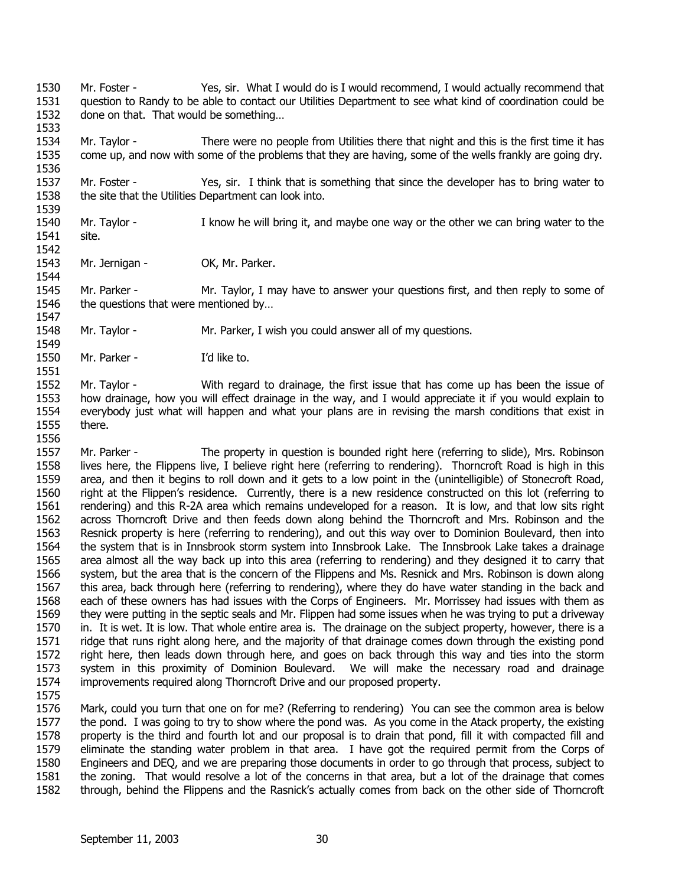Mr. Foster - Yes, sir. What I would do is I would recommend, I would actually recommend that question to Randy to be able to contact our Utilities Department to see what kind of coordination could be done on that. That would be something…

Mr. Taylor - There were no people from Utilities there that night and this is the first time it has come up, and now with some of the problems that they are having, some of the wells frankly are going dry.

Mr. Foster - Yes, sir. I think that is something that since the developer has to bring water to the site that the Utilities Department can look into.

Mr. Taylor - I know he will bring it, and maybe one way or the other we can bring water to the site.

Mr. Jernigan - OK, Mr. Parker.

Mr. Parker - Mr. Taylor, I may have to answer your questions first, and then reply to some of the questions that were mentioned by…

Mr. Taylor - Mr. Parker, I wish you could answer all of my questions.

Mr. Parker - I'd like to.

Mr. Taylor - With regard to drainage, the first issue that has come up has been the issue of how drainage, how you will effect drainage in the way, and I would appreciate it if you would explain to everybody just what will happen and what your plans are in revising the marsh conditions that exist in there.

Mr. Parker - The property in question is bounded right here (referring to slide), Mrs. Robinson lives here, the Flippens live, I believe right here (referring to rendering). Thorncroft Road is high in this area, and then it begins to roll down and it gets to a low point in the (unintelligible) of Stonecroft Road, right at the Flippen's residence. Currently, there is a new residence constructed on this lot (referring to rendering) and this R-2A area which remains undeveloped for a reason. It is low, and that low sits right across Thorncroft Drive and then feeds down along behind the Thorncroft and Mrs. Robinson and the Resnick property is here (referring to rendering), and out this way over to Dominion Boulevard, then into the system that is in Innsbrook storm system into Innsbrook Lake. The Innsbrook Lake takes a drainage area almost all the way back up into this area (referring to rendering) and they designed it to carry that system, but the area that is the concern of the Flippens and Ms. Resnick and Mrs. Robinson is down along this area, back through here (referring to rendering), where they do have water standing in the back and each of these owners has had issues with the Corps of Engineers. Mr. Morrissey had issues with them as they were putting in the septic seals and Mr. Flippen had some issues when he was trying to put a driveway in. It is wet. It is low. That whole entire area is. The drainage on the subject property, however, there is a ridge that runs right along here, and the majority of that drainage comes down through the existing pond right here, then leads down through here, and goes on back through this way and ties into the storm system in this proximity of Dominion Boulevard. We will make the necessary road and drainage improvements required along Thorncroft Drive and our proposed property.

Mark, could you turn that one on for me? (Referring to rendering) You can see the common area is below the pond. I was going to try to show where the pond was. As you come in the Atack property, the existing property is the third and fourth lot and our proposal is to drain that pond, fill it with compacted fill and eliminate the standing water problem in that area. I have got the required permit from the Corps of Engineers and DEQ, and we are preparing those documents in order to go through that process, subject to the zoning. That would resolve a lot of the concerns in that area, but a lot of the drainage that comes through, behind the Flippens and the Rasnick's actually comes from back on the other side of Thorncroft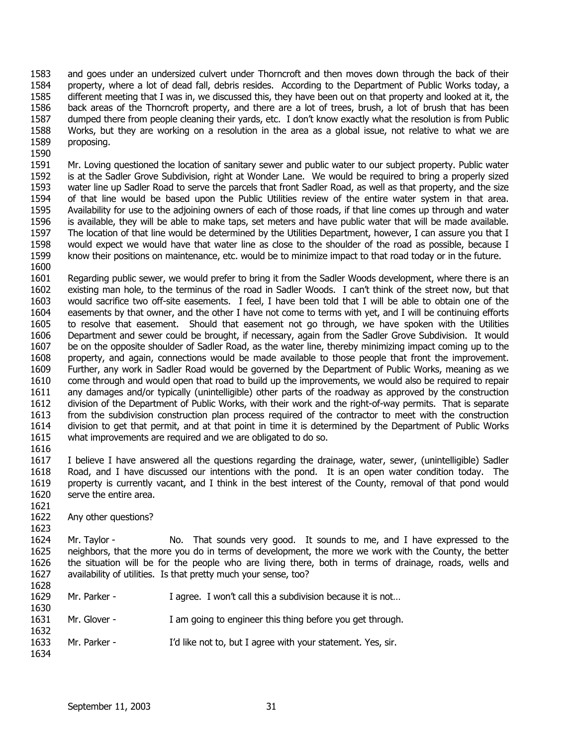and goes under an undersized culvert under Thorncroft and then moves down through the back of their property, where a lot of dead fall, debris resides. According to the Department of Public Works today, a different meeting that I was in, we discussed this, they have been out on that property and looked at it, the back areas of the Thorncroft property, and there are a lot of trees, brush, a lot of brush that has been dumped there from people cleaning their yards, etc. I don't know exactly what the resolution is from Public Works, but they are working on a resolution in the area as a global issue, not relative to what we are proposing.

Mr. Loving questioned the location of sanitary sewer and public water to our subject property. Public water is at the Sadler Grove Subdivision, right at Wonder Lane. We would be required to bring a properly sized water line up Sadler Road to serve the parcels that front Sadler Road, as well as that property, and the size of that line would be based upon the Public Utilities review of the entire water system in that area. Availability for use to the adjoining owners of each of those roads, if that line comes up through and water is available, they will be able to make taps, set meters and have public water that will be made available. The location of that line would be determined by the Utilities Department, however, I can assure you that I would expect we would have that water line as close to the shoulder of the road as possible, because I know their positions on maintenance, etc. would be to minimize impact to that road today or in the future.

Regarding public sewer, we would prefer to bring it from the Sadler Woods development, where there is an existing man hole, to the terminus of the road in Sadler Woods. I can't think of the street now, but that would sacrifice two off-site easements. I feel, I have been told that I will be able to obtain one of the easements by that owner, and the other I have not come to terms with yet, and I will be continuing efforts to resolve that easement. Should that easement not go through, we have spoken with the Utilities Department and sewer could be brought, if necessary, again from the Sadler Grove Subdivision. It would be on the opposite shoulder of Sadler Road, as the water line, thereby minimizing impact coming up to the property, and again, connections would be made available to those people that front the improvement. Further, any work in Sadler Road would be governed by the Department of Public Works, meaning as we come through and would open that road to build up the improvements, we would also be required to repair any damages and/or typically (unintelligible) other parts of the roadway as approved by the construction division of the Department of Public Works, with their work and the right-of-way permits. That is separate from the subdivision construction plan process required of the contractor to meet with the construction division to get that permit, and at that point in time it is determined by the Department of Public Works what improvements are required and we are obligated to do so.

I believe I have answered all the questions regarding the drainage, water, sewer, (unintelligible) Sadler Road, and I have discussed our intentions with the pond. It is an open water condition today. The property is currently vacant, and I think in the best interest of the County, removal of that pond would serve the entire area.

Any other questions?

Mr. Taylor - No. That sounds very good. It sounds to me, and I have expressed to the neighbors, that the more you do in terms of development, the more we work with the County, the better the situation will be for the people who are living there, both in terms of drainage, roads, wells and availability of utilities. Is that pretty much your sense, too?

Mr. Parker - I agree. I won't call this a subdivision because it is not…

Mr. Glover - I am going to engineer this thing before you get through.

Mr. Parker - I'd like not to, but I agree with your statement. Yes, sir.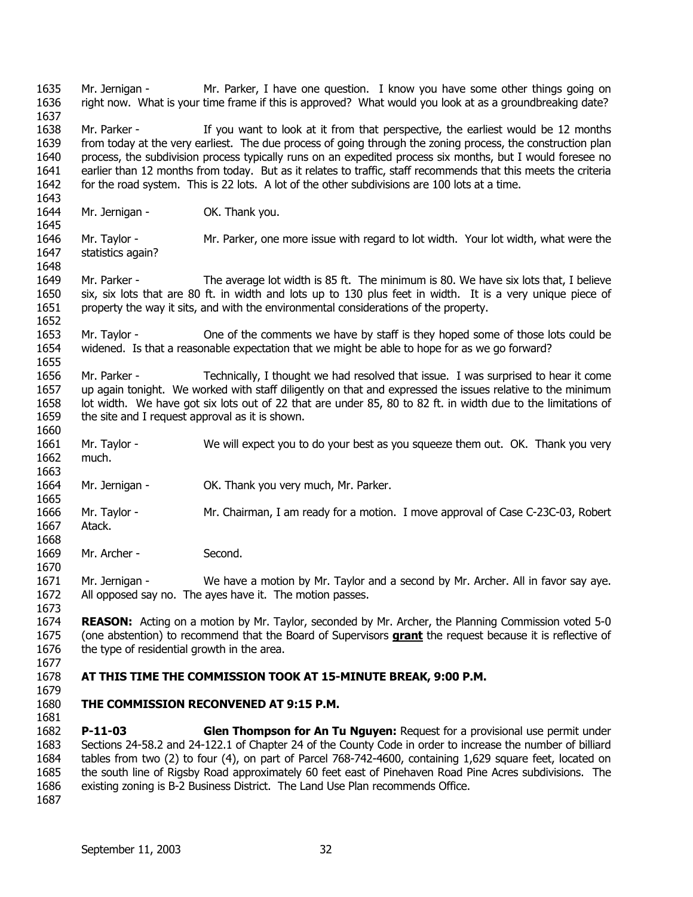Mr. Jernigan - Mr. Parker, I have one question. I know you have some other things going on right now. What is your time frame if this is approved? What would you look at as a groundbreaking date?

Mr. Parker - If you want to look at it from that perspective, the earliest would be 12 months from today at the very earliest. The due process of going through the zoning process, the construction plan process, the subdivision process typically runs on an expedited process six months, but I would foresee no earlier than 12 months from today. But as it relates to traffic, staff recommends that this meets the criteria for the road system. This is 22 lots. A lot of the other subdivisions are 100 lots at a time.

Mr. Jernigan - OK. Thank you.

Mr. Taylor - Mr. Parker, one more issue with regard to lot width. Your lot width, what were the statistics again?

Mr. Parker - The average lot width is 85 ft. The minimum is 80. We have six lots that, I believe six, six lots that are 80 ft. in width and lots up to 130 plus feet in width. It is a very unique piece of property the way it sits, and with the environmental considerations of the property.

Mr. Taylor - One of the comments we have by staff is they hoped some of those lots could be widened. Is that a reasonable expectation that we might be able to hope for as we go forward?

Mr. Parker - Technically, I thought we had resolved that issue. I was surprised to hear it come up again tonight. We worked with staff diligently on that and expressed the issues relative to the minimum lot width. We have got six lots out of 22 that are under 85, 80 to 82 ft. in width due to the limitations of the site and I request approval as it is shown.

Mr. Taylor - We will expect you to do your best as you squeeze them out. OK. Thank you very much.

Mr. Jernigan - OK. Thank you very much, Mr. Parker.

Mr. Taylor - Mr. Chairman, I am ready for a motion. I move approval of Case C-23C-03, Robert Atack.

Mr. Archer - Second.

Mr. Jernigan - We have a motion by Mr. Taylor and a second by Mr. Archer. All in favor say aye. All opposed say no. The ayes have it. The motion passes.

**REASON:** Acting on a motion by Mr. Taylor, seconded by Mr. Archer, the Planning Commission voted 5-0 (one abstention) to recommend that the Board of Supervisors **grant** the request because it is reflective of the type of residential growth in the area.

**AT THIS TIME THE COMMISSION TOOK AT 15-MINUTE BREAK, 9:00 P.M.**

**THE COMMISSION RECONVENED AT 9:15 P.M.**

**P-11-03 Glen Thompson for An Tu Nguyen:** Request for a provisional use permit under Sections 24-58.2 and 24-122.1 of Chapter 24 of the County Code in order to increase the number of billiard tables from two (2) to four (4), on part of Parcel 768-742-4600, containing 1,629 square feet, located on the south line of Rigsby Road approximately 60 feet east of Pinehaven Road Pine Acres subdivisions. The existing zoning is B-2 Business District. The Land Use Plan recommends Office.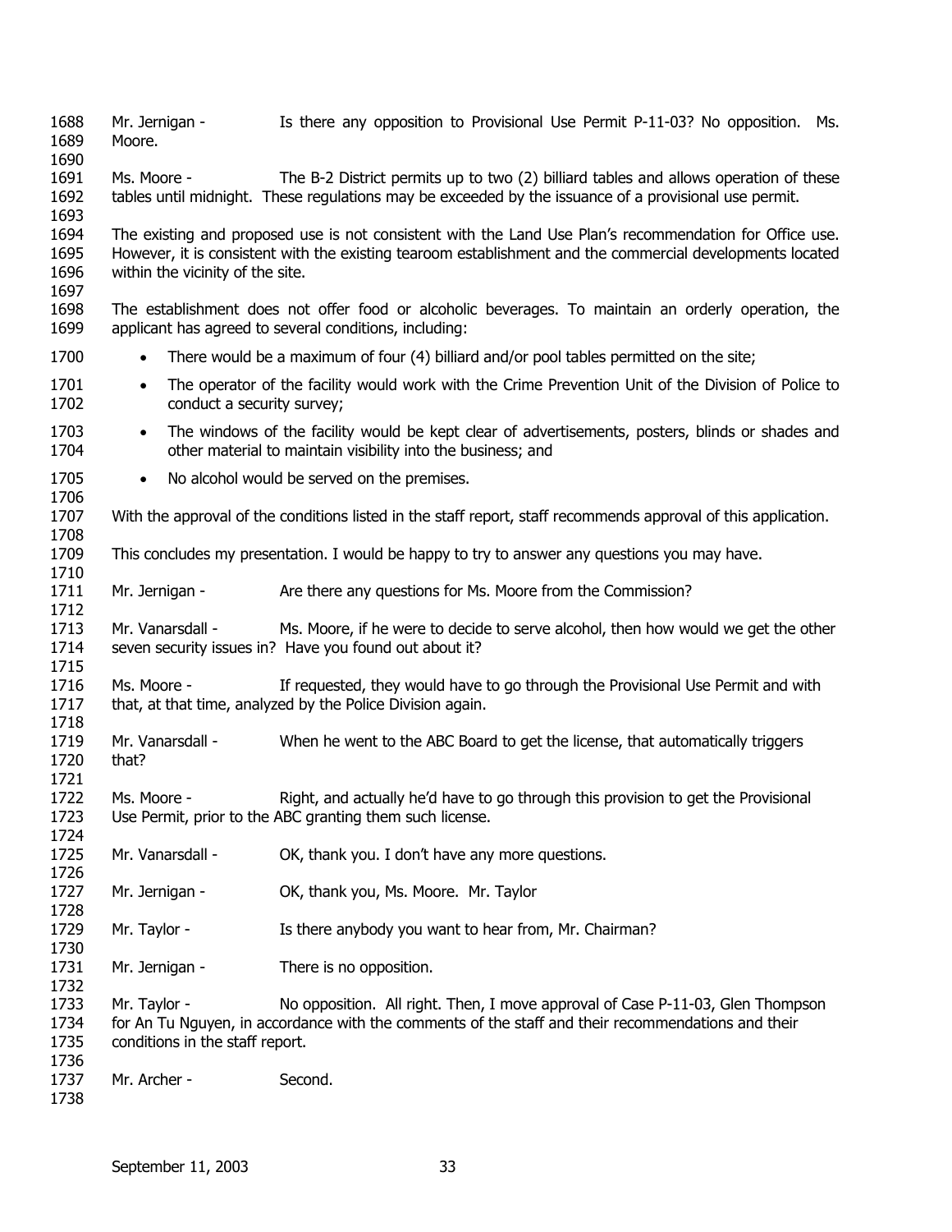Mr. Jernigan - Is there any opposition to Provisional Use Permit P-11-03? No opposition. Ms. Moore.

Ms. Moore - The B-2 District permits up to two (2) billiard tables and allows operation of these tables until midnight. These regulations may be exceeded by the issuance of a provisional use permit.

The existing and proposed use is not consistent with the Land Use Plan's recommendation for Office use. However, it is consistent with the existing tearoom establishment and the commercial developments located within the vicinity of the site.

The establishment does not offer food or alcoholic beverages. To maintain an orderly operation, the applicant has agreed to several conditions, including:

- There would be a maximum of four (4) billiard and/or pool tables permitted on the site;
- The operator of the facility would work with the Crime Prevention Unit of the Division of Police to conduct a security survey;
- The windows of the facility would be kept clear of advertisements, posters, blinds or shades and other material to maintain visibility into the business; and
- No alcohol would be served on the premises.

With the approval of the conditions listed in the staff report, staff recommends approval of this application.

This concludes my presentation. I would be happy to try to answer any questions you may have.

Mr. Jernigan - Are there any questions for Ms. Moore from the Commission?

Mr. Vanarsdall - Ms. Moore, if he were to decide to serve alcohol, then how would we get the other seven security issues in? Have you found out about it?

Ms. Moore - If requested, they would have to go through the Provisional Use Permit and with that, at that time, analyzed by the Police Division again.

Mr. Vanarsdall - When he went to the ABC Board to get the license, that automatically triggers that?

Ms. Moore - Right, and actually he'd have to go through this provision to get the Provisional Use Permit, prior to the ABC granting them such license.

Mr. Vanarsdall - OK, thank you. I don't have any more questions.

Mr. Jernigan - OK, thank you, Ms. Moore. Mr. Taylor

Mr. Taylor - Is there anybody you want to hear from, Mr. Chairman?

Mr. Jernigan - There is no opposition.

Mr. Taylor - No opposition. All right. Then, I move approval of Case P-11-03, Glen Thompson for An Tu Nguyen, in accordance with the comments of the staff and their recommendations and their conditions in the staff report.

Mr. Archer - Second.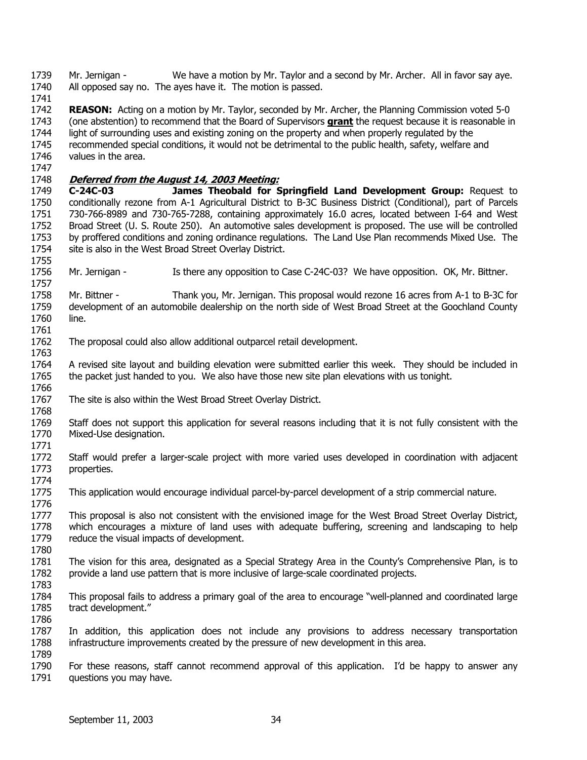Mr. Jernigan - We have a motion by Mr. Taylor and a second by Mr. Archer. All in favor say aye. All opposed say no. The ayes have it. The motion is passed.

**REASON:** Acting on a motion by Mr. Taylor, seconded by Mr. Archer, the Planning Commission voted 5-0 (one abstention) to recommend that the Board of Supervisors **grant** the request because it is reasonable in light of surrounding uses and existing zoning on the property and when properly regulated by the recommended special conditions, it would not be detrimental to the public health, safety, welfare and values in the area.

***Deferred from the August 14, 2003 Meeting:***

**C-24C-03 James Theobald for Springfield Land Development Group:** Request to conditionally rezone from A-1 Agricultural District to B-3C Business District (Conditional), part of Parcels 730-766-8989 and 730-765-7288, containing approximately 16.0 acres, located between I-64 and West Broad Street (U. S. Route 250). An automotive sales development is proposed. The use will be controlled by proffered conditions and zoning ordinance regulations. The Land Use Plan recommends Mixed Use. The site is also in the West Broad Street Overlay District.

Mr. Jernigan - Is there any opposition to Case C-24C-03? We have opposition. OK, Mr. Bittner.

Mr. Bittner - Thank you, Mr. Jernigan. This proposal would rezone 16 acres from A-1 to B-3C for development of an automobile dealership on the north side of West Broad Street at the Goochland County line.

The proposal could also allow additional outparcel retail development.

A revised site layout and building elevation were submitted earlier this week. They should be included in the packet just handed to you. We also have those new site plan elevations with us tonight.

The site is also within the West Broad Street Overlay District.

Staff does not support this application for several reasons including that it is not fully consistent with the Mixed-Use designation.

Staff would prefer a larger-scale project with more varied uses developed in coordination with adjacent properties.

This application would encourage individual parcel-by-parcel development of a strip commercial nature.

This proposal is also not consistent with the envisioned image for the West Broad Street Overlay District, which encourages a mixture of land uses with adequate buffering, screening and landscaping to help reduce the visual impacts of development.

The vision for this area, designated as a Special Strategy Area in the County's Comprehensive Plan, is to provide a land use pattern that is more inclusive of large-scale coordinated projects.

This proposal fails to address a primary goal of the area to encourage "well-planned and coordinated large tract development."

In addition, this application does not include any provisions to address necessary transportation infrastructure improvements created by the pressure of new development in this area.

For these reasons, staff cannot recommend approval of this application. I'd be happy to answer any questions you may have.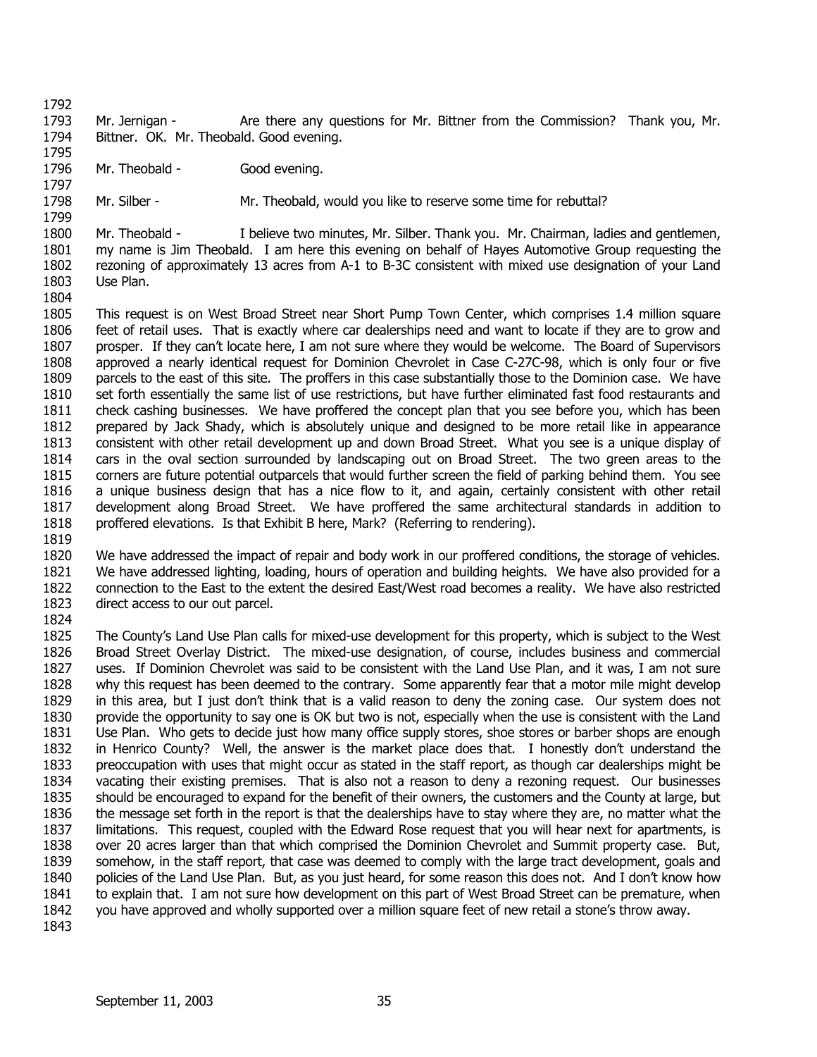Mr. Jernigan - Are there any questions for Mr. Bittner from the Commission? Thank you, Mr. Bittner. OK. Mr. Theobald. Good evening.

Mr. Theobald - Good evening.

Mr. Silber - Mr. Theobald, would you like to reserve some time for rebuttal?

Mr. Theobald - I believe two minutes, Mr. Silber. Thank you. Mr. Chairman, ladies and gentlemen, my name is Jim Theobald. I am here this evening on behalf of Hayes Automotive Group requesting the rezoning of approximately 13 acres from A-1 to B-3C consistent with mixed use designation of your Land Use Plan.

This request is on West Broad Street near Short Pump Town Center, which comprises 1.4 million square feet of retail uses. That is exactly where car dealerships need and want to locate if they are to grow and prosper. If they can't locate here, I am not sure where they would be welcome. The Board of Supervisors approved a nearly identical request for Dominion Chevrolet in Case C-27C-98, which is only four or five parcels to the east of this site. The proffers in this case substantially those to the Dominion case. We have set forth essentially the same list of use restrictions, but have further eliminated fast food restaurants and check cashing businesses. We have proffered the concept plan that you see before you, which has been prepared by Jack Shady, which is absolutely unique and designed to be more retail like in appearance consistent with other retail development up and down Broad Street. What you see is a unique display of cars in the oval section surrounded by landscaping out on Broad Street. The two green areas to the corners are future potential outparcels that would further screen the field of parking behind them. You see a unique business design that has a nice flow to it, and again, certainly consistent with other retail development along Broad Street. We have proffered the same architectural standards in addition to proffered elevations. Is that Exhibit B here, Mark? (Referring to rendering).

We have addressed the impact of repair and body work in our proffered conditions, the storage of vehicles. We have addressed lighting, loading, hours of operation and building heights. We have also provided for a connection to the East to the extent the desired East/West road becomes a reality. We have also restricted direct access to our out parcel.

The County's Land Use Plan calls for mixed-use development for this property, which is subject to the West Broad Street Overlay District. The mixed-use designation, of course, includes business and commercial uses. If Dominion Chevrolet was said to be consistent with the Land Use Plan, and it was, I am not sure why this request has been deemed to the contrary. Some apparently fear that a motor mile might develop in this area, but I just don't think that is a valid reason to deny the zoning case. Our system does not provide the opportunity to say one is OK but two is not, especially when the use is consistent with the Land Use Plan. Who gets to decide just how many office supply stores, shoe stores or barber shops are enough in Henrico County? Well, the answer is the market place does that. I honestly don't understand the preoccupation with uses that might occur as stated in the staff report, as though car dealerships might be vacating their existing premises. That is also not a reason to deny a rezoning request. Our businesses should be encouraged to expand for the benefit of their owners, the customers and the County at large, but the message set forth in the report is that the dealerships have to stay where they are, no matter what the limitations. This request, coupled with the Edward Rose request that you will hear next for apartments, is over 20 acres larger than that which comprised the Dominion Chevrolet and Summit property case. But, somehow, in the staff report, that case was deemed to comply with the large tract development, goals and policies of the Land Use Plan. But, as you just heard, for some reason this does not. And I don't know how to explain that. I am not sure how development on this part of West Broad Street can be premature, when you have approved and wholly supported over a million square feet of new retail a stone's throw away.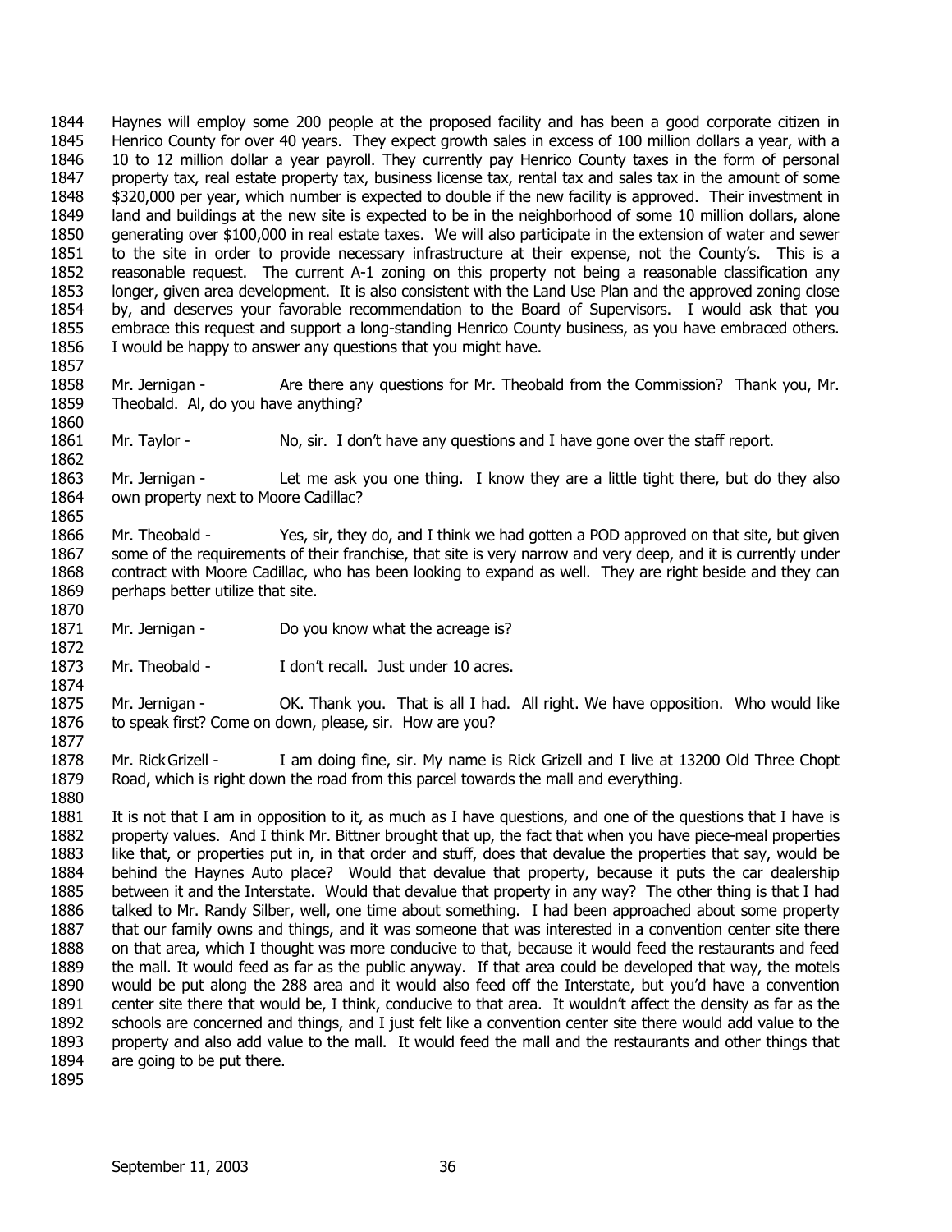Haynes will employ some 200 people at the proposed facility and has been a good corporate citizen in Henrico County for over 40 years. They expect growth sales in excess of 100 million dollars a year, with a 10 to 12 million dollar a year payroll. They currently pay Henrico County taxes in the form of personal property tax, real estate property tax, business license tax, rental tax and sales tax in the amount of some $320,000 per year, which number is expected to double if the new facility is approved. Their investment in land and buildings at the new site is expected to be in the neighborhood of some 10 million dollars, alone generating over $100,000 in real estate taxes. We will also participate in the extension of water and sewer to the site in order to provide necessary infrastructure at their expense, not the County's. This is a reasonable request. The current A-1 zoning on this property not being a reasonable classification any longer, given area development. It is also consistent with the Land Use Plan and the approved zoning close by, and deserves your favorable recommendation to the Board of Supervisors. I would ask that you embrace this request and support a long-standing Henrico County business, as you have embraced others. I would be happy to answer any questions that you might have.

Mr. Jernigan - Are there any questions for Mr. Theobald from the Commission? Thank you, Mr. Theobald. Al, do you have anything?

Mr. Taylor - No, sir. I don't have any questions and I have gone over the staff report.

Mr. Jernigan - Let me ask you one thing. I know they are a little tight there, but do they also own property next to Moore Cadillac?

Mr. Theobald - Yes, sir, they do, and I think we had gotten a POD approved on that site, but given some of the requirements of their franchise, that site is very narrow and very deep, and it is currently under contract with Moore Cadillac, who has been looking to expand as well. They are right beside and they can perhaps better utilize that site.

Mr. Jernigan - Do you know what the acreage is?

Mr. Theobald - I don't recall. Just under 10 acres.

Mr. Jernigan - OK. Thank you. That is all I had. All right. We have opposition. Who would like to speak first? Come on down, please, sir. How are you?

Mr. Rick Grizell - I am doing fine, sir. My name is Rick Grizell and I live at 13200 Old Three Chopt Road, which is right down the road from this parcel towards the mall and everything.

It is not that I am in opposition to it, as much as I have questions, and one of the questions that I have is property values. And I think Mr. Bittner brought that up, the fact that when you have piece-meal properties like that, or properties put in, in that order and stuff, does that devalue the properties that say, would be behind the Haynes Auto place? Would that devalue that property, because it puts the car dealership between it and the Interstate. Would that devalue that property in any way? The other thing is that I had talked to Mr. Randy Silber, well, one time about something. I had been approached about some property that our family owns and things, and it was someone that was interested in a convention center site there on that area, which I thought was more conducive to that, because it would feed the restaurants and feed the mall. It would feed as far as the public anyway. If that area could be developed that way, the motels would be put along the 288 area and it would also feed off the Interstate, but you'd have a convention center site there that would be, I think, conducive to that area. It wouldn't affect the density as far as the schools are concerned and things, and I just felt like a convention center site there would add value to the property and also add value to the mall. It would feed the mall and the restaurants and other things that are going to be put there.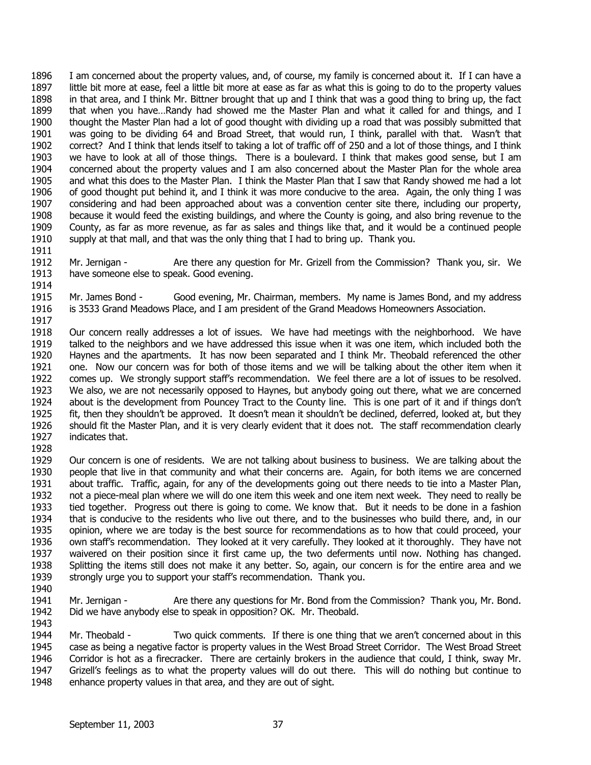I am concerned about the property values, and, of course, my family is concerned about it. If I can have a little bit more at ease, feel a little bit more at ease as far as what this is going to do to the property values in that area, and I think Mr. Bittner brought that up and I think that was a good thing to bring up, the fact that when you have…Randy had showed me the Master Plan and what it called for and things, and I thought the Master Plan had a lot of good thought with dividing up a road that was possibly submitted that was going to be dividing 64 and Broad Street, that would run, I think, parallel with that. Wasn't that correct? And I think that lends itself to taking a lot of traffic off of 250 and a lot of those things, and I think we have to look at all of those things. There is a boulevard. I think that makes good sense, but I am concerned about the property values and I am also concerned about the Master Plan for the whole area and what this does to the Master Plan. I think the Master Plan that I saw that Randy showed me had a lot of good thought put behind it, and I think it was more conducive to the area. Again, the only thing I was considering and had been approached about was a convention center site there, including our property, because it would feed the existing buildings, and where the County is going, and also bring revenue to the County, as far as more revenue, as far as sales and things like that, and it would be a continued people supply at that mall, and that was the only thing that I had to bring up. Thank you.

Mr. Jernigan - Are there any question for Mr. Grizell from the Commission? Thank you, sir. We have someone else to speak. Good evening.

Mr. James Bond - Good evening, Mr. Chairman, members. My name is James Bond, and my address is 3533 Grand Meadows Place, and I am president of the Grand Meadows Homeowners Association.

Our concern really addresses a lot of issues. We have had meetings with the neighborhood. We have talked to the neighbors and we have addressed this issue when it was one item, which included both the Haynes and the apartments. It has now been separated and I think Mr. Theobald referenced the other one. Now our concern was for both of those items and we will be talking about the other item when it comes up. We strongly support staff's recommendation. We feel there are a lot of issues to be resolved. We also, we are not necessarily opposed to Haynes, but anybody going out there, what we are concerned about is the development from Pouncey Tract to the County line. This is one part of it and if things don't fit, then they shouldn't be approved. It doesn't mean it shouldn't be declined, deferred, looked at, but they should fit the Master Plan, and it is very clearly evident that it does not. The staff recommendation clearly indicates that.

Our concern is one of residents. We are not talking about business to business. We are talking about the people that live in that community and what their concerns are. Again, for both items we are concerned about traffic. Traffic, again, for any of the developments going out there needs to tie into a Master Plan, not a piece-meal plan where we will do one item this week and one item next week. They need to really be tied together. Progress out there is going to come. We know that. But it needs to be done in a fashion that is conducive to the residents who live out there, and to the businesses who build there, and, in our opinion, where we are today is the best source for recommendations as to how that could proceed, your own staff's recommendation. They looked at it very carefully. They looked at it thoroughly. They have not waivered on their position since it first came up, the two deferments until now. Nothing has changed. Splitting the items still does not make it any better. So, again, our concern is for the entire area and we strongly urge you to support your staff's recommendation. Thank you.

Mr. Jernigan - Are there any questions for Mr. Bond from the Commission? Thank you, Mr. Bond. Did we have anybody else to speak in opposition? OK. Mr. Theobald.

Mr. Theobald - Two quick comments. If there is one thing that we aren't concerned about in this case as being a negative factor is property values in the West Broad Street Corridor. The West Broad Street Corridor is hot as a firecracker. There are certainly brokers in the audience that could, I think, sway Mr. Grizell's feelings as to what the property values will do out there. This will do nothing but continue to enhance property values in that area, and they are out of sight.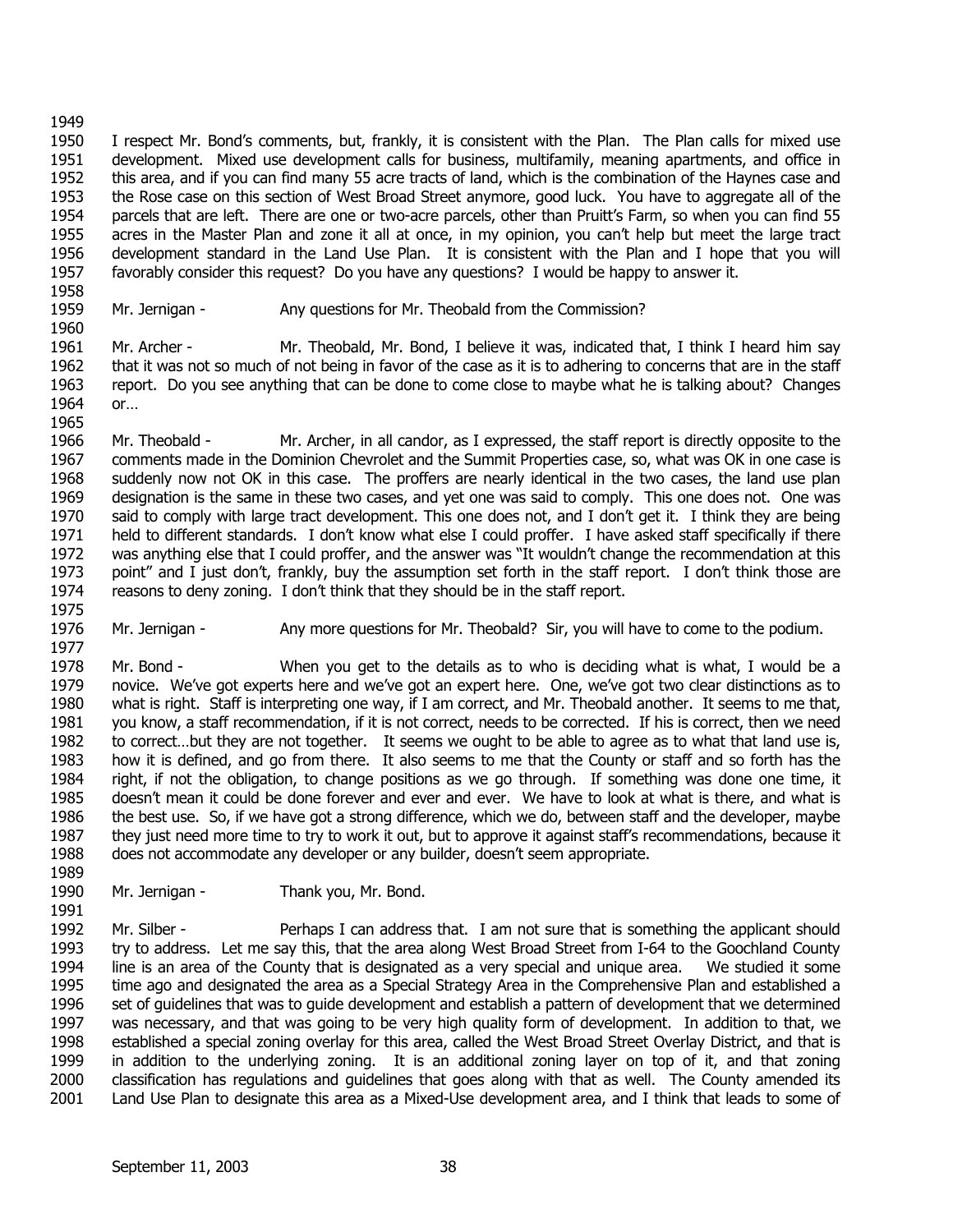I respect Mr. Bond's comments, but, frankly, it is consistent with the Plan. The Plan calls for mixed use development. Mixed use development calls for business, multifamily, meaning apartments, and office in this area, and if you can find many 55 acre tracts of land, which is the combination of the Haynes case and the Rose case on this section of West Broad Street anymore, good luck. You have to aggregate all of the parcels that are left. There are one or two-acre parcels, other than Pruitt's Farm, so when you can find 55 acres in the Master Plan and zone it all at once, in my opinion, you can't help but meet the large tract development standard in the Land Use Plan. It is consistent with the Plan and I hope that you will favorably consider this request? Do you have any questions? I would be happy to answer it.

Mr. Jernigan - Any questions for Mr. Theobald from the Commission?

Mr. Archer - Mr. Theobald, Mr. Bond, I believe it was, indicated that, I think I heard him say that it was not so much of not being in favor of the case as it is to adhering to concerns that are in the staff report. Do you see anything that can be done to come close to maybe what he is talking about? Changes or…

Mr. Theobald - Mr. Archer, in all candor, as I expressed, the staff report is directly opposite to the comments made in the Dominion Chevrolet and the Summit Properties case, so, what was OK in one case is suddenly now not OK in this case. The proffers are nearly identical in the two cases, the land use plan designation is the same in these two cases, and yet one was said to comply. This one does not. One was said to comply with large tract development. This one does not, and I don't get it. I think they are being held to different standards. I don't know what else I could proffer. I have asked staff specifically if there was anything else that I could proffer, and the answer was "It wouldn't change the recommendation at this point" and I just don't, frankly, buy the assumption set forth in the staff report. I don't think those are reasons to deny zoning. I don't think that they should be in the staff report.

Mr. Jernigan - Any more questions for Mr. Theobald? Sir, you will have to come to the podium.

Mr. Bond - When you get to the details as to who is deciding what is what, I would be a novice. We've got experts here and we've got an expert here. One, we've got two clear distinctions as to what is right. Staff is interpreting one way, if I am correct, and Mr. Theobald another. It seems to me that, you know, a staff recommendation, if it is not correct, needs to be corrected. If his is correct, then we need to correct…but they are not together. It seems we ought to be able to agree as to what that land use is, how it is defined, and go from there. It also seems to me that the County or staff and so forth has the right, if not the obligation, to change positions as we go through. If something was done one time, it doesn't mean it could be done forever and ever and ever. We have to look at what is there, and what is the best use. So, if we have got a strong difference, which we do, between staff and the developer, maybe they just need more time to try to work it out, but to approve it against staff's recommendations, because it does not accommodate any developer or any builder, doesn't seem appropriate.

Mr. Jernigan - Thank you, Mr. Bond.

Mr. Silber - Perhaps I can address that. I am not sure that is something the applicant should try to address. Let me say this, that the area along West Broad Street from I-64 to the Goochland County line is an area of the County that is designated as a very special and unique area. We studied it some time ago and designated the area as a Special Strategy Area in the Comprehensive Plan and established a set of guidelines that was to guide development and establish a pattern of development that we determined was necessary, and that was going to be very high quality form of development. In addition to that, we established a special zoning overlay for this area, called the West Broad Street Overlay District, and that is in addition to the underlying zoning. It is an additional zoning layer on top of it, and that zoning classification has regulations and guidelines that goes along with that as well. The County amended its Land Use Plan to designate this area as a Mixed-Use development area, and I think that leads to some of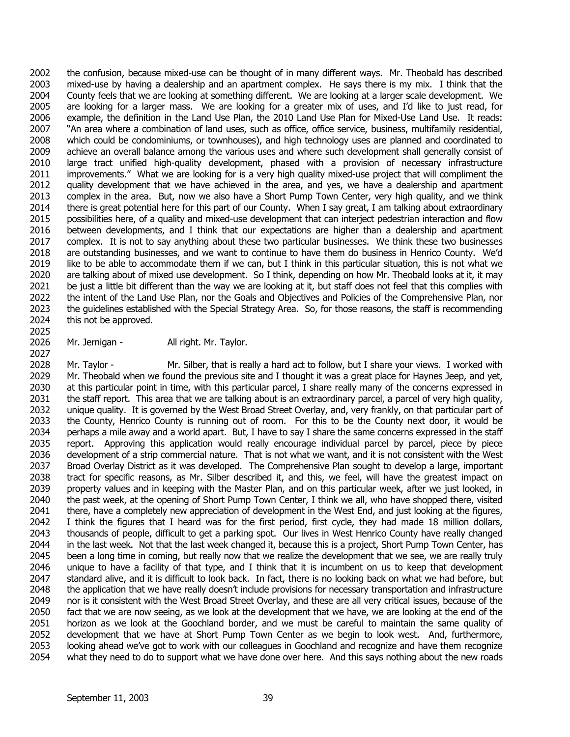the confusion, because mixed-use can be thought of in many different ways. Mr. Theobald has described mixed-use by having a dealership and an apartment complex. He says there is my mix. I think that the County feels that we are looking at something different. We are looking at a larger scale development. We are looking for a larger mass. We are looking for a greater mix of uses, and I'd like to just read, for example, the definition in the Land Use Plan, the 2010 Land Use Plan for Mixed-Use Land Use. It reads: "An area where a combination of land uses, such as office, office service, business, multifamily residential, which could be condominiums, or townhouses), and high technology uses are planned and coordinated to achieve an overall balance among the various uses and where such development shall generally consist of large tract unified high-quality development, phased with a provision of necessary infrastructure improvements." What we are looking for is a very high quality mixed-use project that will compliment the quality development that we have achieved in the area, and yes, we have a dealership and apartment complex in the area. But, now we also have a Short Pump Town Center, very high quality, and we think there is great potential here for this part of our County. When I say great, I am talking about extraordinary possibilities here, of a quality and mixed-use development that can interject pedestrian interaction and flow between developments, and I think that our expectations are higher than a dealership and apartment complex. It is not to say anything about these two particular businesses. We think these two businesses are outstanding businesses, and we want to continue to have them do business in Henrico County. We'd like to be able to accommodate them if we can, but I think in this particular situation, this is not what we are talking about of mixed use development. So I think, depending on how Mr. Theobald looks at it, it may be just a little bit different than the way we are looking at it, but staff does not feel that this complies with the intent of the Land Use Plan, nor the Goals and Objectives and Policies of the Comprehensive Plan, nor the guidelines established with the Special Strategy Area. So, for those reasons, the staff is recommending this not be approved.

Mr. Jernigan - All right. Mr. Taylor.

Mr. Taylor - Mr. Silber, that is really a hard act to follow, but I share your views. I worked with Mr. Theobald when we found the previous site and I thought it was a great place for Haynes Jeep, and yet, at this particular point in time, with this particular parcel, I share really many of the concerns expressed in the staff report. This area that we are talking about is an extraordinary parcel, a parcel of very high quality, unique quality. It is governed by the West Broad Street Overlay, and, very frankly, on that particular part of the County, Henrico County is running out of room. For this to be the County next door, it would be perhaps a mile away and a world apart. But, I have to say I share the same concerns expressed in the staff report. Approving this application would really encourage individual parcel by parcel, piece by piece development of a strip commercial nature. That is not what we want, and it is not consistent with the West Broad Overlay District as it was developed. The Comprehensive Plan sought to develop a large, important tract for specific reasons, as Mr. Silber described it, and this, we feel, will have the greatest impact on property values and in keeping with the Master Plan, and on this particular week, after we just looked, in the past week, at the opening of Short Pump Town Center, I think we all, who have shopped there, visited there, have a completely new appreciation of development in the West End, and just looking at the figures, I think the figures that I heard was for the first period, first cycle, they had made 18 million dollars, thousands of people, difficult to get a parking spot. Our lives in West Henrico County have really changed in the last week. Not that the last week changed it, because this is a project, Short Pump Town Center, has been a long time in coming, but really now that we realize the development that we see, we are really truly unique to have a facility of that type, and I think that it is incumbent on us to keep that development standard alive, and it is difficult to look back. In fact, there is no looking back on what we had before, but the application that we have really doesn't include provisions for necessary transportation and infrastructure nor is it consistent with the West Broad Street Overlay, and these are all very critical issues, because of the fact that we are now seeing, as we look at the development that we have, we are looking at the end of the horizon as we look at the Goochland border, and we must be careful to maintain the same quality of development that we have at Short Pump Town Center as we begin to look west. And, furthermore, looking ahead we've got to work with our colleagues in Goochland and recognize and have them recognize what they need to do to support what we have done over here. And this says nothing about the new roads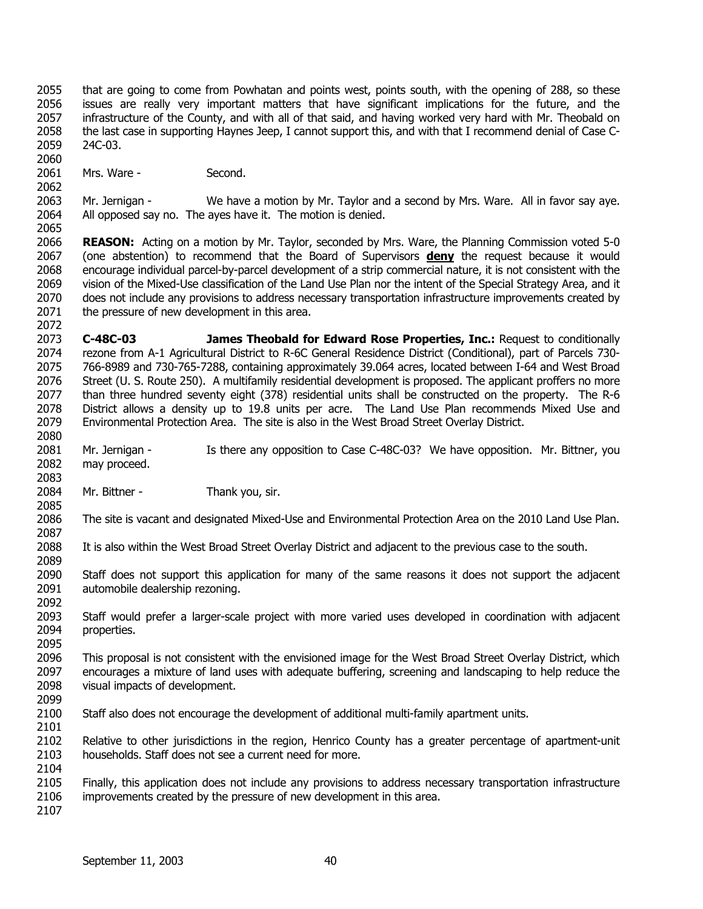that are going to come from Powhatan and points west, points south, with the opening of 288, so these issues are really very important matters that have significant implications for the future, and the infrastructure of the County, and with all of that said, and having worked very hard with Mr. Theobald on the last case in supporting Haynes Jeep, I cannot support this, and with that I recommend denial of Case C-24C-03.

Mrs. Ware - Second.

Mr. Jernigan - We have a motion by Mr. Taylor and a second by Mrs. Ware. All in favor say aye. All opposed say no. The ayes have it. The motion is denied.

**REASON:** Acting on a motion by Mr. Taylor, seconded by Mrs. Ware, the Planning Commission voted 5-0 (one abstention) to recommend that the Board of Supervisors **deny** the request because it would encourage individual parcel-by-parcel development of a strip commercial nature, it is not consistent with the vision of the Mixed-Use classification of the Land Use Plan nor the intent of the Special Strategy Area, and it does not include any provisions to address necessary transportation infrastructure improvements created by the pressure of new development in this area.

**C-48C-03 James Theobald for Edward Rose Properties, Inc.:** Request to conditionally rezone from A-1 Agricultural District to R-6C General Residence District (Conditional), part of Parcels 730-766-8989 and 730-765-7288, containing approximately 39.064 acres, located between I-64 and West Broad Street (U. S. Route 250). A multifamily residential development is proposed. The applicant proffers no more than three hundred seventy eight (378) residential units shall be constructed on the property. The R-6 District allows a density up to 19.8 units per acre. The Land Use Plan recommends Mixed Use and Environmental Protection Area. The site is also in the West Broad Street Overlay District.

Mr. Jernigan - Is there any opposition to Case C-48C-03? We have opposition. Mr. Bittner, you may proceed.

Mr. Bittner - Thank you, sir.

The site is vacant and designated Mixed-Use and Environmental Protection Area on the 2010 Land Use Plan.

It is also within the West Broad Street Overlay District and adjacent to the previous case to the south.

Staff does not support this application for many of the same reasons it does not support the adjacent automobile dealership rezoning.

Staff would prefer a larger-scale project with more varied uses developed in coordination with adjacent properties.

This proposal is not consistent with the envisioned image for the West Broad Street Overlay District, which encourages a mixture of land uses with adequate buffering, screening and landscaping to help reduce the visual impacts of development.

Staff also does not encourage the development of additional multi-family apartment units.

Relative to other jurisdictions in the region, Henrico County has a greater percentage of apartment-unit households. Staff does not see a current need for more.

Finally, this application does not include any provisions to address necessary transportation infrastructure improvements created by the pressure of new development in this area.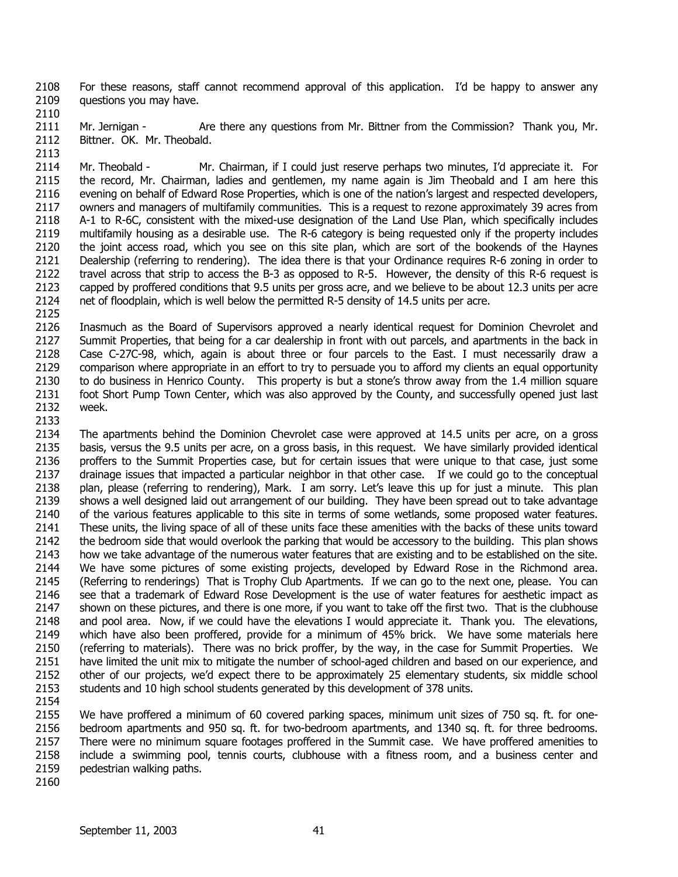For these reasons, staff cannot recommend approval of this application. I'd be happy to answer any questions you may have.

Mr. Jernigan - Are there any questions from Mr. Bittner from the Commission? Thank you, Mr. Bittner. OK. Mr. Theobald.

Mr. Theobald - Mr. Chairman, if I could just reserve perhaps two minutes, I'd appreciate it. For the record, Mr. Chairman, ladies and gentlemen, my name again is Jim Theobald and I am here this evening on behalf of Edward Rose Properties, which is one of the nation's largest and respected developers, owners and managers of multifamily communities. This is a request to rezone approximately 39 acres from A-1 to R-6C, consistent with the mixed-use designation of the Land Use Plan, which specifically includes multifamily housing as a desirable use. The R-6 category is being requested only if the property includes the joint access road, which you see on this site plan, which are sort of the bookends of the Haynes Dealership (referring to rendering). The idea there is that your Ordinance requires R-6 zoning in order to travel across that strip to access the B-3 as opposed to R-5. However, the density of this R-6 request is capped by proffered conditions that 9.5 units per gross acre, and we believe to be about 12.3 units per acre net of floodplain, which is well below the permitted R-5 density of 14.5 units per acre.

Inasmuch as the Board of Supervisors approved a nearly identical request for Dominion Chevrolet and Summit Properties, that being for a car dealership in front with out parcels, and apartments in the back in Case C-27C-98, which, again is about three or four parcels to the East. I must necessarily draw a comparison where appropriate in an effort to try to persuade you to afford my clients an equal opportunity to do business in Henrico County. This property is but a stone's throw away from the 1.4 million square foot Short Pump Town Center, which was also approved by the County, and successfully opened just last week.

The apartments behind the Dominion Chevrolet case were approved at 14.5 units per acre, on a gross basis, versus the 9.5 units per acre, on a gross basis, in this request. We have similarly provided identical proffers to the Summit Properties case, but for certain issues that were unique to that case, just some drainage issues that impacted a particular neighbor in that other case. If we could go to the conceptual plan, please (referring to rendering), Mark. I am sorry. Let's leave this up for just a minute. This plan shows a well designed laid out arrangement of our building. They have been spread out to take advantage of the various features applicable to this site in terms of some wetlands, some proposed water features. These units, the living space of all of these units face these amenities with the backs of these units toward the bedroom side that would overlook the parking that would be accessory to the building. This plan shows how we take advantage of the numerous water features that are existing and to be established on the site. We have some pictures of some existing projects, developed by Edward Rose in the Richmond area. (Referring to renderings) That is Trophy Club Apartments. If we can go to the next one, please. You can see that a trademark of Edward Rose Development is the use of water features for aesthetic impact as shown on these pictures, and there is one more, if you want to take off the first two. That is the clubhouse and pool area. Now, if we could have the elevations I would appreciate it. Thank you. The elevations, which have also been proffered, provide for a minimum of 45% brick. We have some materials here (referring to materials). There was no brick proffer, by the way, in the case for Summit Properties. We have limited the unit mix to mitigate the number of school-aged children and based on our experience, and other of our projects, we'd expect there to be approximately 25 elementary students, six middle school students and 10 high school students generated by this development of 378 units.

We have proffered a minimum of 60 covered parking spaces, minimum unit sizes of 750 sq. ft. for one-bedroom apartments and 950 sq. ft. for two-bedroom apartments, and 1340 sq. ft. for three bedrooms. There were no minimum square footages proffered in the Summit case. We have proffered amenities to include a swimming pool, tennis courts, clubhouse with a fitness room, and a business center and pedestrian walking paths.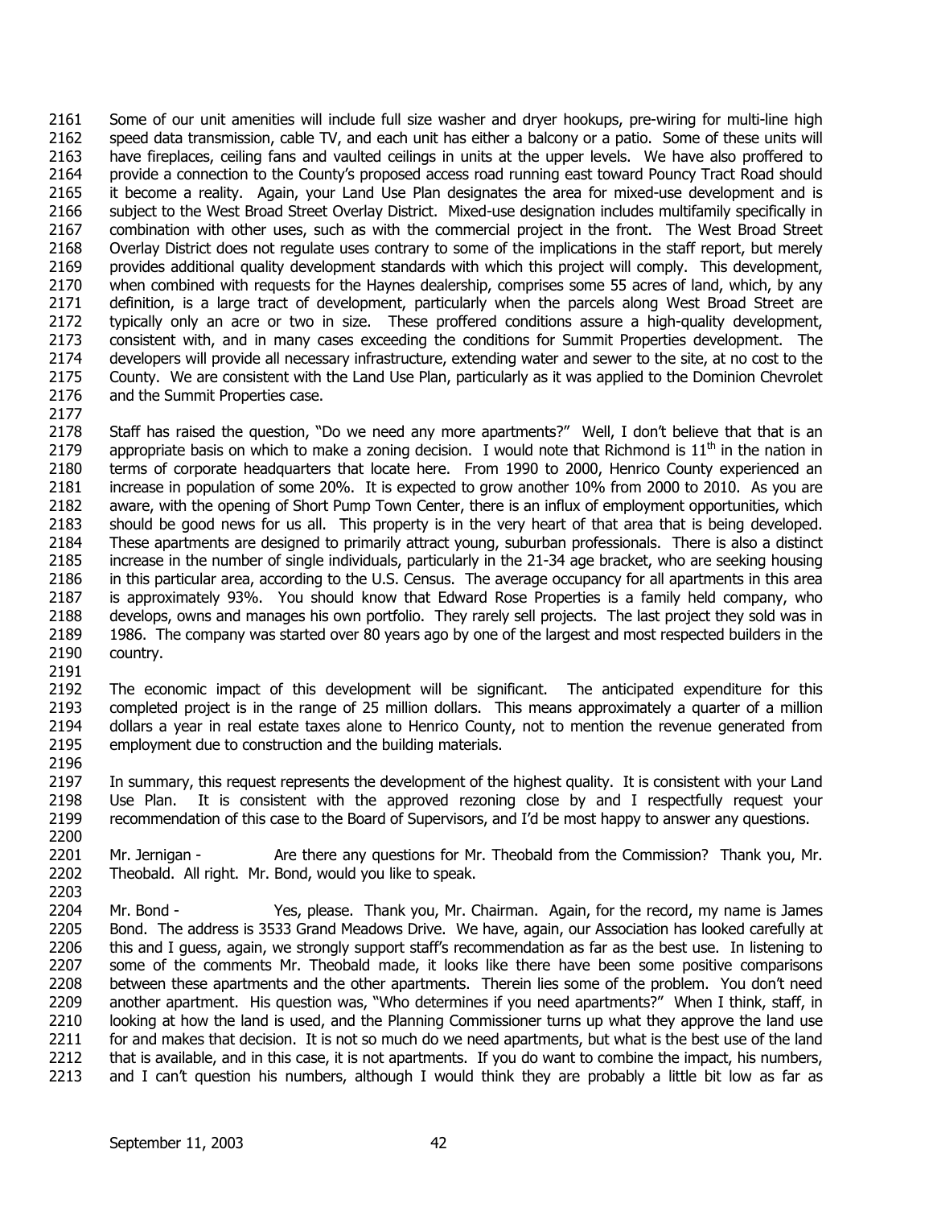Some of our unit amenities will include full size washer and dryer hookups, pre-wiring for multi-line high speed data transmission, cable TV, and each unit has either a balcony or a patio. Some of these units will have fireplaces, ceiling fans and vaulted ceilings in units at the upper levels. We have also proffered to provide a connection to the County's proposed access road running east toward Pouncy Tract Road should it become a reality. Again, your Land Use Plan designates the area for mixed-use development and is subject to the West Broad Street Overlay District. Mixed-use designation includes multifamily specifically in combination with other uses, such as with the commercial project in the front. The West Broad Street Overlay District does not regulate uses contrary to some of the implications in the staff report, but merely provides additional quality development standards with which this project will comply. This development, when combined with requests for the Haynes dealership, comprises some 55 acres of land, which, by any definition, is a large tract of development, particularly when the parcels along West Broad Street are typically only an acre or two in size. These proffered conditions assure a high-quality development, consistent with, and in many cases exceeding the conditions for Summit Properties development. The developers will provide all necessary infrastructure, extending water and sewer to the site, at no cost to the County. We are consistent with the Land Use Plan, particularly as it was applied to the Dominion Chevrolet and the Summit Properties case.

Staff has raised the question, "Do we need any more apartments?" Well, I don't believe that that is an appropriate basis on which to make a zoning decision. I would note that Richmond is 11th in the nation in terms of corporate headquarters that locate here. From 1990 to 2000, Henrico County experienced an increase in population of some 20%. It is expected to grow another 10% from 2000 to 2010. As you are aware, with the opening of Short Pump Town Center, there is an influx of employment opportunities, which should be good news for us all. This property is in the very heart of that area that is being developed. These apartments are designed to primarily attract young, suburban professionals. There is also a distinct increase in the number of single individuals, particularly in the 21-34 age bracket, who are seeking housing in this particular area, according to the U.S. Census. The average occupancy for all apartments in this area is approximately 93%. You should know that Edward Rose Properties is a family held company, who develops, owns and manages his own portfolio. They rarely sell projects. The last project they sold was in 1986. The company was started over 80 years ago by one of the largest and most respected builders in the country.

The economic impact of this development will be significant. The anticipated expenditure for this completed project is in the range of 25 million dollars. This means approximately a quarter of a million dollars a year in real estate taxes alone to Henrico County, not to mention the revenue generated from employment due to construction and the building materials.

In summary, this request represents the development of the highest quality. It is consistent with your Land Use Plan. It is consistent with the approved rezoning close by and I respectfully request your recommendation of this case to the Board of Supervisors, and I'd be most happy to answer any questions.

Mr. Jernigan - Are there any questions for Mr. Theobald from the Commission? Thank you, Mr. Theobald. All right. Mr. Bond, would you like to speak.

Mr. Bond - Yes, please. Thank you, Mr. Chairman. Again, for the record, my name is James Bond. The address is 3533 Grand Meadows Drive. We have, again, our Association has looked carefully at this and I guess, again, we strongly support staff's recommendation as far as the best use. In listening to some of the comments Mr. Theobald made, it looks like there have been some positive comparisons between these apartments and the other apartments. Therein lies some of the problem. You don't need another apartment. His question was, "Who determines if you need apartments?" When I think, staff, in looking at how the land is used, and the Planning Commissioner turns up what they approve the land use for and makes that decision. It is not so much do we need apartments, but what is the best use of the land that is available, and in this case, it is not apartments. If you do want to combine the impact, his numbers, and I can't question his numbers, although I would think they are probably a little bit low as far as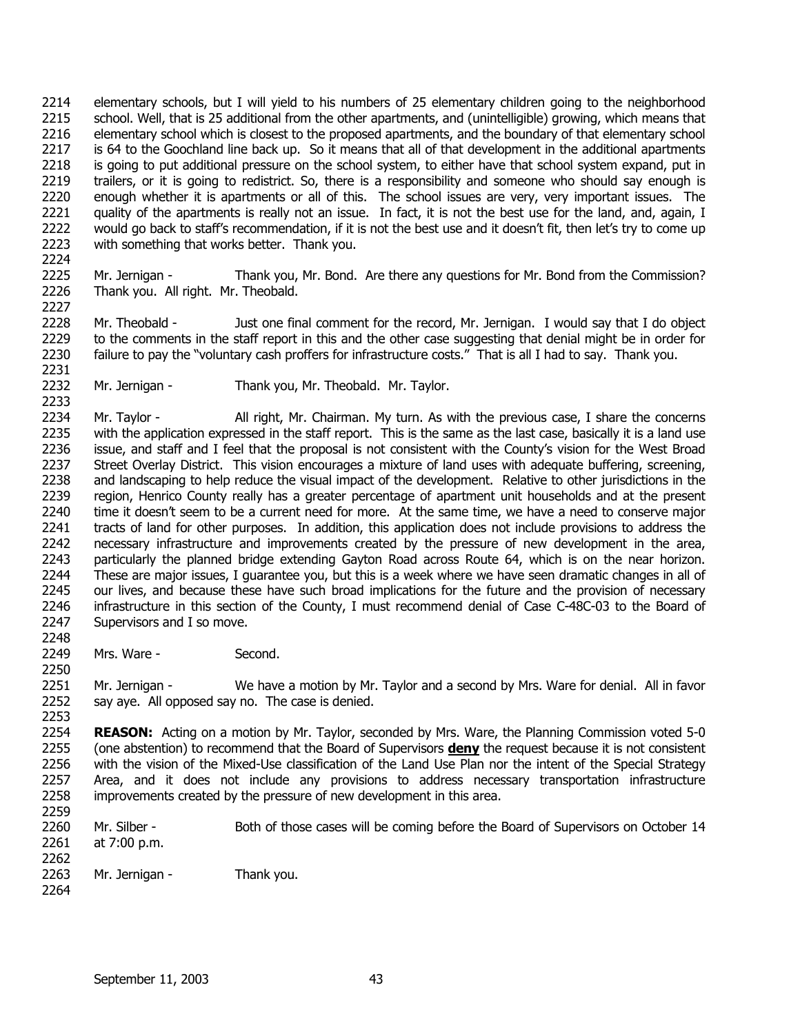elementary schools, but I will yield to his numbers of 25 elementary children going to the neighborhood school. Well, that is 25 additional from the other apartments, and (unintelligible) growing, which means that elementary school which is closest to the proposed apartments, and the boundary of that elementary school is 64 to the Goochland line back up. So it means that all of that development in the additional apartments is going to put additional pressure on the school system, to either have that school system expand, put in trailers, or it is going to redistrict. So, there is a responsibility and someone who should say enough is enough whether it is apartments or all of this. The school issues are very, very important issues. The quality of the apartments is really not an issue. In fact, it is not the best use for the land, and, again, I would go back to staff's recommendation, if it is not the best use and it doesn't fit, then let's try to come up with something that works better. Thank you.

Mr. Jernigan - Thank you, Mr. Bond. Are there any questions for Mr. Bond from the Commission? Thank you. All right. Mr. Theobald.

Mr. Theobald - Just one final comment for the record, Mr. Jernigan. I would say that I do object to the comments in the staff report in this and the other case suggesting that denial might be in order for failure to pay the "voluntary cash proffers for infrastructure costs." That is all I had to say. Thank you.

Mr. Jernigan - Thank you, Mr. Theobald. Mr. Taylor.

Mr. Taylor - All right, Mr. Chairman. My turn. As with the previous case, I share the concerns with the application expressed in the staff report. This is the same as the last case, basically it is a land use issue, and staff and I feel that the proposal is not consistent with the County's vision for the West Broad Street Overlay District. This vision encourages a mixture of land uses with adequate buffering, screening, and landscaping to help reduce the visual impact of the development. Relative to other jurisdictions in the region, Henrico County really has a greater percentage of apartment unit households and at the present time it doesn't seem to be a current need for more. At the same time, we have a need to conserve major tracts of land for other purposes. In addition, this application does not include provisions to address the necessary infrastructure and improvements created by the pressure of new development in the area, particularly the planned bridge extending Gayton Road across Route 64, which is on the near horizon. These are major issues, I guarantee you, but this is a week where we have seen dramatic changes in all of our lives, and because these have such broad implications for the future and the provision of necessary infrastructure in this section of the County, I must recommend denial of Case C-48C-03 to the Board of Supervisors and I so move.

Mrs. Ware - Second.

Mr. Jernigan - We have a motion by Mr. Taylor and a second by Mrs. Ware for denial. All in favor say aye. All opposed say no. The case is denied.

**REASON:** Acting on a motion by Mr. Taylor, seconded by Mrs. Ware, the Planning Commission voted 5-0 (one abstention) to recommend that the Board of Supervisors **deny** the request because it is not consistent with the vision of the Mixed-Use classification of the Land Use Plan nor the intent of the Special Strategy Area, and it does not include any provisions to address necessary transportation infrastructure improvements created by the pressure of new development in this area.

Mr. Silber - Both of those cases will be coming before the Board of Supervisors on October 14 at 7:00 p.m.

Mr. Jernigan - Thank you.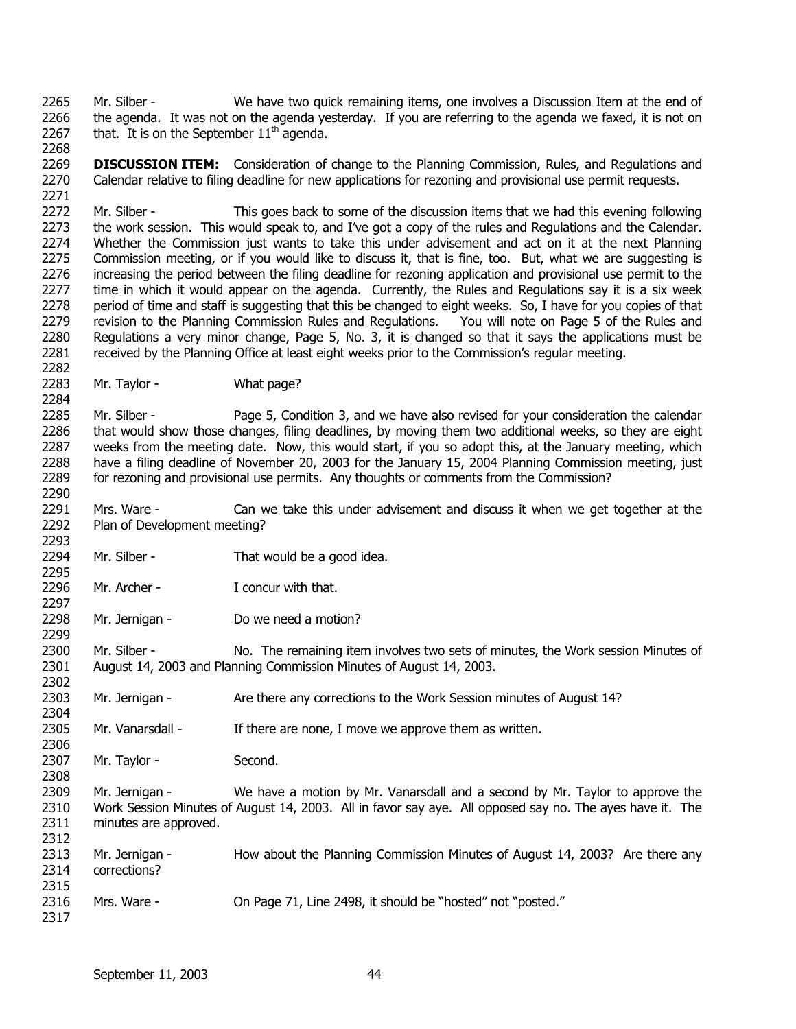Mr. Silber - We have two quick remaining items, one involves a Discussion Item at the end of the agenda. It was not on the agenda yesterday. If you are referring to the agenda we faxed, it is not on that. It is on the September 11th agenda.

**DISCUSSION ITEM:** Consideration of change to the Planning Commission, Rules, and Regulations and Calendar relative to filing deadline for new applications for rezoning and provisional use permit requests.

Mr. Silber - This goes back to some of the discussion items that we had this evening following the work session. This would speak to, and I've got a copy of the rules and Regulations and the Calendar. Whether the Commission just wants to take this under advisement and act on it at the next Planning Commission meeting, or if you would like to discuss it, that is fine, too. But, what we are suggesting is increasing the period between the filing deadline for rezoning application and provisional use permit to the time in which it would appear on the agenda. Currently, the Rules and Regulations say it is a six week period of time and staff is suggesting that this be changed to eight weeks. So, I have for you copies of that revision to the Planning Commission Rules and Regulations. You will note on Page 5 of the Rules and Regulations a very minor change, Page 5, No. 3, it is changed so that it says the applications must be received by the Planning Office at least eight weeks prior to the Commission's regular meeting.

Mr. Taylor - What page?

Mr. Silber - Page 5, Condition 3, and we have also revised for your consideration the calendar that would show those changes, filing deadlines, by moving them two additional weeks, so they are eight weeks from the meeting date. Now, this would start, if you so adopt this, at the January meeting, which have a filing deadline of November 20, 2003 for the January 15, 2004 Planning Commission meeting, just for rezoning and provisional use permits. Any thoughts or comments from the Commission?

Mrs. Ware - Can we take this under advisement and discuss it when we get together at the Plan of Development meeting?

Mr. Silber - That would be a good idea.

Mr. Archer - I concur with that.

Mr. Jernigan - Do we need a motion?

Mr. Silber - No. The remaining item involves two sets of minutes, the Work session Minutes of August 14, 2003 and Planning Commission Minutes of August 14, 2003.

Mr. Jernigan - Are there any corrections to the Work Session minutes of August 14?

Mr. Vanarsdall - If there are none, I move we approve them as written.

Mr. Taylor - Second.

Mr. Jernigan - We have a motion by Mr. Vanarsdall and a second by Mr. Taylor to approve the Work Session Minutes of August 14, 2003. All in favor say aye. All opposed say no. The ayes have it. The minutes are approved.

Mr. Jernigan - How about the Planning Commission Minutes of August 14, 2003? Are there any corrections?

Mrs. Ware - On Page 71, Line 2498, it should be "hosted" not "posted."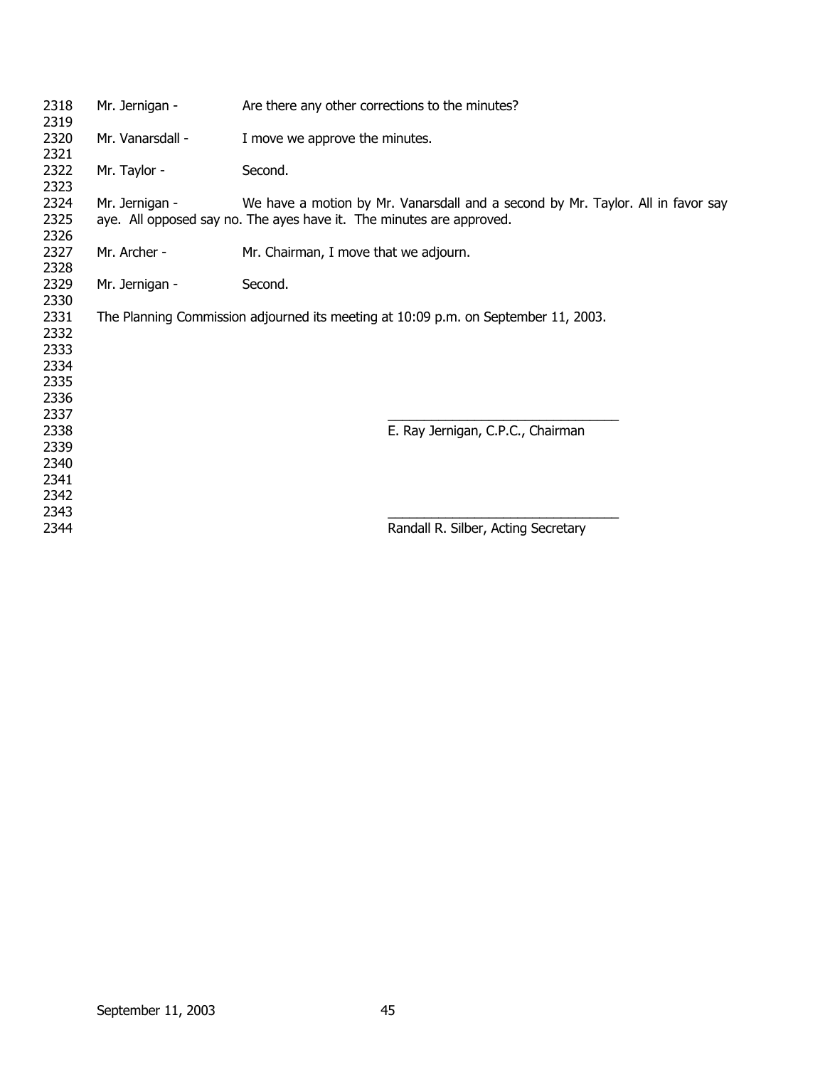Mr. Jernigan - Are there any other corrections to the minutes?

Mr. Vanarsdall - I move we approve the minutes.

Mr. Taylor - Second.

Mr. Jernigan - We have a motion by Mr. Vanarsdall and a second by Mr. Taylor. All in favor say aye. All opposed say no. The ayes have it. The minutes are approved.

Mr. Archer - Mr. Chairman, I move that we adjourn.

Mr. Jernigan - Second.

The Planning Commission adjourned its meeting at 10:09 p.m. on September 11, 2003.

\_\_\_\_\_\_\_\_\_\_\_\_\_\_\_\_\_\_\_\_\_\_\_\_\_\_\_\_\_\_\_\_

E. Ray Jernigan, C.P.C., Chairman

\_\_\_\_\_\_\_\_\_\_\_\_\_\_\_\_\_\_\_\_\_\_\_\_\_\_\_\_\_\_\_\_

Randall R. Silber, Acting Secretary